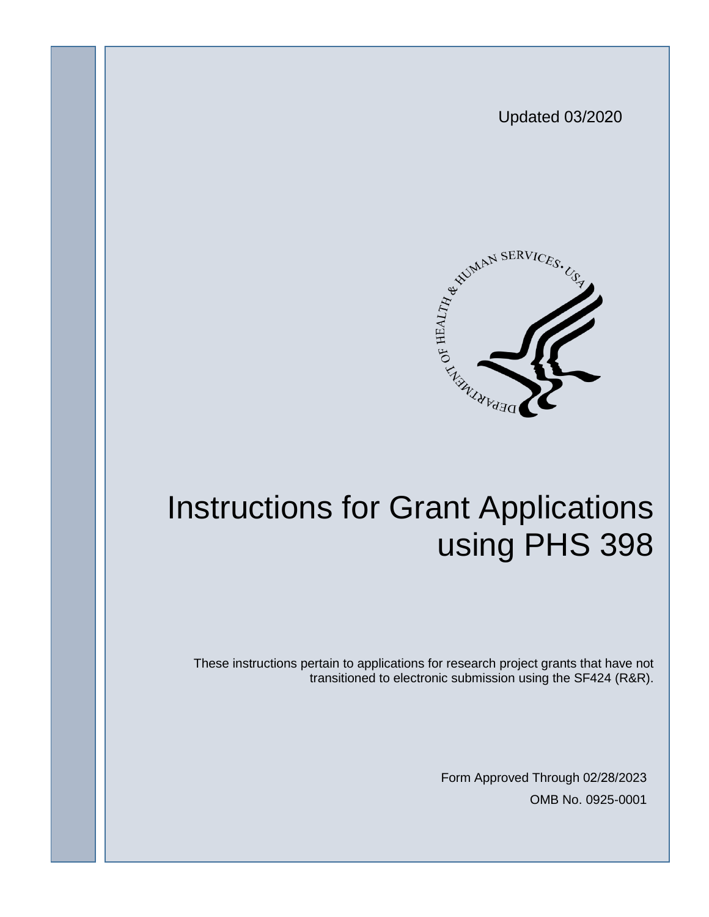Updated 03/2020

# Instructions for Grant Applications using PHS 398

These instructions pertain to applications for research project grants that have not transitioned to electronic submission using the SF424 (R&R).

Form Approved Through 02/28/2023

OMB No. 0925-0001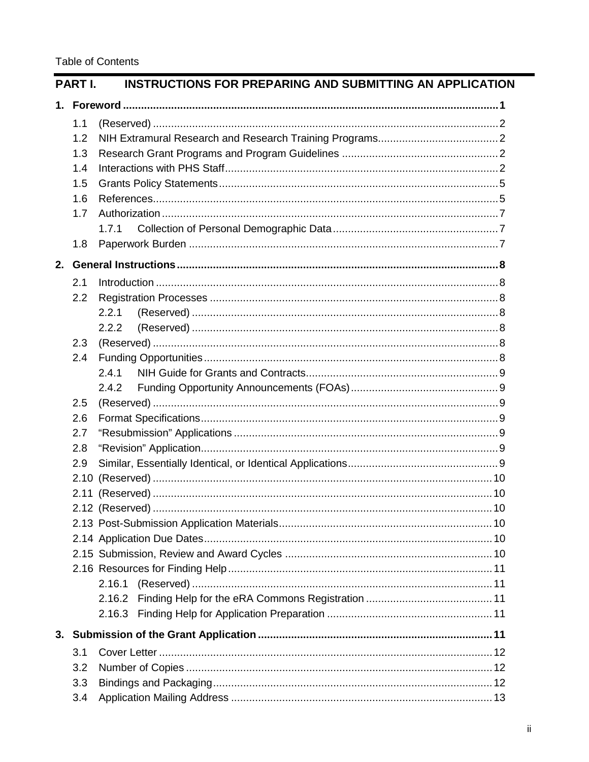Table of Contents

## PART I. INSTRUCTIONS FOR PREPARING AND SUBMITTING AN APPLICATION

**1. Foreword ........................................................................................................................ 1**

- 1.1 (Reserved) .................................................................................................................. 2
- 1.2 NIH Extramural Research and Research Training Programs........................................ 2
- 1.3 Research Grant Programs and Program Guidelines .................................................... 2
- 1.4 Interactions with PHS Staff.......................................................................................... 2
- 1.5 Grants Policy Statements............................................................................................ 5
- 1.6 References.................................................................................................................. 5
- 1.7 Authorization ............................................................................................................... 7
  - 1.7.1 Collection of Personal Demographic Data....................................................... 7
- 1.8 Paperwork Burden ....................................................................................................... 7

**2. General Instructions .......................................................................................................... 8**

- 2.1 Introduction .................................................................................................................. 8
- 2.2 Registration Processes ............................................................................................... 8
  - 2.2.1 (Reserved) ...................................................................................................... 8
  - 2.2.2 (Reserved) ...................................................................................................... 8
- 2.3 (Reserved) .................................................................................................................. 8
- 2.4 Funding Opportunities ................................................................................................. 8
  - 2.4.1 NIH Guide for Grants and Contracts................................................................ 9
  - 2.4.2 Funding Opportunity Announcements (FOAs)................................................. 9
- 2.5 (Reserved) .................................................................................................................. 9
- 2.6 Format Specifications.................................................................................................. 9
- 2.7 "Resubmission" Applications ....................................................................................... 9
- 2.8 "Revision" Application................................................................................................. 9
- 2.9 Similar, Essentially Identical, or Identical Applications.................................................. 9
- 2.10 (Reserved) ................................................................................................................ 10
- 2.11 (Reserved) ................................................................................................................ 10
- 2.12 (Reserved) ................................................................................................................ 10
- 2.13 Post-Submission Application Materials...................................................................... 10
- 2.14 Application Due Dates............................................................................................... 10
- 2.15 Submission, Review and Award Cycles .................................................................... 10
- 2.16 Resources for Finding Help....................................................................................... 11
  - 2.16.1 (Reserved) ................................................................................................... 11
  - 2.16.2 Finding Help for the eRA Commons Registration .......................................... 11
  - 2.16.3 Finding Help for Application Preparation ...................................................... 11

**3. Submission of the Grant Application ............................................................................. 11**

- 3.1 Cover Letter .............................................................................................................. 12
- 3.2 Number of Copies ..................................................................................................... 12
- 3.3 Bindings and Packaging............................................................................................ 12
- 3.4 Application Mailing Address ...................................................................................... 13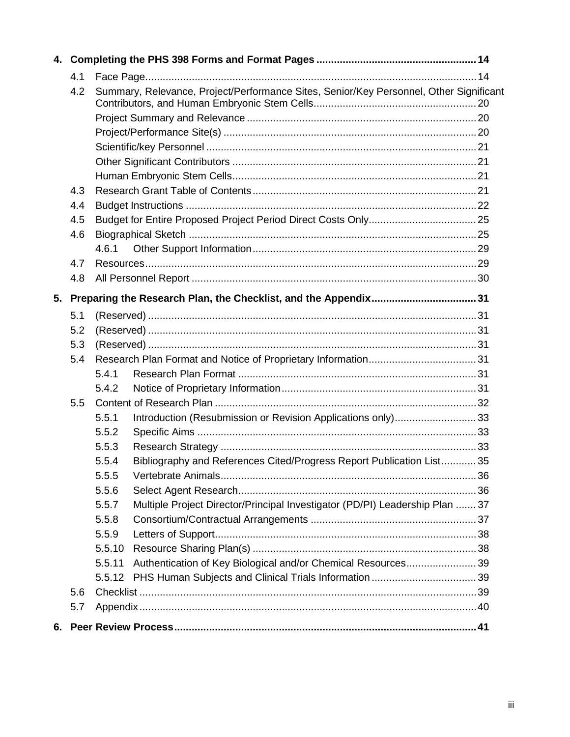- **4. Completing the PHS 398 Forms and Format Pages** .......... 14
  - 4.1 Face Page .......... 14
  - 4.2 Summary, Relevance, Project/Performance Sites, Senior/Key Personnel, Other Significant Contributors, and Human Embryonic Stem Cells .......... 20
    - Project Summary and Relevance .......... 20
    - Project/Performance Site(s) .......... 20
    - Scientific/key Personnel .......... 21
    - Other Significant Contributors .......... 21
    - Human Embryonic Stem Cells .......... 21
  - 4.3 Research Grant Table of Contents .......... 21
  - 4.4 Budget Instructions .......... 22
  - 4.5 Budget for Entire Proposed Project Period Direct Costs Only .......... 25
  - 4.6 Biographical Sketch .......... 25
    - 4.6.1 Other Support Information .......... 29
  - 4.7 Resources .......... 29
  - 4.8 All Personnel Report .......... 30
- **5. Preparing the Research Plan, the Checklist, and the Appendix** .......... 31
  - 5.1 (Reserved) .......... 31
  - 5.2 (Reserved) .......... 31
  - 5.3 (Reserved) .......... 31
  - 5.4 Research Plan Format and Notice of Proprietary Information .......... 31
    - 5.4.1 Research Plan Format .......... 31
    - 5.4.2 Notice of Proprietary Information .......... 31
  - 5.5 Content of Research Plan .......... 32
    - 5.5.1 Introduction (Resubmission or Revision Applications only) .......... 33
    - 5.5.2 Specific Aims .......... 33
    - 5.5.3 Research Strategy .......... 33
    - 5.5.4 Bibliography and References Cited/Progress Report Publication List .......... 35
    - 5.5.5 Vertebrate Animals .......... 36
    - 5.5.6 Select Agent Research .......... 36
    - 5.5.7 Multiple Project Director/Principal Investigator (PD/PI) Leadership Plan .......... 37
    - 5.5.8 Consortium/Contractual Arrangements .......... 37
    - 5.5.9 Letters of Support .......... 38
    - 5.5.10 Resource Sharing Plan(s) .......... 38
    - 5.5.11 Authentication of Key Biological and/or Chemical Resources .......... 39
    - 5.5.12 PHS Human Subjects and Clinical Trials Information .......... 39
  - 5.6 Checklist .......... 39
  - 5.7 Appendix .......... 40
- **6. Peer Review Process** .......... 41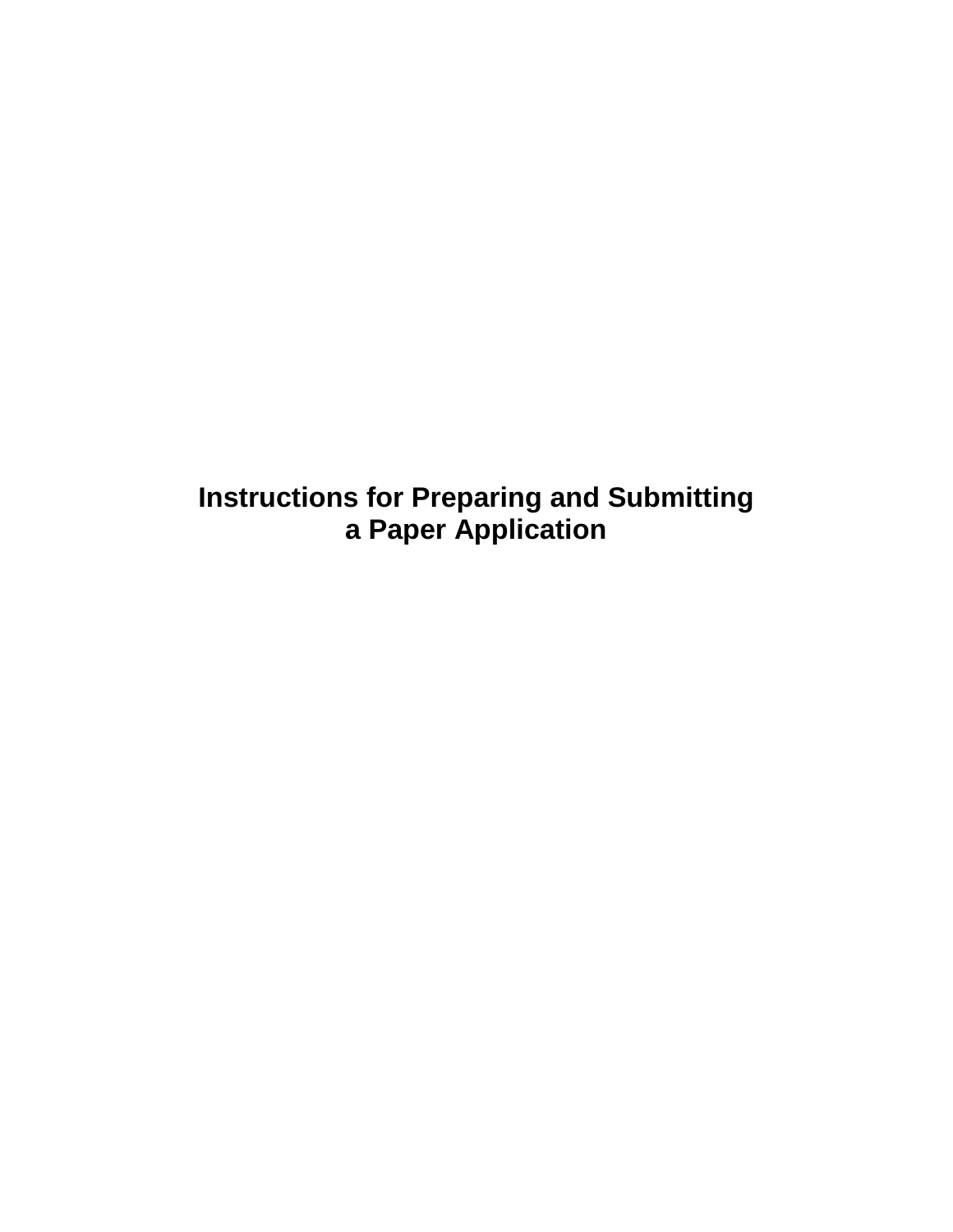# Instructions for Preparing and Submitting a Paper Application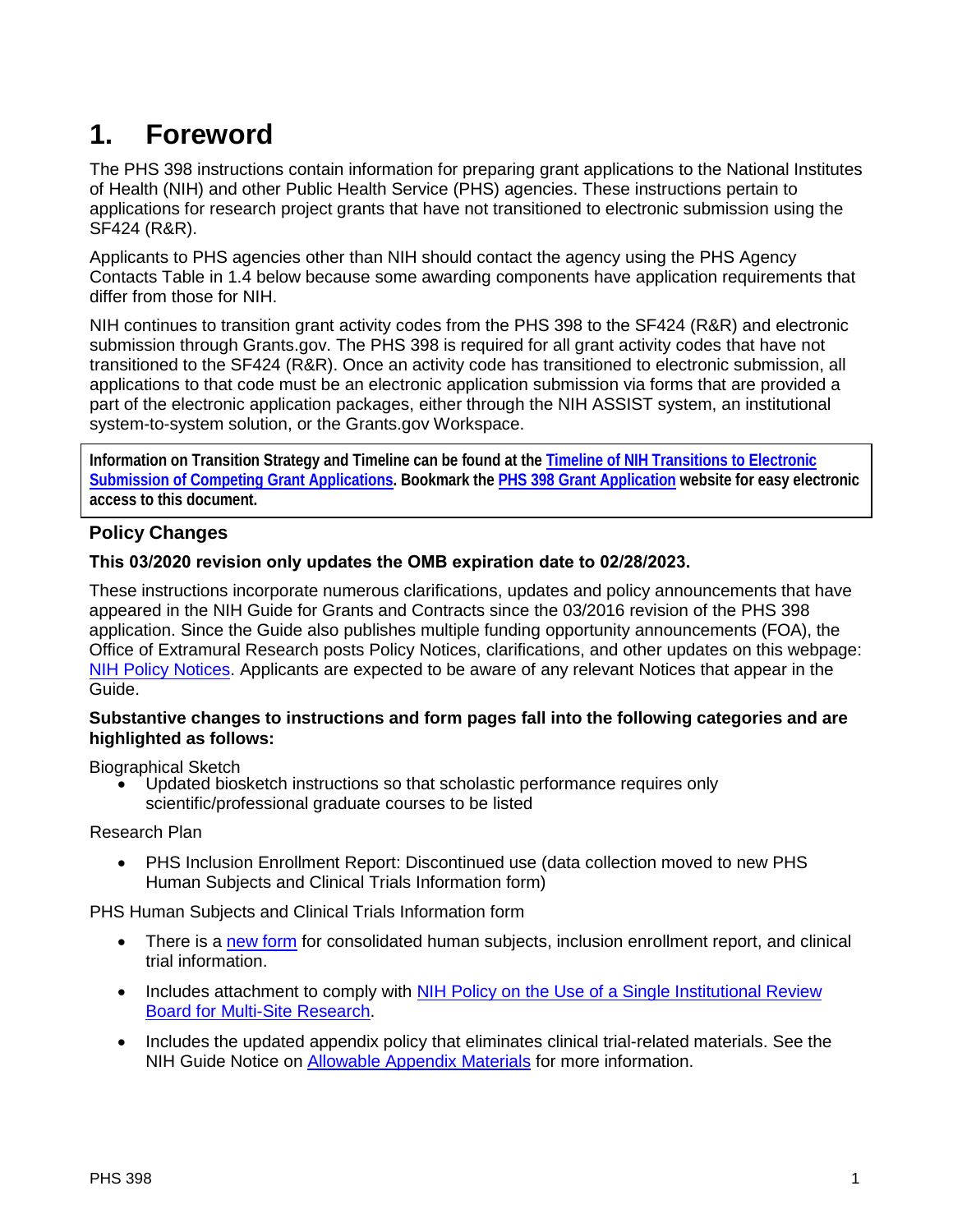# 1. Foreword

The PHS 398 instructions contain information for preparing grant applications to the National Institutes of Health (NIH) and other Public Health Service (PHS) agencies. These instructions pertain to applications for research project grants that have not transitioned to electronic submission using the SF424 (R&R).

Applicants to PHS agencies other than NIH should contact the agency using the PHS Agency Contacts Table in 1.4 below because some awarding components have application requirements that differ from those for NIH.

NIH continues to transition grant activity codes from the PHS 398 to the SF424 (R&R) and electronic submission through Grants.gov. The PHS 398 is required for all grant activity codes that have not transitioned to the SF424 (R&R). Once an activity code has transitioned to electronic submission, all applications to that code must be an electronic application submission via forms that are provided a part of the electronic application packages, either through the NIH ASSIST system, an institutional system-to-system solution, or the Grants.gov Workspace.

> **Information on Transition Strategy and Timeline can be found at the [Timeline of NIH Transitions to Electronic Submission of Competing Grant Applications](). Bookmark the [PHS 398 Grant Application]() website for easy electronic access to this document.**

## Policy Changes

**This 03/2020 revision only updates the OMB expiration date to 02/28/2023.**

These instructions incorporate numerous clarifications, updates and policy announcements that have appeared in the NIH Guide for Grants and Contracts since the 03/2016 revision of the PHS 398 application. Since the Guide also publishes multiple funding opportunity announcements (FOA), the Office of Extramural Research posts Policy Notices, clarifications, and other updates on this webpage: [NIH Policy Notices](). Applicants are expected to be aware of any relevant Notices that appear in the Guide.

**Substantive changes to instructions and form pages fall into the following categories and are highlighted as follows:**

Biographical Sketch

- Updated biosketch instructions so that scholastic performance requires only scientific/professional graduate courses to be listed

Research Plan

- PHS Inclusion Enrollment Report: Discontinued use (data collection moved to new PHS Human Subjects and Clinical Trials Information form)

PHS Human Subjects and Clinical Trials Information form

- There is a [new form]() for consolidated human subjects, inclusion enrollment report, and clinical trial information.
- Includes attachment to comply with [NIH Policy on the Use of a Single Institutional Review Board for Multi-Site Research]().
- Includes the updated appendix policy that eliminates clinical trial-related materials. See the NIH Guide Notice on [Allowable Appendix Materials]() for more information.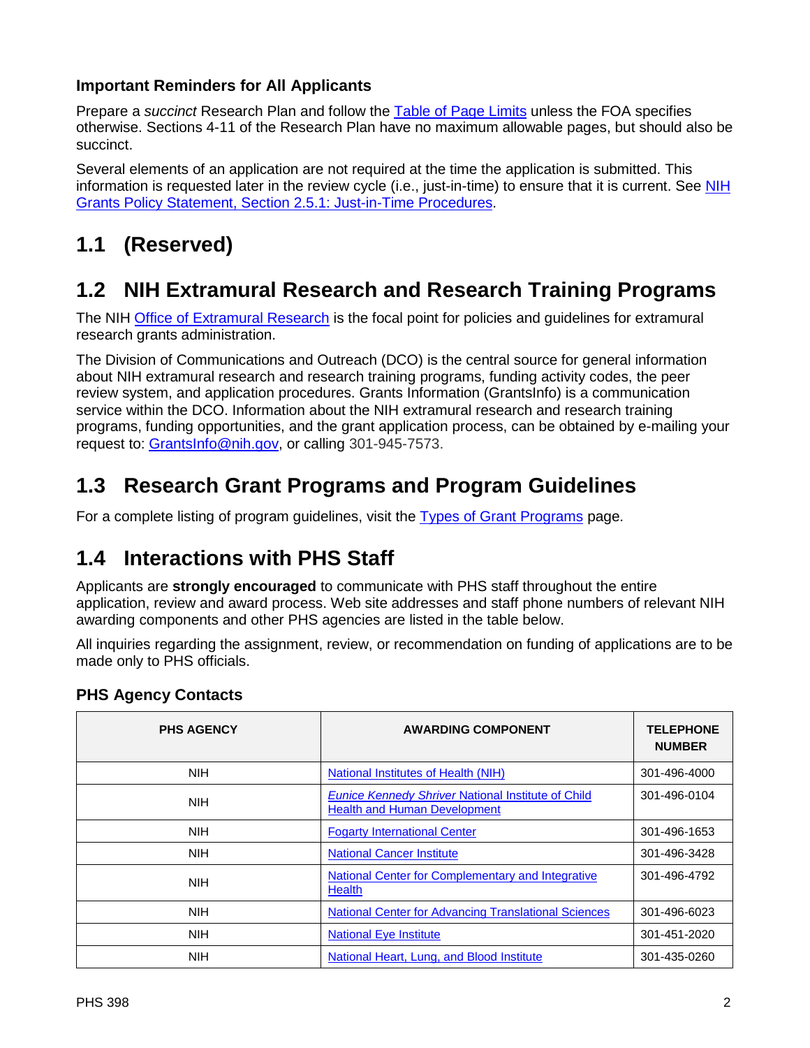### Important Reminders for All Applicants

Prepare a *succinct* Research Plan and follow the Table of Page Limits unless the FOA specifies otherwise. Sections 4-11 of the Research Plan have no maximum allowable pages, but should also be succinct.

Several elements of an application are not required at the time the application is submitted. This information is requested later in the review cycle (i.e., just-in-time) to ensure that it is current. See NIH Grants Policy Statement, Section 2.5.1: Just-in-Time Procedures.

## 1.1 (Reserved)

## 1.2 NIH Extramural Research and Research Training Programs

The NIH Office of Extramural Research is the focal point for policies and guidelines for extramural research grants administration.

The Division of Communications and Outreach (DCO) is the central source for general information about NIH extramural research and research training programs, funding activity codes, the peer review system, and application procedures. Grants Information (GrantsInfo) is a communication service within the DCO. Information about the NIH extramural research and research training programs, funding opportunities, and the grant application process, can be obtained by e-mailing your request to: GrantsInfo@nih.gov, or calling 301-945-7573.

## 1.3 Research Grant Programs and Program Guidelines

For a complete listing of program guidelines, visit the Types of Grant Programs page.

## 1.4 Interactions with PHS Staff

Applicants are **strongly encouraged** to communicate with PHS staff throughout the entire application, review and award process. Web site addresses and staff phone numbers of relevant NIH awarding components and other PHS agencies are listed in the table below.

All inquiries regarding the assignment, review, or recommendation on funding of applications are to be made only to PHS officials.

### PHS Agency Contacts

| PHS AGENCY | AWARDING COMPONENT | TELEPHONE NUMBER |
|---|---|---|
| NIH | National Institutes of Health (NIH) | 301-496-4000 |
| NIH | *Eunice Kennedy Shriver* National Institute of Child Health and Human Development | 301-496-0104 |
| NIH | Fogarty International Center | 301-496-1653 |
| NIH | National Cancer Institute | 301-496-3428 |
| NIH | National Center for Complementary and Integrative Health | 301-496-4792 |
| NIH | National Center for Advancing Translational Sciences | 301-496-6023 |
| NIH | National Eye Institute | 301-451-2020 |
| NIH | National Heart, Lung, and Blood Institute | 301-435-0260 |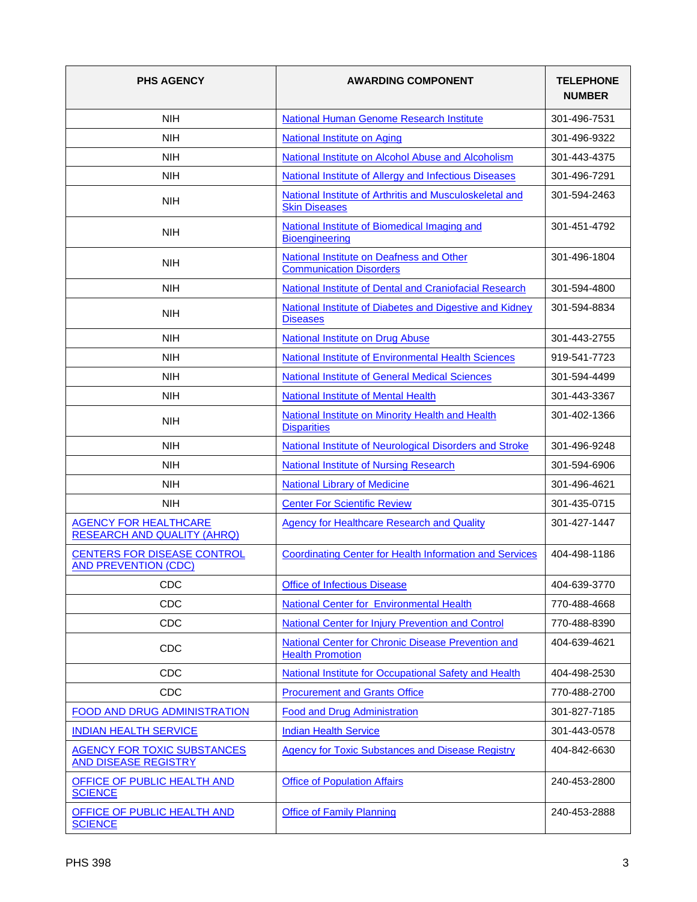| PHS AGENCY | AWARDING COMPONENT | TELEPHONE NUMBER |
|---|---|---|
| NIH | National Human Genome Research Institute | 301-496-7531 |
| NIH | National Institute on Aging | 301-496-9322 |
| NIH | National Institute on Alcohol Abuse and Alcoholism | 301-443-4375 |
| NIH | National Institute of Allergy and Infectious Diseases | 301-496-7291 |
| NIH | National Institute of Arthritis and Musculoskeletal and Skin Diseases | 301-594-2463 |
| NIH | National Institute of Biomedical Imaging and Bioengineering | 301-451-4792 |
| NIH | National Institute on Deafness and Other Communication Disorders | 301-496-1804 |
| NIH | National Institute of Dental and Craniofacial Research | 301-594-4800 |
| NIH | National Institute of Diabetes and Digestive and Kidney Diseases | 301-594-8834 |
| NIH | National Institute on Drug Abuse | 301-443-2755 |
| NIH | National Institute of Environmental Health Sciences | 919-541-7723 |
| NIH | National Institute of General Medical Sciences | 301-594-4499 |
| NIH | National Institute of Mental Health | 301-443-3367 |
| NIH | National Institute on Minority Health and Health Disparities | 301-402-1366 |
| NIH | National Institute of Neurological Disorders and Stroke | 301-496-9248 |
| NIH | National Institute of Nursing Research | 301-594-6906 |
| NIH | National Library of Medicine | 301-496-4621 |
| NIH | Center For Scientific Review | 301-435-0715 |
| AGENCY FOR HEALTHCARE RESEARCH AND QUALITY (AHRQ) | Agency for Healthcare Research and Quality | 301-427-1447 |
| CENTERS FOR DISEASE CONTROL AND PREVENTION (CDC) | Coordinating Center for Health Information and Services | 404-498-1186 |
| CDC | Office of Infectious Disease | 404-639-3770 |
| CDC | National Center for Environmental Health | 770-488-4668 |
| CDC | National Center for Injury Prevention and Control | 770-488-8390 |
| CDC | National Center for Chronic Disease Prevention and Health Promotion | 404-639-4621 |
| CDC | National Institute for Occupational Safety and Health | 404-498-2530 |
| CDC | Procurement and Grants Office | 770-488-2700 |
| FOOD AND DRUG ADMINISTRATION | Food and Drug Administration | 301-827-7185 |
| INDIAN HEALTH SERVICE | Indian Health Service | 301-443-0578 |
| AGENCY FOR TOXIC SUBSTANCES AND DISEASE REGISTRY | Agency for Toxic Substances and Disease Registry | 404-842-6630 |
| OFFICE OF PUBLIC HEALTH AND SCIENCE | Office of Population Affairs | 240-453-2800 |
| OFFICE OF PUBLIC HEALTH AND SCIENCE | Office of Family Planning | 240-453-2888 |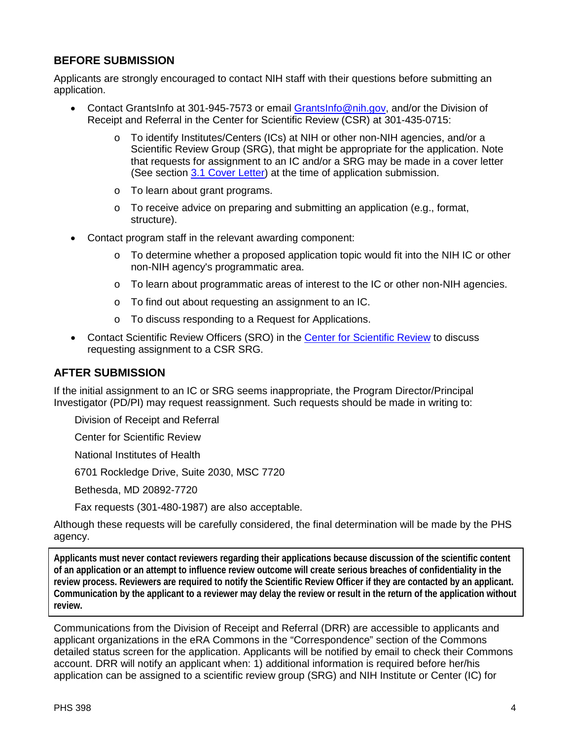## BEFORE SUBMISSION

Applicants are strongly encouraged to contact NIH staff with their questions before submitting an application.

- Contact GrantsInfo at 301-945-7573 or email GrantsInfo@nih.gov, and/or the Division of Receipt and Referral in the Center for Scientific Review (CSR) at 301-435-0715:
    - To identify Institutes/Centers (ICs) at NIH or other non-NIH agencies, and/or a Scientific Review Group (SRG), that might be appropriate for the application. Note that requests for assignment to an IC and/or a SRG may be made in a cover letter (See section 3.1 Cover Letter) at the time of application submission.
    - To learn about grant programs.
    - To receive advice on preparing and submitting an application (e.g., format, structure).
- Contact program staff in the relevant awarding component:
    - To determine whether a proposed application topic would fit into the NIH IC or other non-NIH agency's programmatic area.
    - To learn about programmatic areas of interest to the IC or other non-NIH agencies.
    - To find out about requesting an assignment to an IC.
    - To discuss responding to a Request for Applications.
- Contact Scientific Review Officers (SRO) in the Center for Scientific Review to discuss requesting assignment to a CSR SRG.

## AFTER SUBMISSION

If the initial assignment to an IC or SRG seems inappropriate, the Program Director/Principal Investigator (PD/PI) may request reassignment. Such requests should be made in writing to:

Division of Receipt and Referral

Center for Scientific Review

National Institutes of Health

6701 Rockledge Drive, Suite 2030, MSC 7720

Bethesda, MD 20892-7720

Fax requests (301-480-1987) are also acceptable.

Although these requests will be carefully considered, the final determination will be made by the PHS agency.

**Applicants must never contact reviewers regarding their applications because discussion of the scientific content of an application or an attempt to influence review outcome will create serious breaches of confidentiality in the review process. Reviewers are required to notify the Scientific Review Officer if they are contacted by an applicant. Communication by the applicant to a reviewer may delay the review or result in the return of the application without review.**

Communications from the Division of Receipt and Referral (DRR) are accessible to applicants and applicant organizations in the eRA Commons in the "Correspondence" section of the Commons detailed status screen for the application. Applicants will be notified by email to check their Commons account. DRR will notify an applicant when: 1) additional information is required before her/his application can be assigned to a scientific review group (SRG) and NIH Institute or Center (IC) for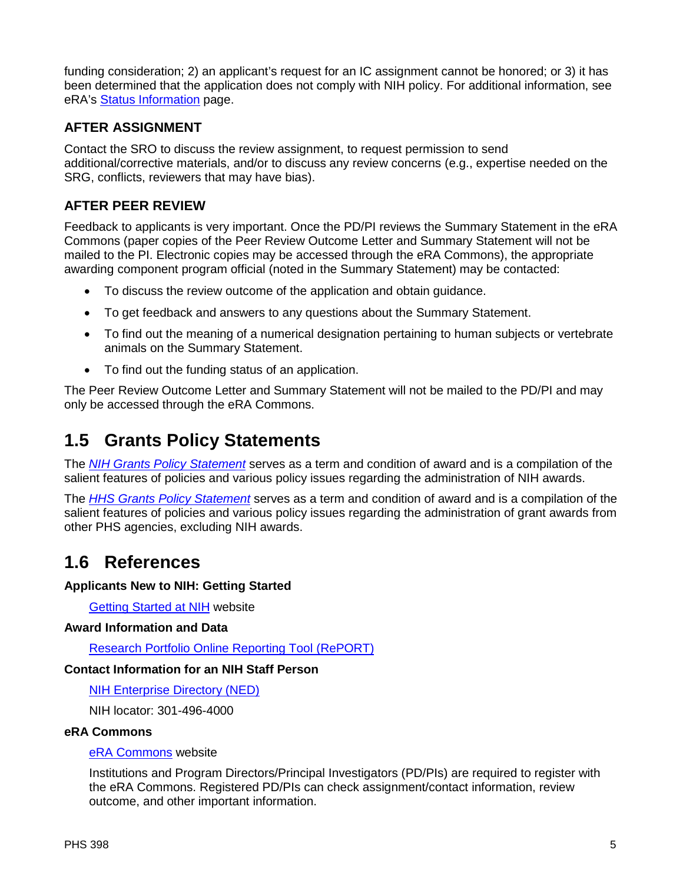funding consideration; 2) an applicant's request for an IC assignment cannot be honored; or 3) it has been determined that the application does not comply with NIH policy. For additional information, see eRA's Status Information page.

### AFTER ASSIGNMENT

Contact the SRO to discuss the review assignment, to request permission to send additional/corrective materials, and/or to discuss any review concerns (e.g., expertise needed on the SRG, conflicts, reviewers that may have bias).

### AFTER PEER REVIEW

Feedback to applicants is very important. Once the PD/PI reviews the Summary Statement in the eRA Commons (paper copies of the Peer Review Outcome Letter and Summary Statement will not be mailed to the PI. Electronic copies may be accessed through the eRA Commons), the appropriate awarding component program official (noted in the Summary Statement) may be contacted:

- To discuss the review outcome of the application and obtain guidance.
- To get feedback and answers to any questions about the Summary Statement.
- To find out the meaning of a numerical designation pertaining to human subjects or vertebrate animals on the Summary Statement.
- To find out the funding status of an application.

The Peer Review Outcome Letter and Summary Statement will not be mailed to the PD/PI and may only be accessed through the eRA Commons.

## 1.5 Grants Policy Statements

The *NIH Grants Policy Statement* serves as a term and condition of award and is a compilation of the salient features of policies and various policy issues regarding the administration of NIH awards.

The *HHS Grants Policy Statement* serves as a term and condition of award and is a compilation of the salient features of policies and various policy issues regarding the administration of grant awards from other PHS agencies, excluding NIH awards.

## 1.6 References

**Applicants New to NIH: Getting Started**

Getting Started at NIH website

**Award Information and Data**

Research Portfolio Online Reporting Tool (RePORT)

**Contact Information for an NIH Staff Person**

NIH Enterprise Directory (NED)

NIH locator: 301-496-4000

**eRA Commons**

eRA Commons website

Institutions and Program Directors/Principal Investigators (PD/PIs) are required to register with the eRA Commons. Registered PD/PIs can check assignment/contact information, review outcome, and other important information.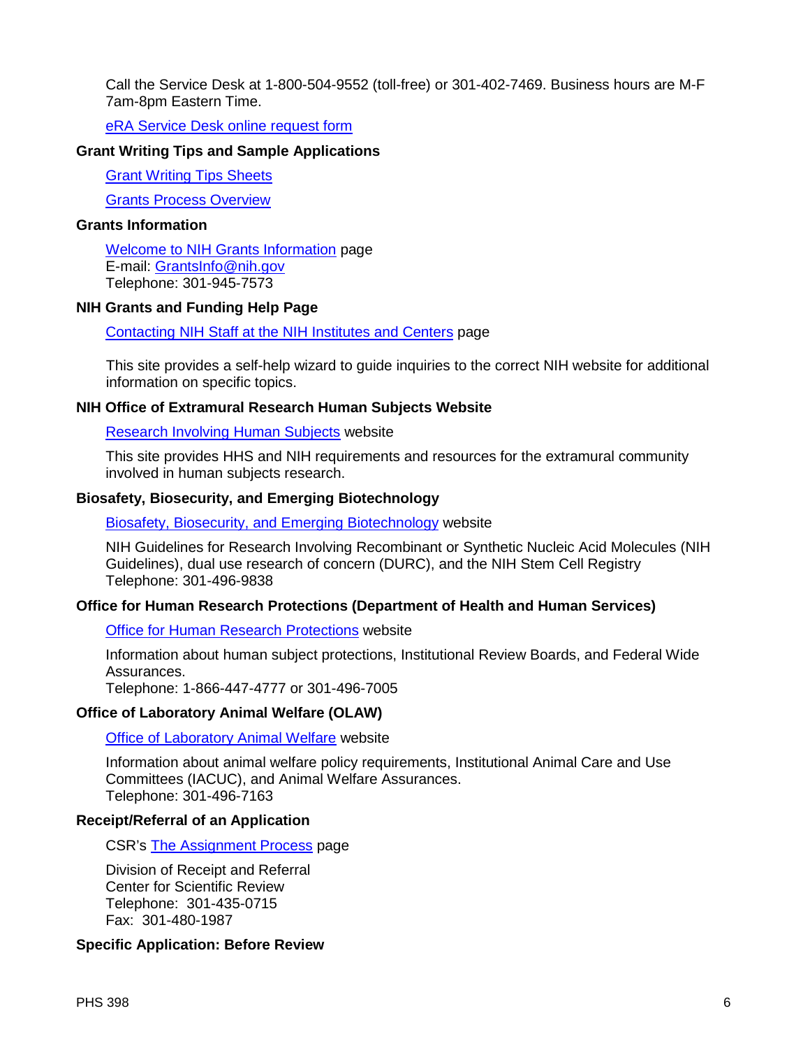Call the Service Desk at 1-800-504-9552 (toll-free) or 301-402-7469. Business hours are M-F 7am-8pm Eastern Time.

eRA Service Desk online request form

**Grant Writing Tips and Sample Applications**

Grant Writing Tips Sheets

Grants Process Overview

**Grants Information**

Welcome to NIH Grants Information page
E-mail: GrantsInfo@nih.gov
Telephone: 301-945-7573

**NIH Grants and Funding Help Page**

Contacting NIH Staff at the NIH Institutes and Centers page

This site provides a self-help wizard to guide inquiries to the correct NIH website for additional information on specific topics.

**NIH Office of Extramural Research Human Subjects Website**

Research Involving Human Subjects website

This site provides HHS and NIH requirements and resources for the extramural community involved in human subjects research.

**Biosafety, Biosecurity, and Emerging Biotechnology**

Biosafety, Biosecurity, and Emerging Biotechnology website

NIH Guidelines for Research Involving Recombinant or Synthetic Nucleic Acid Molecules (NIH Guidelines), dual use research of concern (DURC), and the NIH Stem Cell Registry
Telephone: 301-496-9838

**Office for Human Research Protections (Department of Health and Human Services)**

Office for Human Research Protections website

Information about human subject protections, Institutional Review Boards, and Federal Wide Assurances.
Telephone: 1-866-447-4777 or 301-496-7005

**Office of Laboratory Animal Welfare (OLAW)**

Office of Laboratory Animal Welfare website

Information about animal welfare policy requirements, Institutional Animal Care and Use Committees (IACUC), and Animal Welfare Assurances.
Telephone: 301-496-7163

**Receipt/Referral of an Application**

CSR's The Assignment Process page

Division of Receipt and Referral
Center for Scientific Review
Telephone: 301-435-0715
Fax: 301-480-1987

**Specific Application: Before Review**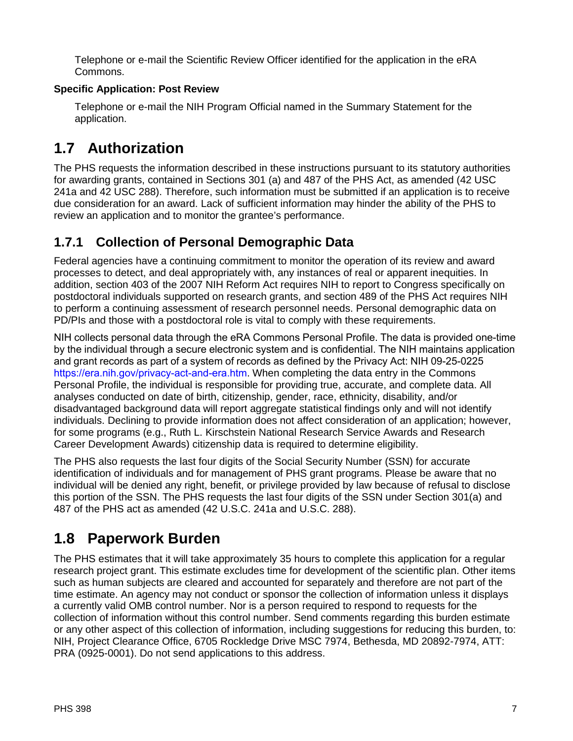Telephone or e-mail the Scientific Review Officer identified for the application in the eRA Commons.

**Specific Application: Post Review**

Telephone or e-mail the NIH Program Official named in the Summary Statement for the application.

## 1.7 Authorization

The PHS requests the information described in these instructions pursuant to its statutory authorities for awarding grants, contained in Sections 301 (a) and 487 of the PHS Act, as amended (42 USC 241a and 42 USC 288). Therefore, such information must be submitted if an application is to receive due consideration for an award. Lack of sufficient information may hinder the ability of the PHS to review an application and to monitor the grantee's performance.

### 1.7.1 Collection of Personal Demographic Data

Federal agencies have a continuing commitment to monitor the operation of its review and award processes to detect, and deal appropriately with, any instances of real or apparent inequities. In addition, section 403 of the 2007 NIH Reform Act requires NIH to report to Congress specifically on postdoctoral individuals supported on research grants, and section 489 of the PHS Act requires NIH to perform a continuing assessment of research personnel needs. Personal demographic data on PD/PIs and those with a postdoctoral role is vital to comply with these requirements.

NIH collects personal data through the eRA Commons Personal Profile. The data is provided one-time by the individual through a secure electronic system and is confidential. The NIH maintains application and grant records as part of a system of records as defined by the Privacy Act: NIH 09-25-0225 https://era.nih.gov/privacy-act-and-era.htm. When completing the data entry in the Commons Personal Profile, the individual is responsible for providing true, accurate, and complete data. All analyses conducted on date of birth, citizenship, gender, race, ethnicity, disability, and/or disadvantaged background data will report aggregate statistical findings only and will not identify individuals. Declining to provide information does not affect consideration of an application; however, for some programs (e.g., Ruth L. Kirschstein National Research Service Awards and Research Career Development Awards) citizenship data is required to determine eligibility.

The PHS also requests the last four digits of the Social Security Number (SSN) for accurate identification of individuals and for management of PHS grant programs. Please be aware that no individual will be denied any right, benefit, or privilege provided by law because of refusal to disclose this portion of the SSN. The PHS requests the last four digits of the SSN under Section 301(a) and 487 of the PHS act as amended (42 U.S.C. 241a and U.S.C. 288).

## 1.8 Paperwork Burden

The PHS estimates that it will take approximately 35 hours to complete this application for a regular research project grant. This estimate excludes time for development of the scientific plan. Other items such as human subjects are cleared and accounted for separately and therefore are not part of the time estimate. An agency may not conduct or sponsor the collection of information unless it displays a currently valid OMB control number. Nor is a person required to respond to requests for the collection of information without this control number. Send comments regarding this burden estimate or any other aspect of this collection of information, including suggestions for reducing this burden, to: NIH, Project Clearance Office, 6705 Rockledge Drive MSC 7974, Bethesda, MD 20892-7974, ATT: PRA (0925-0001). Do not send applications to this address.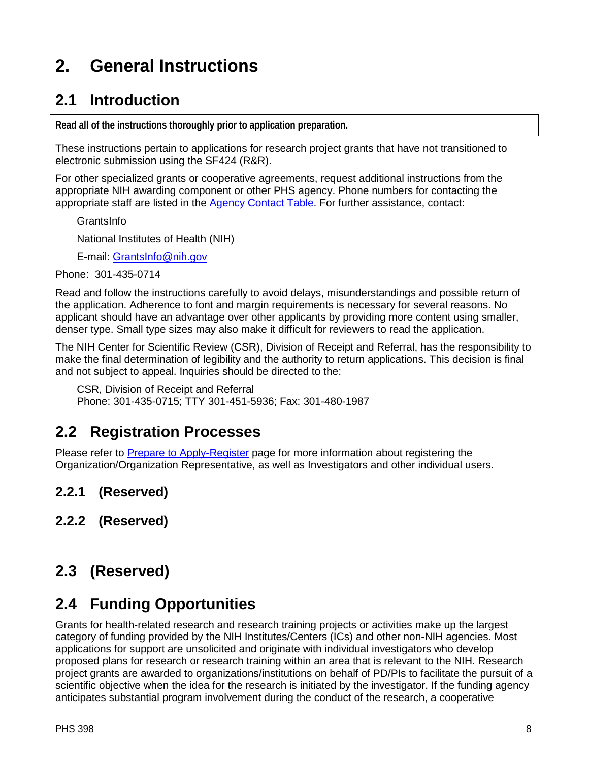# 2. General Instructions

## 2.1 Introduction

**Read all of the instructions thoroughly prior to application preparation.**

These instructions pertain to applications for research project grants that have not transitioned to electronic submission using the SF424 (R&R).

For other specialized grants or cooperative agreements, request additional instructions from the appropriate NIH awarding component or other PHS agency. Phone numbers for contacting the appropriate staff are listed in the Agency Contact Table. For further assistance, contact:

GrantsInfo

National Institutes of Health (NIH)

E-mail: GrantsInfo@nih.gov

Phone: 301-435-0714

Read and follow the instructions carefully to avoid delays, misunderstandings and possible return of the application. Adherence to font and margin requirements is necessary for several reasons. No applicant should have an advantage over other applicants by providing more content using smaller, denser type. Small type sizes may also make it difficult for reviewers to read the application.

The NIH Center for Scientific Review (CSR), Division of Receipt and Referral, has the responsibility to make the final determination of legibility and the authority to return applications. This decision is final and not subject to appeal. Inquiries should be directed to the:

CSR, Division of Receipt and Referral
Phone: 301-435-0715; TTY 301-451-5936; Fax: 301-480-1987

## 2.2 Registration Processes

Please refer to Prepare to Apply-Register page for more information about registering the Organization/Organization Representative, as well as Investigators and other individual users.

### 2.2.1 (Reserved)

### 2.2.2 (Reserved)

## 2.3 (Reserved)

## 2.4 Funding Opportunities

Grants for health-related research and research training projects or activities make up the largest category of funding provided by the NIH Institutes/Centers (ICs) and other non-NIH agencies. Most applications for support are unsolicited and originate with individual investigators who develop proposed plans for research or research training within an area that is relevant to the NIH. Research project grants are awarded to organizations/institutions on behalf of PD/PIs to facilitate the pursuit of a scientific objective when the idea for the research is initiated by the investigator. If the funding agency anticipates substantial program involvement during the conduct of the research, a cooperative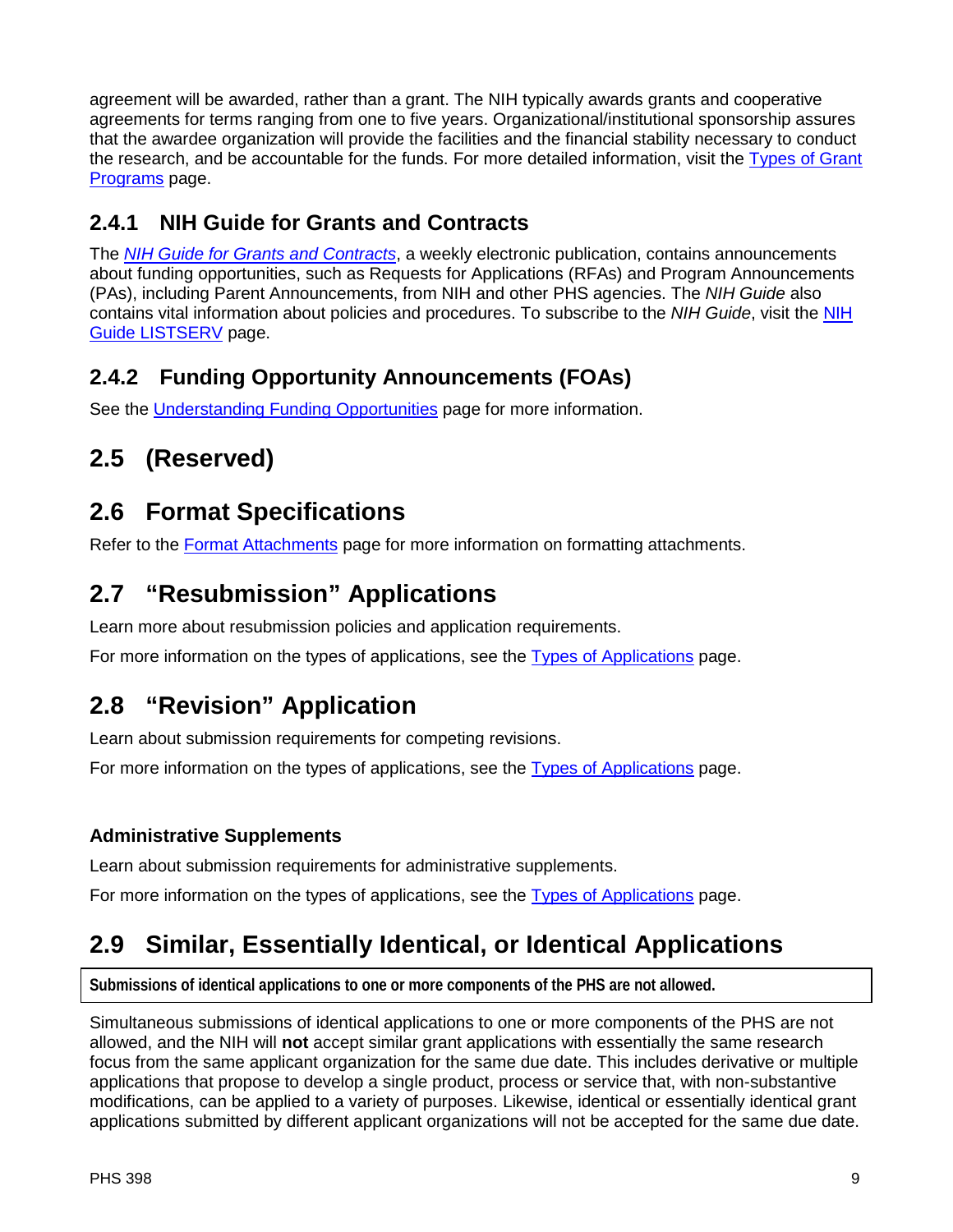agreement will be awarded, rather than a grant. The NIH typically awards grants and cooperative agreements for terms ranging from one to five years. Organizational/institutional sponsorship assures that the awardee organization will provide the facilities and the financial stability necessary to conduct the research, and be accountable for the funds. For more detailed information, visit the Types of Grant Programs page.

### 2.4.1 NIH Guide for Grants and Contracts

The *NIH Guide for Grants and Contracts*, a weekly electronic publication, contains announcements about funding opportunities, such as Requests for Applications (RFAs) and Program Announcements (PAs), including Parent Announcements, from NIH and other PHS agencies. The *NIH Guide* also contains vital information about policies and procedures. To subscribe to the *NIH Guide*, visit the NIH Guide LISTSERV page.

### 2.4.2 Funding Opportunity Announcements (FOAs)

See the Understanding Funding Opportunities page for more information.

## 2.5 (Reserved)

## 2.6 Format Specifications

Refer to the Format Attachments page for more information on formatting attachments.

## 2.7 “Resubmission” Applications

Learn more about resubmission policies and application requirements.

For more information on the types of applications, see the Types of Applications page.

## 2.8 “Revision” Application

Learn about submission requirements for competing revisions.

For more information on the types of applications, see the Types of Applications page.

#### Administrative Supplements

Learn about submission requirements for administrative supplements.

For more information on the types of applications, see the Types of Applications page.

## 2.9 Similar, Essentially Identical, or Identical Applications

**Submissions of identical applications to one or more components of the PHS are not allowed.**

Simultaneous submissions of identical applications to one or more components of the PHS are not allowed, and the NIH will **not** accept similar grant applications with essentially the same research focus from the same applicant organization for the same due date. This includes derivative or multiple applications that propose to develop a single product, process or service that, with non-substantive modifications, can be applied to a variety of purposes. Likewise, identical or essentially identical grant applications submitted by different applicant organizations will not be accepted for the same due date.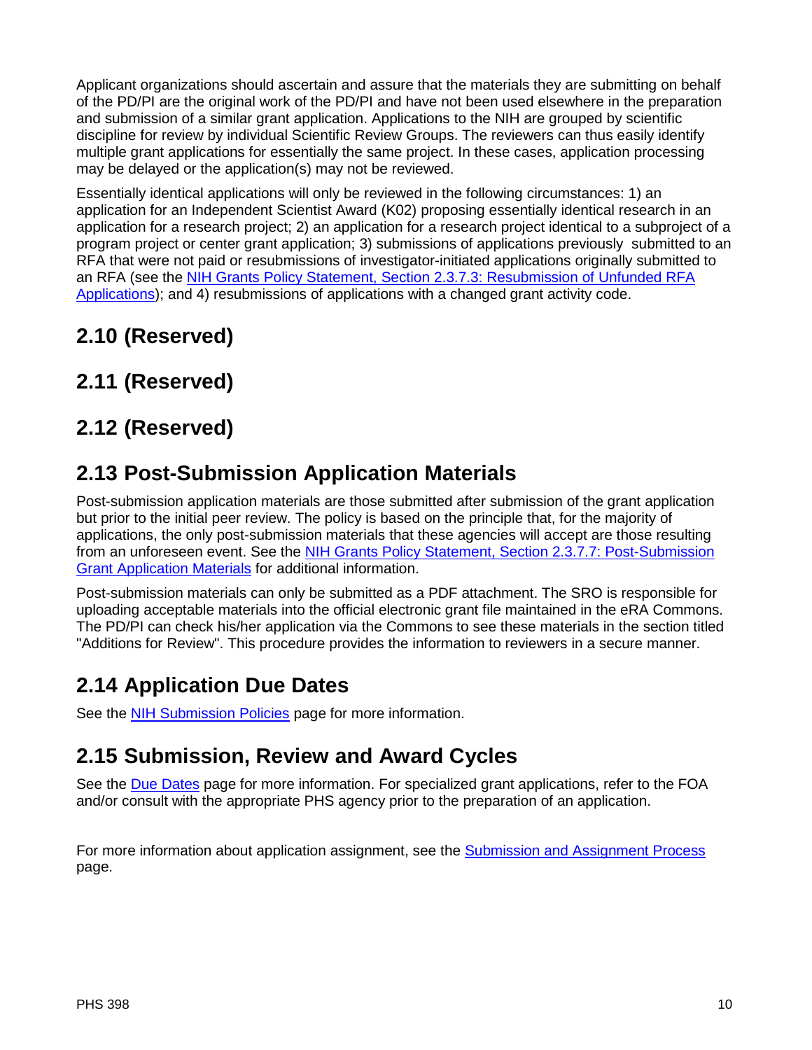Applicant organizations should ascertain and assure that the materials they are submitting on behalf of the PD/PI are the original work of the PD/PI and have not been used elsewhere in the preparation and submission of a similar grant application. Applications to the NIH are grouped by scientific discipline for review by individual Scientific Review Groups. The reviewers can thus easily identify multiple grant applications for essentially the same project. In these cases, application processing may be delayed or the application(s) may not be reviewed.

Essentially identical applications will only be reviewed in the following circumstances: 1) an application for an Independent Scientist Award (K02) proposing essentially identical research in an application for a research project; 2) an application for a research project identical to a subproject of a program project or center grant application; 3) submissions of applications previously submitted to an RFA that were not paid or resubmissions of investigator-initiated applications originally submitted to an RFA (see the [NIH Grants Policy Statement, Section 2.3.7.3: Resubmission of Unfunded RFA Applications]()); and 4) resubmissions of applications with a changed grant activity code.

## 2.10 (Reserved)

## 2.11 (Reserved)

## 2.12 (Reserved)

## 2.13 Post-Submission Application Materials

Post-submission application materials are those submitted after submission of the grant application but prior to the initial peer review. The policy is based on the principle that, for the majority of applications, the only post-submission materials that these agencies will accept are those resulting from an unforeseen event. See the [NIH Grants Policy Statement, Section 2.3.7.7: Post-Submission Grant Application Materials]() for additional information.

Post-submission materials can only be submitted as a PDF attachment. The SRO is responsible for uploading acceptable materials into the official electronic grant file maintained in the eRA Commons. The PD/PI can check his/her application via the Commons to see these materials in the section titled "Additions for Review". This procedure provides the information to reviewers in a secure manner.

## 2.14 Application Due Dates

See the [NIH Submission Policies]() page for more information.

## 2.15 Submission, Review and Award Cycles

See the [Due Dates]() page for more information. For specialized grant applications, refer to the FOA and/or consult with the appropriate PHS agency prior to the preparation of an application.

For more information about application assignment, see the [Submission and Assignment Process]() page.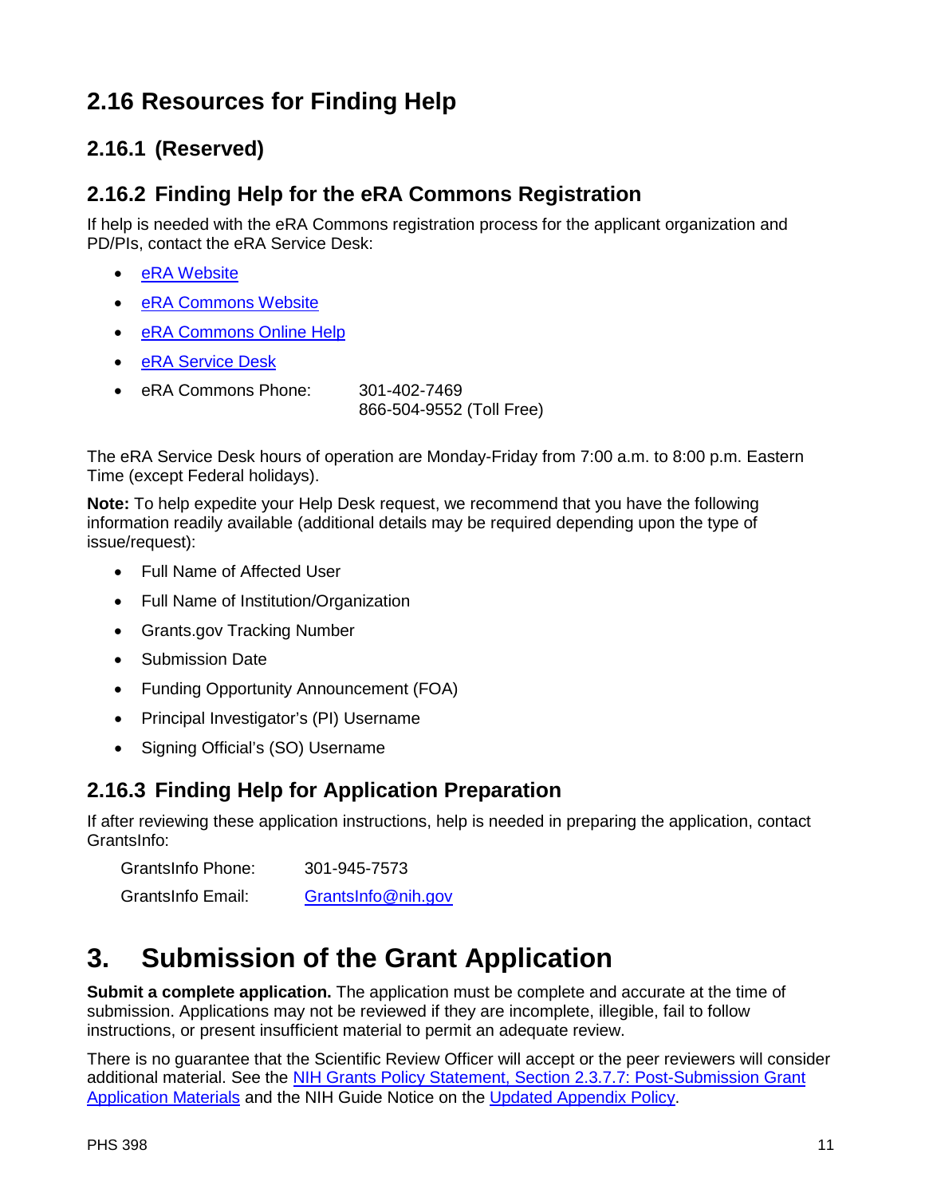## 2.16 Resources for Finding Help

### 2.16.1 (Reserved)

### 2.16.2 Finding Help for the eRA Commons Registration

If help is needed with the eRA Commons registration process for the applicant organization and PD/PIs, contact the eRA Service Desk:

- eRA Website
- eRA Commons Website
- eRA Commons Online Help
- eRA Service Desk
- eRA Commons Phone: 301-402-7469
  866-504-9552 (Toll Free)

The eRA Service Desk hours of operation are Monday-Friday from 7:00 a.m. to 8:00 p.m. Eastern Time (except Federal holidays).

**Note:** To help expedite your Help Desk request, we recommend that you have the following information readily available (additional details may be required depending upon the type of issue/request):

- Full Name of Affected User
- Full Name of Institution/Organization
- Grants.gov Tracking Number
- Submission Date
- Funding Opportunity Announcement (FOA)
- Principal Investigator's (PI) Username
- Signing Official's (SO) Username

### 2.16.3 Finding Help for Application Preparation

If after reviewing these application instructions, help is needed in preparing the application, contact GrantsInfo:

GrantsInfo Phone: 301-945-7573

GrantsInfo Email: GrantsInfo@nih.gov

# 3. Submission of the Grant Application

**Submit a complete application.** The application must be complete and accurate at the time of submission. Applications may not be reviewed if they are incomplete, illegible, fail to follow instructions, or present insufficient material to permit an adequate review.

There is no guarantee that the Scientific Review Officer will accept or the peer reviewers will consider additional material. See the NIH Grants Policy Statement, Section 2.3.7.7: Post-Submission Grant Application Materials and the NIH Guide Notice on the Updated Appendix Policy.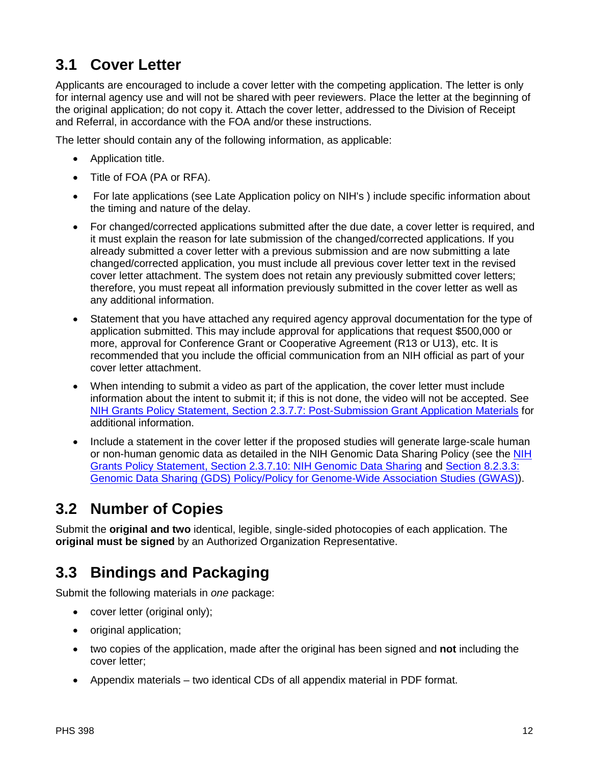## 3.1 Cover Letter

Applicants are encouraged to include a cover letter with the competing application. The letter is only for internal agency use and will not be shared with peer reviewers. Place the letter at the beginning of the original application; do not copy it. Attach the cover letter, addressed to the Division of Receipt and Referral, in accordance with the FOA and/or these instructions.

The letter should contain any of the following information, as applicable:

- Application title.
- Title of FOA (PA or RFA).
- For late applications (see Late Application policy on NIH's ) include specific information about the timing and nature of the delay.
- For changed/corrected applications submitted after the due date, a cover letter is required, and it must explain the reason for late submission of the changed/corrected applications. If you already submitted a cover letter with a previous submission and are now submitting a late changed/corrected application, you must include all previous cover letter text in the revised cover letter attachment. The system does not retain any previously submitted cover letters; therefore, you must repeat all information previously submitted in the cover letter as well as any additional information.
- Statement that you have attached any required agency approval documentation for the type of application submitted. This may include approval for applications that request $500,000 or more, approval for Conference Grant or Cooperative Agreement (R13 or U13), etc. It is recommended that you include the official communication from an NIH official as part of your cover letter attachment.
- When intending to submit a video as part of the application, the cover letter must include information about the intent to submit it; if this is not done, the video will not be accepted. See NIH Grants Policy Statement, Section 2.3.7.7: Post-Submission Grant Application Materials for additional information.
- Include a statement in the cover letter if the proposed studies will generate large-scale human or non-human genomic data as detailed in the NIH Genomic Data Sharing Policy (see the NIH Grants Policy Statement, Section 2.3.7.10: NIH Genomic Data Sharing and Section 8.2.3.3: Genomic Data Sharing (GDS) Policy/Policy for Genome-Wide Association Studies (GWAS)).

## 3.2 Number of Copies

Submit the **original and two** identical, legible, single-sided photocopies of each application. The **original must be signed** by an Authorized Organization Representative.

## 3.3 Bindings and Packaging

Submit the following materials in *one* package:

- cover letter (original only);
- original application;
- two copies of the application, made after the original has been signed and **not** including the cover letter;
- Appendix materials – two identical CDs of all appendix material in PDF format.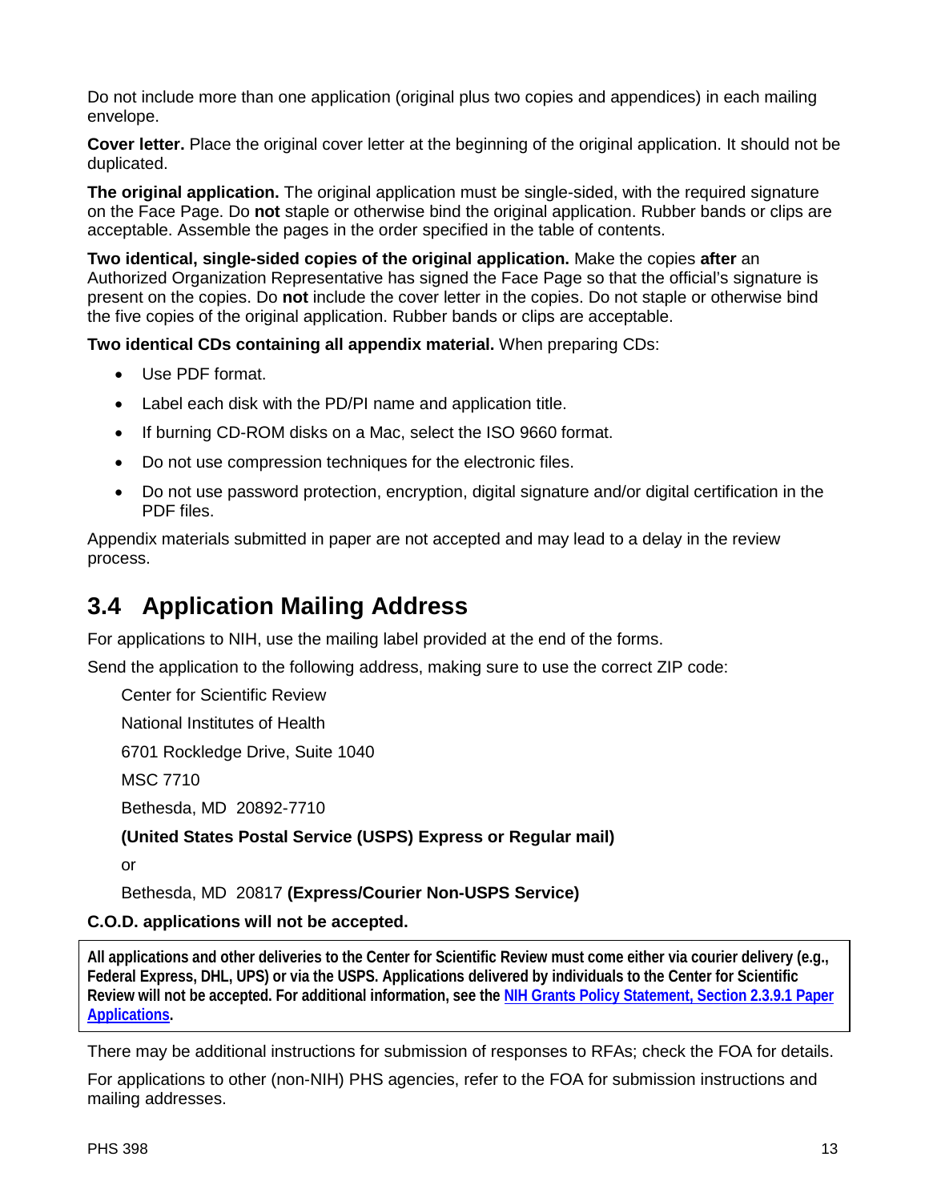Do not include more than one application (original plus two copies and appendices) in each mailing envelope.

**Cover letter.** Place the original cover letter at the beginning of the original application. It should not be duplicated.

**The original application.** The original application must be single-sided, with the required signature on the Face Page. Do **not** staple or otherwise bind the original application. Rubber bands or clips are acceptable. Assemble the pages in the order specified in the table of contents.

**Two identical, single-sided copies of the original application.** Make the copies **after** an Authorized Organization Representative has signed the Face Page so that the official's signature is present on the copies. Do **not** include the cover letter in the copies. Do not staple or otherwise bind the five copies of the original application. Rubber bands or clips are acceptable.

**Two identical CDs containing all appendix material.** When preparing CDs:

- Use PDF format.
- Label each disk with the PD/PI name and application title.
- If burning CD-ROM disks on a Mac, select the ISO 9660 format.
- Do not use compression techniques for the electronic files.
- Do not use password protection, encryption, digital signature and/or digital certification in the PDF files.

Appendix materials submitted in paper are not accepted and may lead to a delay in the review process.

## 3.4 Application Mailing Address

For applications to NIH, use the mailing label provided at the end of the forms.

Send the application to the following address, making sure to use the correct ZIP code:

Center for Scientific Review

National Institutes of Health

6701 Rockledge Drive, Suite 1040

MSC 7710

Bethesda, MD 20892-7710

**(United States Postal Service (USPS) Express or Regular mail)**

or

Bethesda, MD 20817 **(Express/Courier Non-USPS Service)**

**C.O.D. applications will not be accepted.**

**All applications and other deliveries to the Center for Scientific Review must come either via courier delivery (e.g., Federal Express, DHL, UPS) or via the USPS. Applications delivered by individuals to the Center for Scientific Review will not be accepted. For additional information, see the NIH Grants Policy Statement, Section 2.3.9.1 Paper Applications.**

There may be additional instructions for submission of responses to RFAs; check the FOA for details.

For applications to other (non-NIH) PHS agencies, refer to the FOA for submission instructions and mailing addresses.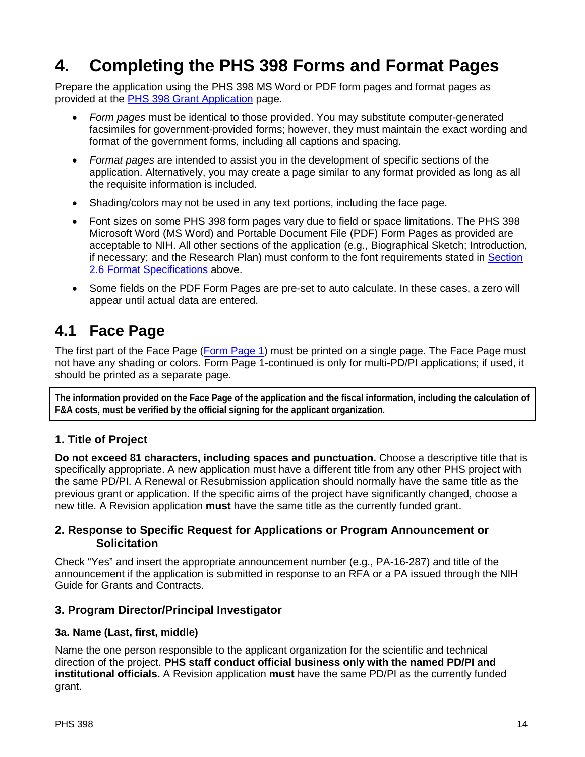# 4. Completing the PHS 398 Forms and Format Pages

Prepare the application using the PHS 398 MS Word or PDF form pages and format pages as provided at the [PHS 398 Grant Application](#) page.

- *Form pages* must be identical to those provided. You may substitute computer-generated facsimiles for government-provided forms; however, they must maintain the exact wording and format of the government forms, including all captions and spacing.
- *Format pages* are intended to assist you in the development of specific sections of the application. Alternatively, you may create a page similar to any format provided as long as all the requisite information is included.
- Shading/colors may not be used in any text portions, including the face page.
- Font sizes on some PHS 398 form pages vary due to field or space limitations. The PHS 398 Microsoft Word (MS Word) and Portable Document File (PDF) Form Pages as provided are acceptable to NIH. All other sections of the application (e.g., Biographical Sketch; Introduction, if necessary; and the Research Plan) must conform to the font requirements stated in [Section 2.6 Format Specifications](#) above.
- Some fields on the PDF Form Pages are pre-set to auto calculate. In these cases, a zero will appear until actual data are entered.

## 4.1 Face Page

The first part of the Face Page ([Form Page 1](#)) must be printed on a single page. The Face Page must not have any shading or colors. Form Page 1-continued is only for multi-PD/PI applications; if used, it should be printed as a separate page.

> **The information provided on the Face Page of the application and the fiscal information, including the calculation of F&A costs, must be verified by the official signing for the applicant organization.**

### 1. Title of Project

**Do not exceed 81 characters, including spaces and punctuation.** Choose a descriptive title that is specifically appropriate. A new application must have a different title from any other PHS project with the same PD/PI. A Renewal or Resubmission application should normally have the same title as the previous grant or application. If the specific aims of the project have significantly changed, choose a new title. A Revision application **must** have the same title as the currently funded grant.

### 2. Response to Specific Request for Applications or Program Announcement or Solicitation

Check "Yes" and insert the appropriate announcement number (e.g., PA-16-287) and title of the announcement if the application is submitted in response to an RFA or a PA issued through the NIH Guide for Grants and Contracts.

### 3. Program Director/Principal Investigator

#### 3a. Name (Last, first, middle)

Name the one person responsible to the applicant organization for the scientific and technical direction of the project. **PHS staff conduct official business only with the named PD/PI and institutional officials.** A Revision application **must** have the same PD/PI as the currently funded grant.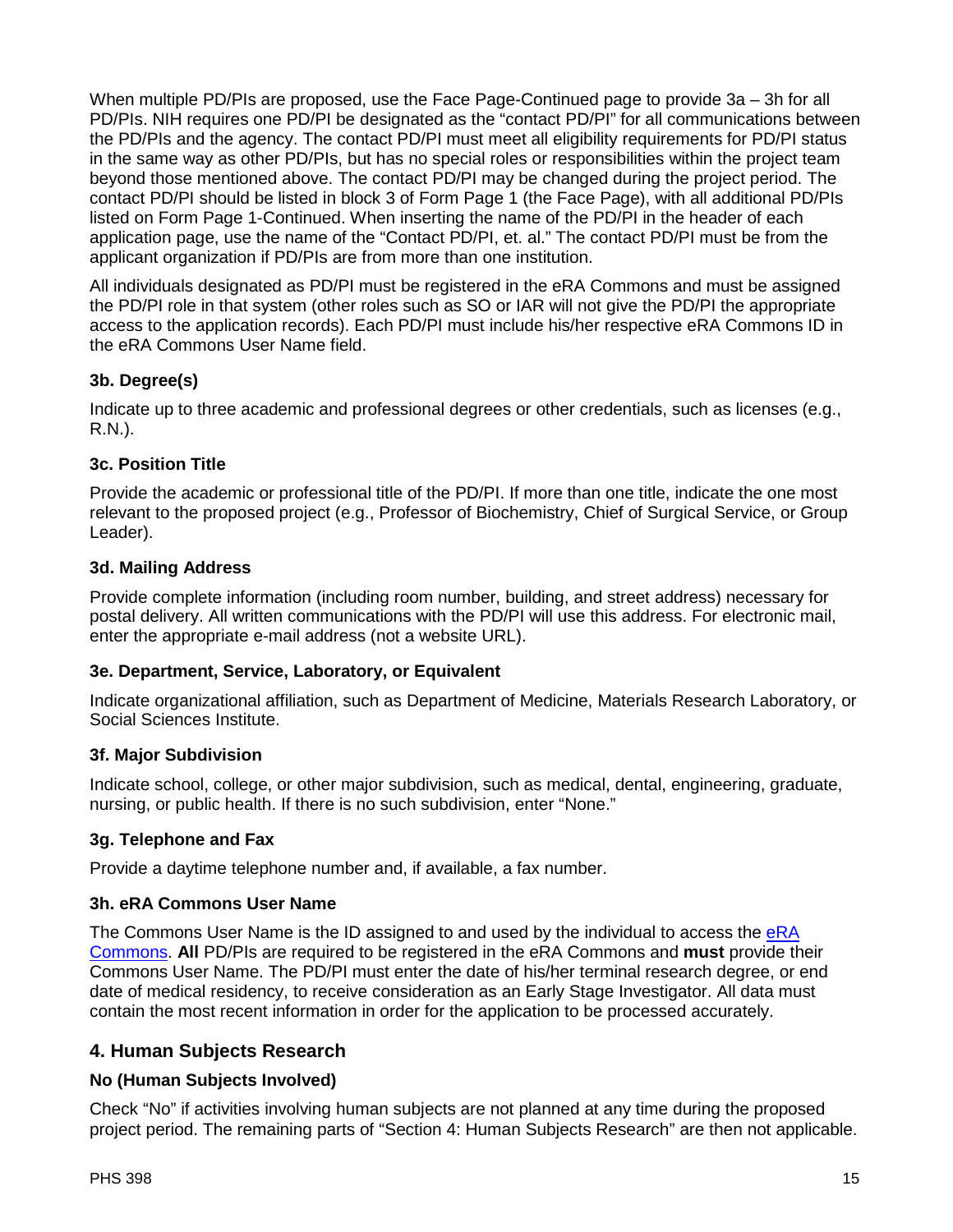When multiple PD/PIs are proposed, use the Face Page-Continued page to provide 3a – 3h for all PD/PIs. NIH requires one PD/PI be designated as the "contact PD/PI" for all communications between the PD/PIs and the agency. The contact PD/PI must meet all eligibility requirements for PD/PI status in the same way as other PD/PIs, but has no special roles or responsibilities within the project team beyond those mentioned above. The contact PD/PI may be changed during the project period. The contact PD/PI should be listed in block 3 of Form Page 1 (the Face Page), with all additional PD/PIs listed on Form Page 1-Continued. When inserting the name of the PD/PI in the header of each application page, use the name of the "Contact PD/PI, et. al." The contact PD/PI must be from the applicant organization if PD/PIs are from more than one institution.

All individuals designated as PD/PI must be registered in the eRA Commons and must be assigned the PD/PI role in that system (other roles such as SO or IAR will not give the PD/PI the appropriate access to the application records). Each PD/PI must include his/her respective eRA Commons ID in the eRA Commons User Name field.

### 3b. Degree(s)

Indicate up to three academic and professional degrees or other credentials, such as licenses (e.g., R.N.).

### 3c. Position Title

Provide the academic or professional title of the PD/PI. If more than one title, indicate the one most relevant to the proposed project (e.g., Professor of Biochemistry, Chief of Surgical Service, or Group Leader).

### 3d. Mailing Address

Provide complete information (including room number, building, and street address) necessary for postal delivery. All written communications with the PD/PI will use this address. For electronic mail, enter the appropriate e-mail address (not a website URL).

### 3e. Department, Service, Laboratory, or Equivalent

Indicate organizational affiliation, such as Department of Medicine, Materials Research Laboratory, or Social Sciences Institute.

### 3f. Major Subdivision

Indicate school, college, or other major subdivision, such as medical, dental, engineering, graduate, nursing, or public health. If there is no such subdivision, enter "None."

### 3g. Telephone and Fax

Provide a daytime telephone number and, if available, a fax number.

### 3h. eRA Commons User Name

The Commons User Name is the ID assigned to and used by the individual to access the eRA Commons. **All** PD/PIs are required to be registered in the eRA Commons and **must** provide their Commons User Name. The PD/PI must enter the date of his/her terminal research degree, or end date of medical residency, to receive consideration as an Early Stage Investigator. All data must contain the most recent information in order for the application to be processed accurately.

## 4. Human Subjects Research

### No (Human Subjects Involved)

Check "No" if activities involving human subjects are not planned at any time during the proposed project period. The remaining parts of "Section 4: Human Subjects Research" are then not applicable.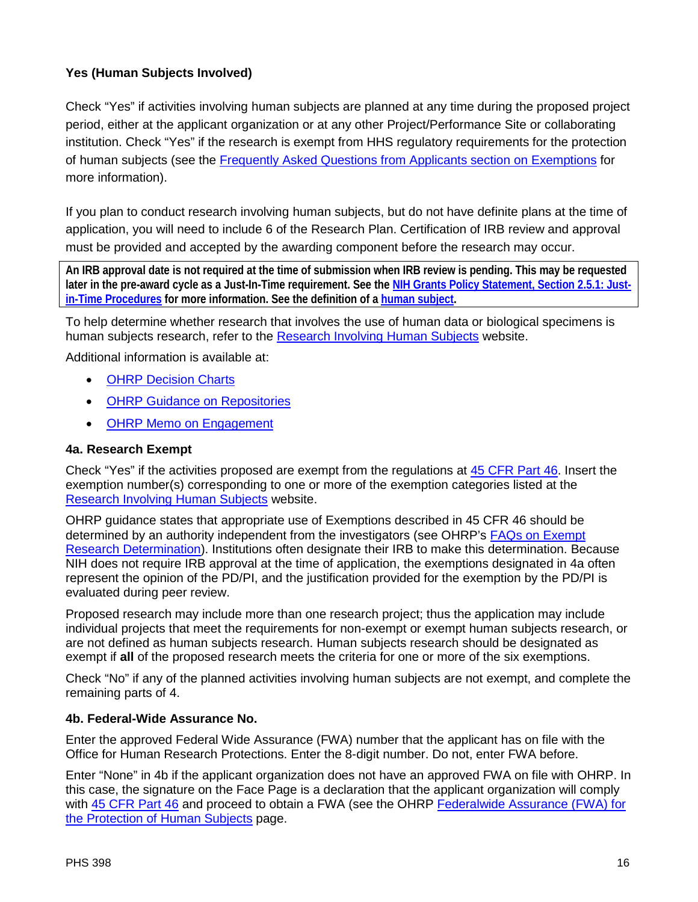**Yes (Human Subjects Involved)**

Check "Yes" if activities involving human subjects are planned at any time during the proposed project period, either at the applicant organization or at any other Project/Performance Site or collaborating institution. Check "Yes" if the research is exempt from HHS regulatory requirements for the protection of human subjects (see the Frequently Asked Questions from Applicants section on Exemptions for more information).

If you plan to conduct research involving human subjects, but do not have definite plans at the time of application, you will need to include 6 of the Research Plan. Certification of IRB review and approval must be provided and accepted by the awarding component before the research may occur.

**An IRB approval date is not required at the time of submission when IRB review is pending. This may be requested later in the pre-award cycle as a Just-In-Time requirement. See the NIH Grants Policy Statement, Section 2.5.1: Just-in-Time Procedures for more information. See the definition of a human subject.**

To help determine whether research that involves the use of human data or biological specimens is human subjects research, refer to the Research Involving Human Subjects website.

Additional information is available at:

- OHRP Decision Charts
- OHRP Guidance on Repositories
- OHRP Memo on Engagement

#### 4a. Research Exempt

Check "Yes" if the activities proposed are exempt from the regulations at 45 CFR Part 46. Insert the exemption number(s) corresponding to one or more of the exemption categories listed at the Research Involving Human Subjects website.

OHRP guidance states that appropriate use of Exemptions described in 45 CFR 46 should be determined by an authority independent from the investigators (see OHRP's FAQs on Exempt Research Determination). Institutions often designate their IRB to make this determination. Because NIH does not require IRB approval at the time of application, the exemptions designated in 4a often represent the opinion of the PD/PI, and the justification provided for the exemption by the PD/PI is evaluated during peer review.

Proposed research may include more than one research project; thus the application may include individual projects that meet the requirements for non-exempt or exempt human subjects research, or are not defined as human subjects research. Human subjects research should be designated as exempt if **all** of the proposed research meets the criteria for one or more of the six exemptions.

Check "No" if any of the planned activities involving human subjects are not exempt, and complete the remaining parts of 4.

#### 4b. Federal-Wide Assurance No.

Enter the approved Federal Wide Assurance (FWA) number that the applicant has on file with the Office for Human Research Protections. Enter the 8-digit number. Do not, enter FWA before.

Enter "None" in 4b if the applicant organization does not have an approved FWA on file with OHRP. In this case, the signature on the Face Page is a declaration that the applicant organization will comply with 45 CFR Part 46 and proceed to obtain a FWA (see the OHRP Federalwide Assurance (FWA) for the Protection of Human Subjects page.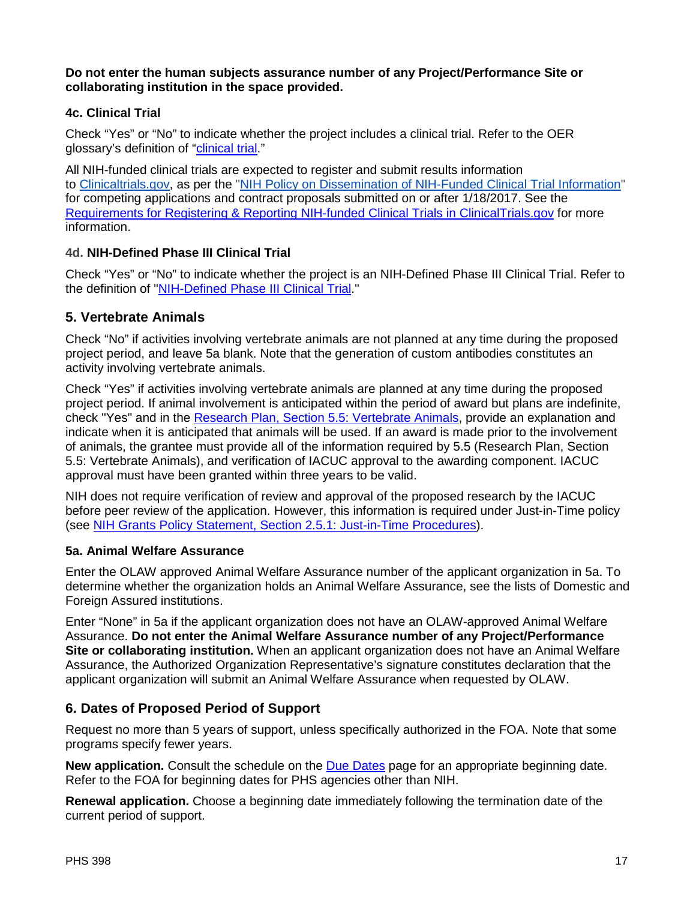**Do not enter the human subjects assurance number of any Project/Performance Site or collaborating institution in the space provided.**

### 4c. Clinical Trial

Check "Yes" or "No" to indicate whether the project includes a clinical trial. Refer to the OER glossary's definition of "clinical trial."

All NIH-funded clinical trials are expected to register and submit results information to Clinicaltrials.gov, as per the "NIH Policy on Dissemination of NIH-Funded Clinical Trial Information" for competing applications and contract proposals submitted on or after 1/18/2017. See the Requirements for Registering & Reporting NIH-funded Clinical Trials in ClinicalTrials.gov for more information.

### 4d. NIH-Defined Phase III Clinical Trial

Check "Yes" or "No" to indicate whether the project is an NIH-Defined Phase III Clinical Trial. Refer to the definition of "NIH-Defined Phase III Clinical Trial."

## 5. Vertebrate Animals

Check "No" if activities involving vertebrate animals are not planned at any time during the proposed project period, and leave 5a blank. Note that the generation of custom antibodies constitutes an activity involving vertebrate animals.

Check "Yes" if activities involving vertebrate animals are planned at any time during the proposed project period. If animal involvement is anticipated within the period of award but plans are indefinite, check "Yes" and in the Research Plan, Section 5.5: Vertebrate Animals, provide an explanation and indicate when it is anticipated that animals will be used. If an award is made prior to the involvement of animals, the grantee must provide all of the information required by 5.5 (Research Plan, Section 5.5: Vertebrate Animals), and verification of IACUC approval to the awarding component. IACUC approval must have been granted within three years to be valid.

NIH does not require verification of review and approval of the proposed research by the IACUC before peer review of the application. However, this information is required under Just-in-Time policy (see NIH Grants Policy Statement, Section 2.5.1: Just-in-Time Procedures).

### 5a. Animal Welfare Assurance

Enter the OLAW approved Animal Welfare Assurance number of the applicant organization in 5a. To determine whether the organization holds an Animal Welfare Assurance, see the lists of Domestic and Foreign Assured institutions.

Enter "None" in 5a if the applicant organization does not have an OLAW-approved Animal Welfare Assurance. **Do not enter the Animal Welfare Assurance number of any Project/Performance Site or collaborating institution.** When an applicant organization does not have an Animal Welfare Assurance, the Authorized Organization Representative's signature constitutes declaration that the applicant organization will submit an Animal Welfare Assurance when requested by OLAW.

## 6. Dates of Proposed Period of Support

Request no more than 5 years of support, unless specifically authorized in the FOA. Note that some programs specify fewer years.

**New application.** Consult the schedule on the Due Dates page for an appropriate beginning date. Refer to the FOA for beginning dates for PHS agencies other than NIH.

**Renewal application.** Choose a beginning date immediately following the termination date of the current period of support.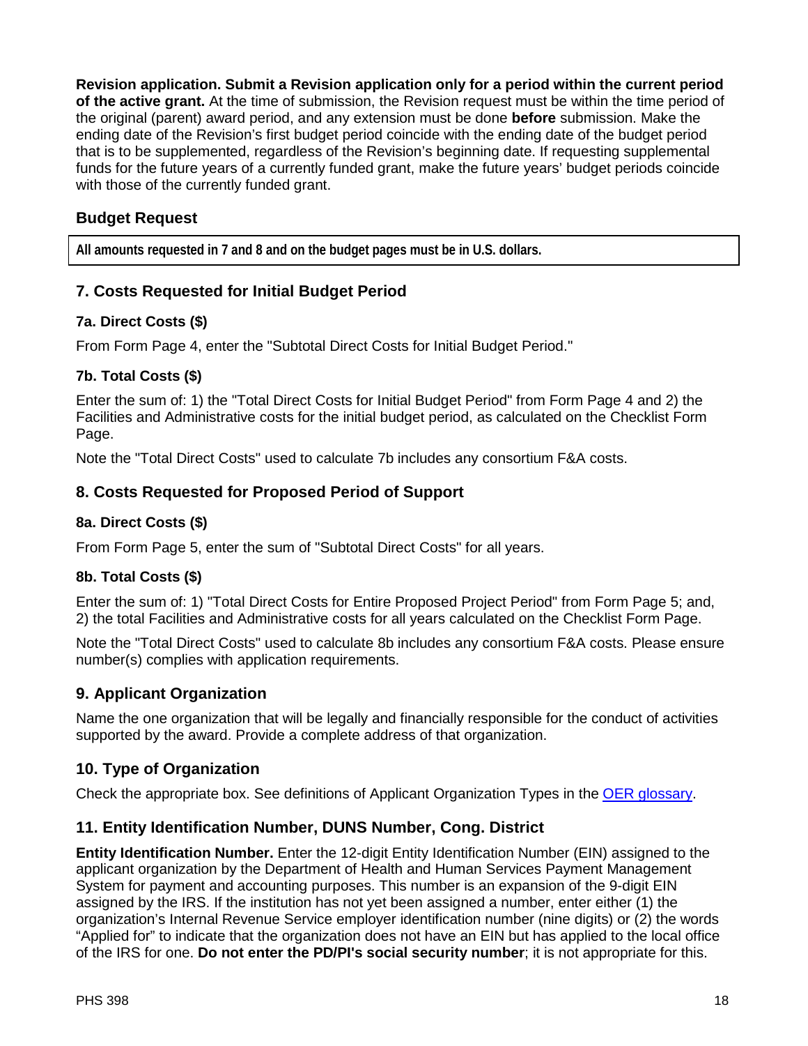**Revision application. Submit a Revision application only for a period within the current period of the active grant.** At the time of submission, the Revision request must be within the time period of the original (parent) award period, and any extension must be done **before** submission. Make the ending date of the Revision's first budget period coincide with the ending date of the budget period that is to be supplemented, regardless of the Revision's beginning date. If requesting supplemental funds for the future years of a currently funded grant, make the future years' budget periods coincide with those of the currently funded grant.

## Budget Request

**All amounts requested in 7 and 8 and on the budget pages must be in U.S. dollars.**

## 7. Costs Requested for Initial Budget Period

### 7a. Direct Costs ($)

From Form Page 4, enter the "Subtotal Direct Costs for Initial Budget Period."

### 7b. Total Costs ($)

Enter the sum of: 1) the "Total Direct Costs for Initial Budget Period" from Form Page 4 and 2) the Facilities and Administrative costs for the initial budget period, as calculated on the Checklist Form Page.

Note the "Total Direct Costs" used to calculate 7b includes any consortium F&A costs.

## 8. Costs Requested for Proposed Period of Support

### 8a. Direct Costs ($)

From Form Page 5, enter the sum of "Subtotal Direct Costs" for all years.

### 8b. Total Costs ($)

Enter the sum of: 1) "Total Direct Costs for Entire Proposed Project Period" from Form Page 5; and, 2) the total Facilities and Administrative costs for all years calculated on the Checklist Form Page.

Note the "Total Direct Costs" used to calculate 8b includes any consortium F&A costs. Please ensure number(s) complies with application requirements.

## 9. Applicant Organization

Name the one organization that will be legally and financially responsible for the conduct of activities supported by the award. Provide a complete address of that organization.

## 10. Type of Organization

Check the appropriate box. See definitions of Applicant Organization Types in the [OER glossary](#).

## 11. Entity Identification Number, DUNS Number, Cong. District

**Entity Identification Number.** Enter the 12-digit Entity Identification Number (EIN) assigned to the applicant organization by the Department of Health and Human Services Payment Management System for payment and accounting purposes. This number is an expansion of the 9-digit EIN assigned by the IRS. If the institution has not yet been assigned a number, enter either (1) the organization's Internal Revenue Service employer identification number (nine digits) or (2) the words "Applied for" to indicate that the organization does not have an EIN but has applied to the local office of the IRS for one. **Do not enter the PD/PI's social security number**; it is not appropriate for this.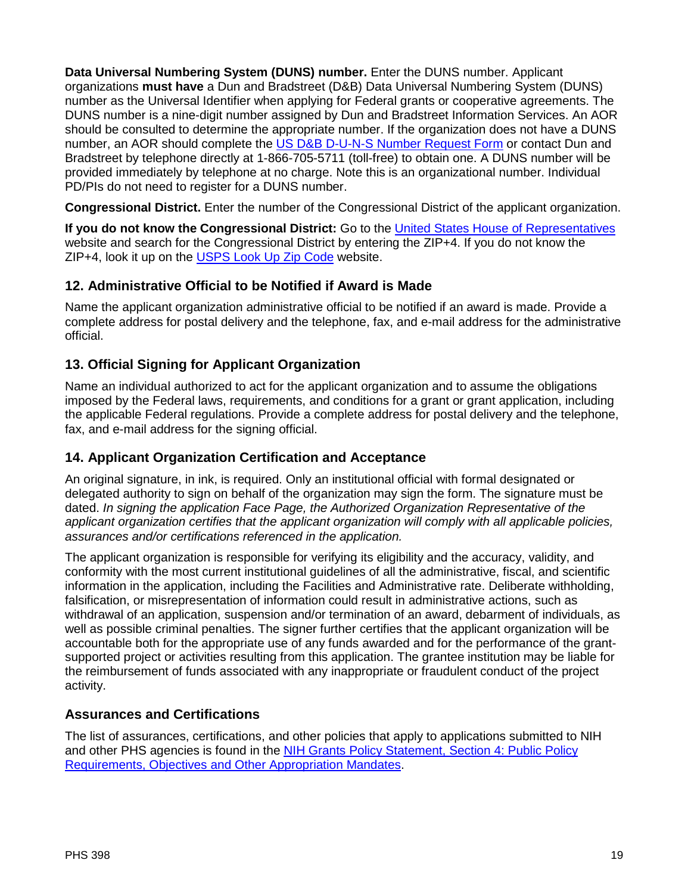**Data Universal Numbering System (DUNS) number.** Enter the DUNS number. Applicant organizations **must have** a Dun and Bradstreet (D&B) Data Universal Numbering System (DUNS) number as the Universal Identifier when applying for Federal grants or cooperative agreements. The DUNS number is a nine-digit number assigned by Dun and Bradstreet Information Services. An AOR should be consulted to determine the appropriate number. If the organization does not have a DUNS number, an AOR should complete the [US D&B D-U-N-S Number Request Form] or contact Dun and Bradstreet by telephone directly at 1-866-705-5711 (toll-free) to obtain one. A DUNS number will be provided immediately by telephone at no charge. Note this is an organizational number. Individual PD/PIs do not need to register for a DUNS number.

**Congressional District.** Enter the number of the Congressional District of the applicant organization.

**If you do not know the Congressional District:** Go to the [United States House of Representatives] website and search for the Congressional District by entering the ZIP+4. If you do not know the ZIP+4, look it up on the [USPS Look Up Zip Code] website.

## 12. Administrative Official to be Notified if Award is Made

Name the applicant organization administrative official to be notified if an award is made. Provide a complete address for postal delivery and the telephone, fax, and e-mail address for the administrative official.

## 13. Official Signing for Applicant Organization

Name an individual authorized to act for the applicant organization and to assume the obligations imposed by the Federal laws, requirements, and conditions for a grant or grant application, including the applicable Federal regulations. Provide a complete address for postal delivery and the telephone, fax, and e-mail address for the signing official.

## 14. Applicant Organization Certification and Acceptance

An original signature, in ink, is required. Only an institutional official with formal designated or delegated authority to sign on behalf of the organization may sign the form. The signature must be dated. *In signing the application Face Page, the Authorized Organization Representative of the applicant organization certifies that the applicant organization will comply with all applicable policies, assurances and/or certifications referenced in the application.*

The applicant organization is responsible for verifying its eligibility and the accuracy, validity, and conformity with the most current institutional guidelines of all the administrative, fiscal, and scientific information in the application, including the Facilities and Administrative rate. Deliberate withholding, falsification, or misrepresentation of information could result in administrative actions, such as withdrawal of an application, suspension and/or termination of an award, debarment of individuals, as well as possible criminal penalties. The signer further certifies that the applicant organization will be accountable both for the appropriate use of any funds awarded and for the performance of the grant-supported project or activities resulting from this application. The grantee institution may be liable for the reimbursement of funds associated with any inappropriate or fraudulent conduct of the project activity.

## Assurances and Certifications

The list of assurances, certifications, and other policies that apply to applications submitted to NIH and other PHS agencies is found in the [NIH Grants Policy Statement, Section 4: Public Policy Requirements, Objectives and Other Appropriation Mandates].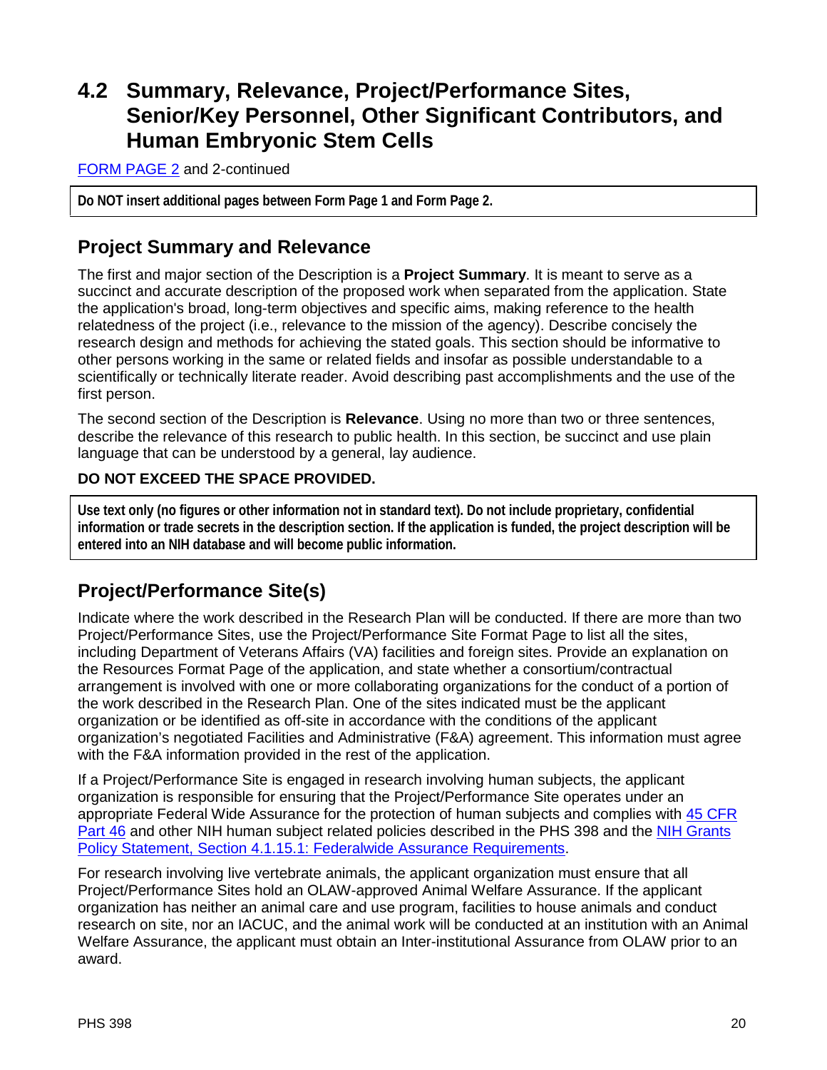# 4.2 Summary, Relevance, Project/Performance Sites, Senior/Key Personnel, Other Significant Contributors, and Human Embryonic Stem Cells

[FORM PAGE 2](#) and 2-continued

**Do NOT insert additional pages between Form Page 1 and Form Page 2.**

## Project Summary and Relevance

The first and major section of the Description is a **Project Summary**. It is meant to serve as a succinct and accurate description of the proposed work when separated from the application. State the application's broad, long-term objectives and specific aims, making reference to the health relatedness of the project (i.e., relevance to the mission of the agency). Describe concisely the research design and methods for achieving the stated goals. This section should be informative to other persons working in the same or related fields and insofar as possible understandable to a scientifically or technically literate reader. Avoid describing past accomplishments and the use of the first person.

The second section of the Description is **Relevance**. Using no more than two or three sentences, describe the relevance of this research to public health. In this section, be succinct and use plain language that can be understood by a general, lay audience.

**DO NOT EXCEED THE SPACE PROVIDED.**

**Use text only (no figures or other information not in standard text). Do not include proprietary, confidential information or trade secrets in the description section. If the application is funded, the project description will be entered into an NIH database and will become public information.**

## Project/Performance Site(s)

Indicate where the work described in the Research Plan will be conducted. If there are more than two Project/Performance Sites, use the Project/Performance Site Format Page to list all the sites, including Department of Veterans Affairs (VA) facilities and foreign sites. Provide an explanation on the Resources Format Page of the application, and state whether a consortium/contractual arrangement is involved with one or more collaborating organizations for the conduct of a portion of the work described in the Research Plan. One of the sites indicated must be the applicant organization or be identified as off-site in accordance with the conditions of the applicant organization's negotiated Facilities and Administrative (F&A) agreement. This information must agree with the F&A information provided in the rest of the application.

If a Project/Performance Site is engaged in research involving human subjects, the applicant organization is responsible for ensuring that the Project/Performance Site operates under an appropriate Federal Wide Assurance for the protection of human subjects and complies with [45 CFR Part 46](#) and other NIH human subject related policies described in the PHS 398 and the [NIH Grants Policy Statement, Section 4.1.15.1: Federalwide Assurance Requirements](#).

For research involving live vertebrate animals, the applicant organization must ensure that all Project/Performance Sites hold an OLAW-approved Animal Welfare Assurance. If the applicant organization has neither an animal care and use program, facilities to house animals and conduct research on site, nor an IACUC, and the animal work will be conducted at an institution with an Animal Welfare Assurance, the applicant must obtain an Inter-institutional Assurance from OLAW prior to an award.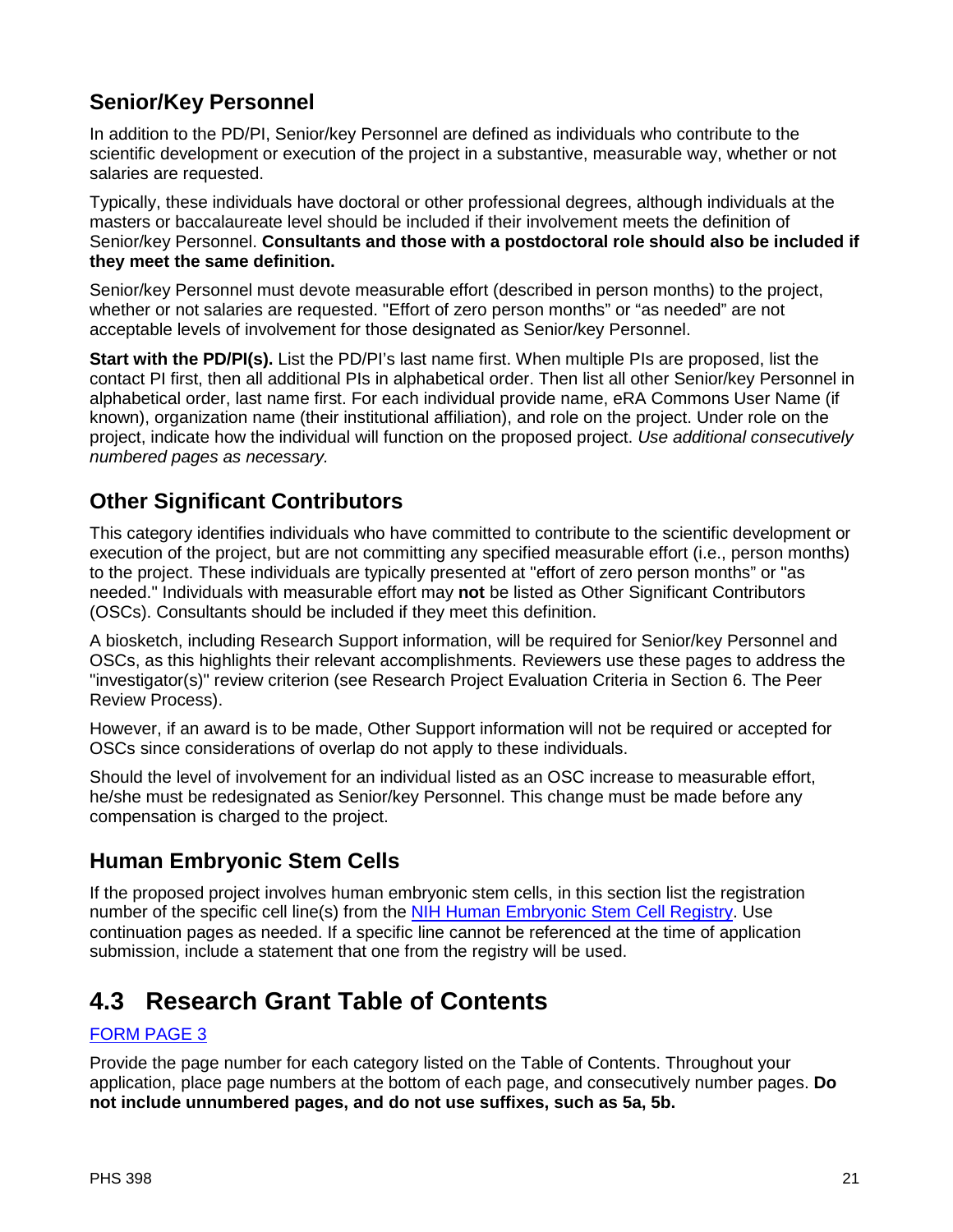### Senior/Key Personnel

In addition to the PD/PI, Senior/key Personnel are defined as individuals who contribute to the scientific development or execution of the project in a substantive, measurable way, whether or not salaries are requested.

Typically, these individuals have doctoral or other professional degrees, although individuals at the masters or baccalaureate level should be included if their involvement meets the definition of Senior/key Personnel. **Consultants and those with a postdoctoral role should also be included if they meet the same definition.**

Senior/key Personnel must devote measurable effort (described in person months) to the project, whether or not salaries are requested. "Effort of zero person months" or "as needed" are not acceptable levels of involvement for those designated as Senior/key Personnel.

**Start with the PD/PI(s).** List the PD/PI's last name first. When multiple PIs are proposed, list the contact PI first, then all additional PIs in alphabetical order. Then list all other Senior/key Personnel in alphabetical order, last name first. For each individual provide name, eRA Commons User Name (if known), organization name (their institutional affiliation), and role on the project. Under role on the project, indicate how the individual will function on the proposed project. *Use additional consecutively numbered pages as necessary.*

### Other Significant Contributors

This category identifies individuals who have committed to contribute to the scientific development or execution of the project, but are not committing any specified measurable effort (i.e., person months) to the project. These individuals are typically presented at "effort of zero person months" or "as needed." Individuals with measurable effort may **not** be listed as Other Significant Contributors (OSCs). Consultants should be included if they meet this definition.

A biosketch, including Research Support information, will be required for Senior/key Personnel and OSCs, as this highlights their relevant accomplishments. Reviewers use these pages to address the "investigator(s)" review criterion (see Research Project Evaluation Criteria in Section 6. The Peer Review Process).

However, if an award is to be made, Other Support information will not be required or accepted for OSCs since considerations of overlap do not apply to these individuals.

Should the level of involvement for an individual listed as an OSC increase to measurable effort, he/she must be redesignated as Senior/key Personnel. This change must be made before any compensation is charged to the project.

### Human Embryonic Stem Cells

If the proposed project involves human embryonic stem cells, in this section list the registration number of the specific cell line(s) from the NIH Human Embryonic Stem Cell Registry. Use continuation pages as needed. If a specific line cannot be referenced at the time of application submission, include a statement that one from the registry will be used.

## 4.3 Research Grant Table of Contents

FORM PAGE 3

Provide the page number for each category listed on the Table of Contents. Throughout your application, place page numbers at the bottom of each page, and consecutively number pages. **Do not include unnumbered pages, and do not use suffixes, such as 5a, 5b.**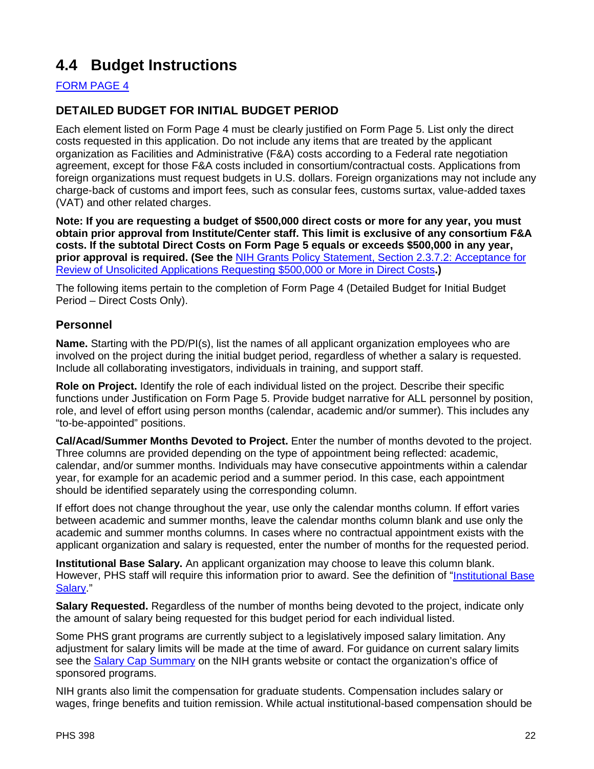# 4.4 Budget Instructions

[FORM PAGE 4]

## DETAILED BUDGET FOR INITIAL BUDGET PERIOD

Each element listed on Form Page 4 must be clearly justified on Form Page 5. List only the direct costs requested in this application. Do not include any items that are treated by the applicant organization as Facilities and Administrative (F&A) costs according to a Federal rate negotiation agreement, except for those F&A costs included in consortium/contractual costs. Applications from foreign organizations must request budgets in U.S. dollars. Foreign organizations may not include any charge-back of customs and import fees, such as consular fees, customs surtax, value-added taxes (VAT) and other related charges.

**Note: If you are requesting a budget of $500,000 direct costs or more for any year, you must obtain prior approval from Institute/Center staff. This limit is exclusive of any consortium F&A costs. If the subtotal Direct Costs on Form Page 5 equals or exceeds $500,000 in any year, prior approval is required. (See the [NIH Grants Policy Statement, Section 2.3.7.2: Acceptance for Review of Unsolicited Applications Requesting $500,000 or More in Direct Costs].)**

The following items pertain to the completion of Form Page 4 (Detailed Budget for Initial Budget Period – Direct Costs Only).

### Personnel

**Name.** Starting with the PD/PI(s), list the names of all applicant organization employees who are involved on the project during the initial budget period, regardless of whether a salary is requested. Include all collaborating investigators, individuals in training, and support staff.

**Role on Project.** Identify the role of each individual listed on the project. Describe their specific functions under Justification on Form Page 5. Provide budget narrative for ALL personnel by position, role, and level of effort using person months (calendar, academic and/or summer). This includes any "to-be-appointed" positions.

**Cal/Acad/Summer Months Devoted to Project.** Enter the number of months devoted to the project. Three columns are provided depending on the type of appointment being reflected: academic, calendar, and/or summer months. Individuals may have consecutive appointments within a calendar year, for example for an academic period and a summer period. In this case, each appointment should be identified separately using the corresponding column.

If effort does not change throughout the year, use only the calendar months column. If effort varies between academic and summer months, leave the calendar months column blank and use only the academic and summer months columns. In cases where no contractual appointment exists with the applicant organization and salary is requested, enter the number of months for the requested period.

**Institutional Base Salary.** An applicant organization may choose to leave this column blank. However, PHS staff will require this information prior to award. See the definition of "[Institutional Base Salary]."

**Salary Requested.** Regardless of the number of months being devoted to the project, indicate only the amount of salary being requested for this budget period for each individual listed.

Some PHS grant programs are currently subject to a legislatively imposed salary limitation. Any adjustment for salary limits will be made at the time of award. For guidance on current salary limits see the [Salary Cap Summary] on the NIH grants website or contact the organization's office of sponsored programs.

NIH grants also limit the compensation for graduate students. Compensation includes salary or wages, fringe benefits and tuition remission. While actual institutional-based compensation should be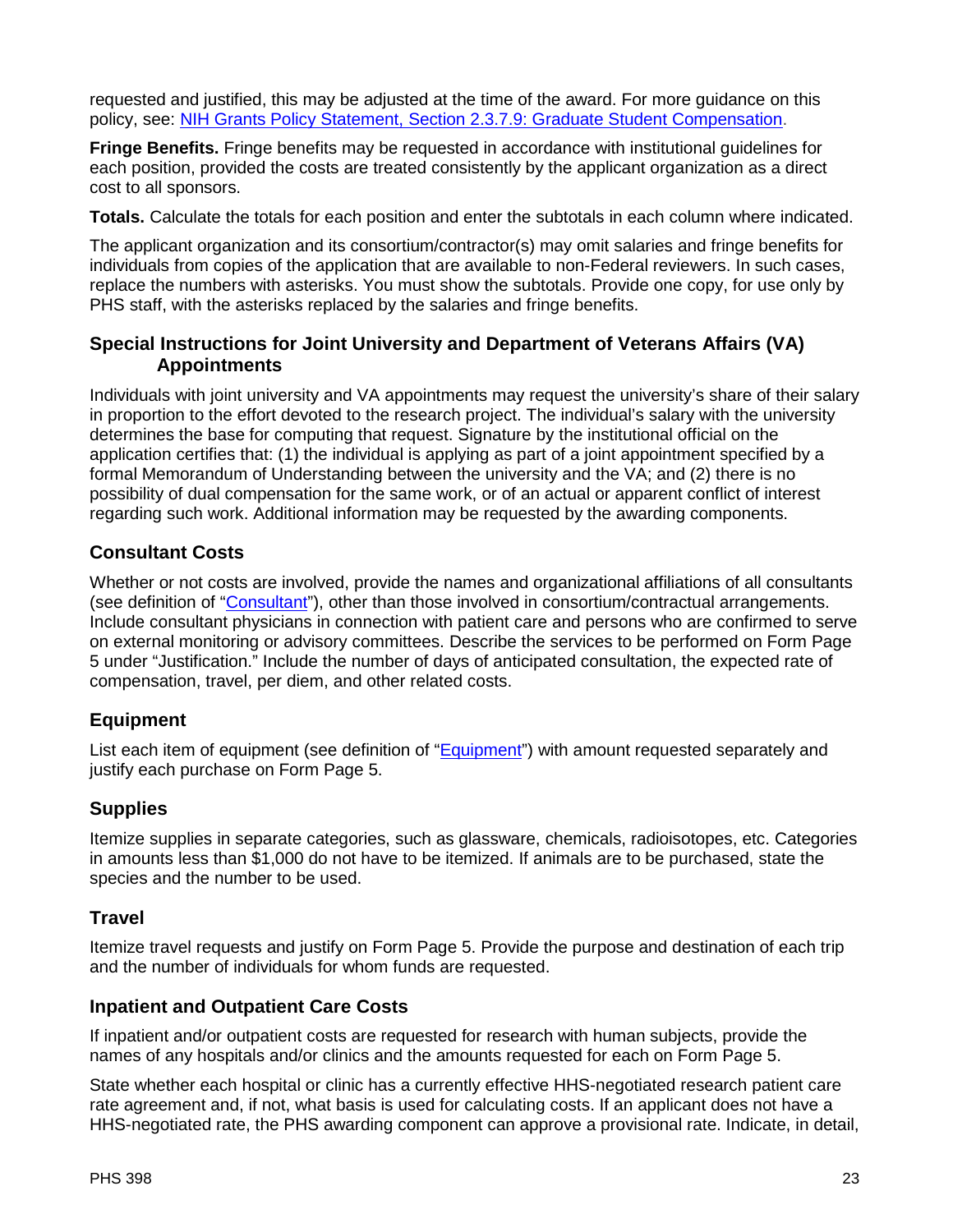requested and justified, this may be adjusted at the time of the award. For more guidance on this policy, see: [NIH Grants Policy Statement, Section 2.3.7.9: Graduate Student Compensation](#).

**Fringe Benefits.** Fringe benefits may be requested in accordance with institutional guidelines for each position, provided the costs are treated consistently by the applicant organization as a direct cost to all sponsors.

**Totals.** Calculate the totals for each position and enter the subtotals in each column where indicated.

The applicant organization and its consortium/contractor(s) may omit salaries and fringe benefits for individuals from copies of the application that are available to non-Federal reviewers. In such cases, replace the numbers with asterisks. You must show the subtotals. Provide one copy, for use only by PHS staff, with the asterisks replaced by the salaries and fringe benefits.

### Special Instructions for Joint University and Department of Veterans Affairs (VA) Appointments

Individuals with joint university and VA appointments may request the university's share of their salary in proportion to the effort devoted to the research project. The individual's salary with the university determines the base for computing that request. Signature by the institutional official on the application certifies that: (1) the individual is applying as part of a joint appointment specified by a formal Memorandum of Understanding between the university and the VA; and (2) there is no possibility of dual compensation for the same work, or of an actual or apparent conflict of interest regarding such work. Additional information may be requested by the awarding components.

## Consultant Costs

Whether or not costs are involved, provide the names and organizational affiliations of all consultants (see definition of "[Consultant](#)"), other than those involved in consortium/contractual arrangements. Include consultant physicians in connection with patient care and persons who are confirmed to serve on external monitoring or advisory committees. Describe the services to be performed on Form Page 5 under "Justification." Include the number of days of anticipated consultation, the expected rate of compensation, travel, per diem, and other related costs.

## Equipment

List each item of equipment (see definition of "[Equipment](#)") with amount requested separately and justify each purchase on Form Page 5.

## Supplies

Itemize supplies in separate categories, such as glassware, chemicals, radioisotopes, etc. Categories in amounts less than $1,000 do not have to be itemized. If animals are to be purchased, state the species and the number to be used.

## Travel

Itemize travel requests and justify on Form Page 5. Provide the purpose and destination of each trip and the number of individuals for whom funds are requested.

## Inpatient and Outpatient Care Costs

If inpatient and/or outpatient costs are requested for research with human subjects, provide the names of any hospitals and/or clinics and the amounts requested for each on Form Page 5.

State whether each hospital or clinic has a currently effective HHS-negotiated research patient care rate agreement and, if not, what basis is used for calculating costs. If an applicant does not have a HHS-negotiated rate, the PHS awarding component can approve a provisional rate. Indicate, in detail,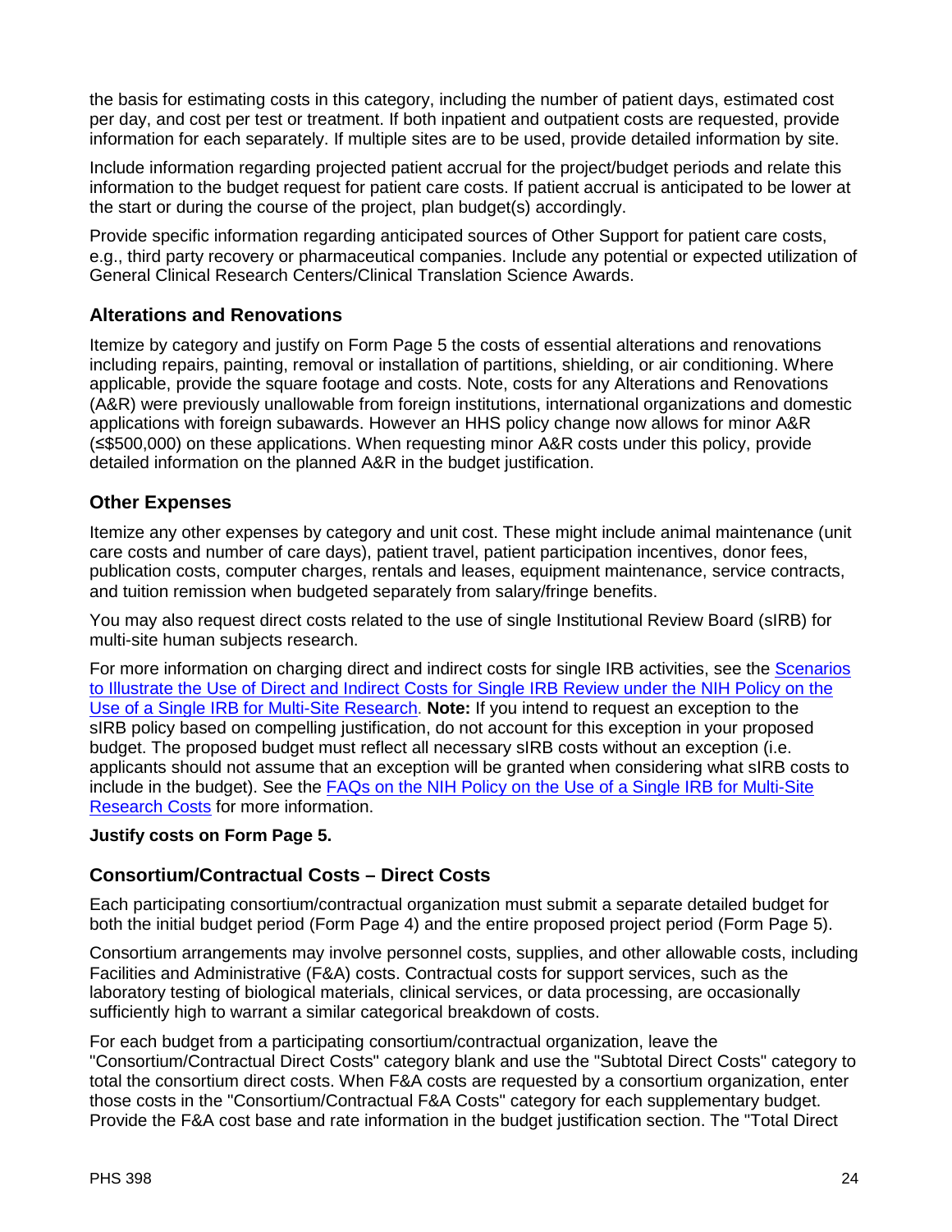the basis for estimating costs in this category, including the number of patient days, estimated cost per day, and cost per test or treatment. If both inpatient and outpatient costs are requested, provide information for each separately. If multiple sites are to be used, provide detailed information by site.

Include information regarding projected patient accrual for the project/budget periods and relate this information to the budget request for patient care costs. If patient accrual is anticipated to be lower at the start or during the course of the project, plan budget(s) accordingly.

Provide specific information regarding anticipated sources of Other Support for patient care costs, e.g., third party recovery or pharmaceutical companies. Include any potential or expected utilization of General Clinical Research Centers/Clinical Translation Science Awards.

### Alterations and Renovations

Itemize by category and justify on Form Page 5 the costs of essential alterations and renovations including repairs, painting, removal or installation of partitions, shielding, or air conditioning. Where applicable, provide the square footage and costs. Note, costs for any Alterations and Renovations (A&R) were previously unallowable from foreign institutions, international organizations and domestic applications with foreign subawards. However an HHS policy change now allows for minor A&R (≤$500,000) on these applications. When requesting minor A&R costs under this policy, provide detailed information on the planned A&R in the budget justification.

### Other Expenses

Itemize any other expenses by category and unit cost. These might include animal maintenance (unit care costs and number of care days), patient travel, patient participation incentives, donor fees, publication costs, computer charges, rentals and leases, equipment maintenance, service contracts, and tuition remission when budgeted separately from salary/fringe benefits.

You may also request direct costs related to the use of single Institutional Review Board (sIRB) for multi-site human subjects research.

For more information on charging direct and indirect costs for single IRB activities, see the [Scenarios to Illustrate the Use of Direct and Indirect Costs for Single IRB Review under the NIH Policy on the Use of a Single IRB for Multi-Site Research](). **Note:** If you intend to request an exception to the sIRB policy based on compelling justification, do not account for this exception in your proposed budget. The proposed budget must reflect all necessary sIRB costs without an exception (i.e. applicants should not assume that an exception will be granted when considering what sIRB costs to include in the budget). See the [FAQs on the NIH Policy on the Use of a Single IRB for Multi-Site Research Costs]() for more information.

**Justify costs on Form Page 5.**

### Consortium/Contractual Costs – Direct Costs

Each participating consortium/contractual organization must submit a separate detailed budget for both the initial budget period (Form Page 4) and the entire proposed project period (Form Page 5).

Consortium arrangements may involve personnel costs, supplies, and other allowable costs, including Facilities and Administrative (F&A) costs. Contractual costs for support services, such as the laboratory testing of biological materials, clinical services, or data processing, are occasionally sufficiently high to warrant a similar categorical breakdown of costs.

For each budget from a participating consortium/contractual organization, leave the "Consortium/Contractual Direct Costs" category blank and use the "Subtotal Direct Costs" category to total the consortium direct costs. When F&A costs are requested by a consortium organization, enter those costs in the "Consortium/Contractual F&A Costs" category for each supplementary budget. Provide the F&A cost base and rate information in the budget justification section. The "Total Direct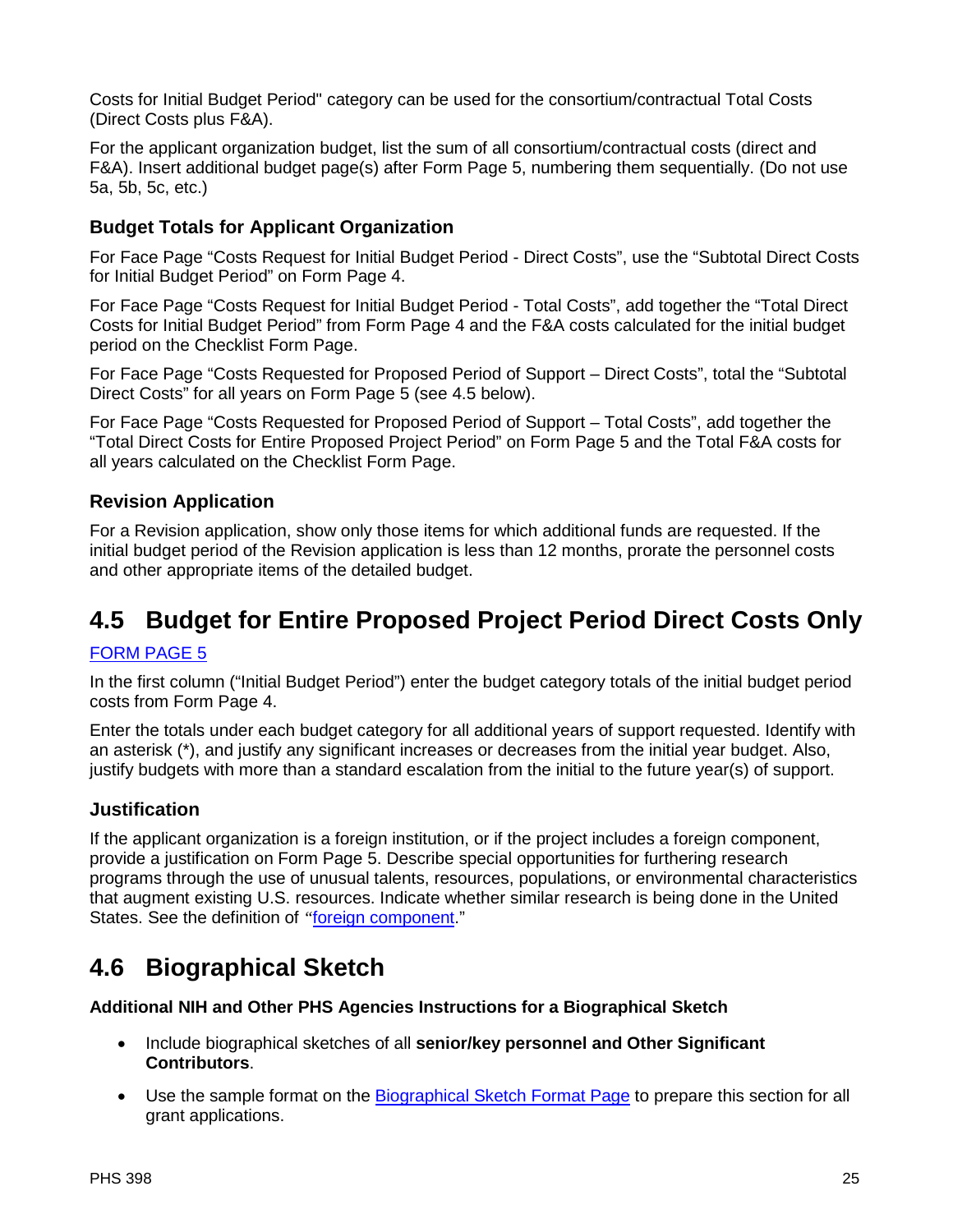Costs for Initial Budget Period" category can be used for the consortium/contractual Total Costs (Direct Costs plus F&A).

For the applicant organization budget, list the sum of all consortium/contractual costs (direct and F&A). Insert additional budget page(s) after Form Page 5, numbering them sequentially. (Do not use 5a, 5b, 5c, etc.)

### Budget Totals for Applicant Organization

For Face Page "Costs Request for Initial Budget Period - Direct Costs", use the "Subtotal Direct Costs for Initial Budget Period" on Form Page 4.

For Face Page "Costs Request for Initial Budget Period - Total Costs", add together the "Total Direct Costs for Initial Budget Period" from Form Page 4 and the F&A costs calculated for the initial budget period on the Checklist Form Page.

For Face Page "Costs Requested for Proposed Period of Support – Direct Costs", total the "Subtotal Direct Costs" for all years on Form Page 5 (see 4.5 below).

For Face Page "Costs Requested for Proposed Period of Support – Total Costs", add together the "Total Direct Costs for Entire Proposed Project Period" on Form Page 5 and the Total F&A costs for all years calculated on the Checklist Form Page.

### Revision Application

For a Revision application, show only those items for which additional funds are requested. If the initial budget period of the Revision application is less than 12 months, prorate the personnel costs and other appropriate items of the detailed budget.

## 4.5 Budget for Entire Proposed Project Period Direct Costs Only

[FORM PAGE 5]

In the first column ("Initial Budget Period") enter the budget category totals of the initial budget period costs from Form Page 4.

Enter the totals under each budget category for all additional years of support requested. Identify with an asterisk (*), and justify any significant increases or decreases from the initial year budget. Also, justify budgets with more than a standard escalation from the initial to the future year(s) of support.

### Justification

If the applicant organization is a foreign institution, or if the project includes a foreign component, provide a justification on Form Page 5. Describe special opportunities for furthering research programs through the use of unusual talents, resources, populations, or environmental characteristics that augment existing U.S. resources. Indicate whether similar research is being done in the United States. See the definition of "foreign component."

## 4.6 Biographical Sketch

**Additional NIH and Other PHS Agencies Instructions for a Biographical Sketch**

- Include biographical sketches of all **senior/key personnel and Other Significant Contributors**.
- Use the sample format on the Biographical Sketch Format Page to prepare this section for all grant applications.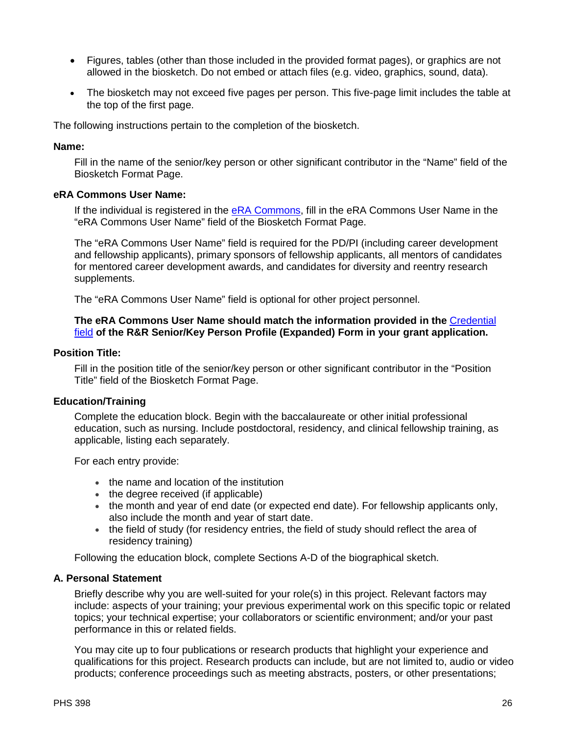- Figures, tables (other than those included in the provided format pages), or graphics are not allowed in the biosketch. Do not embed or attach files (e.g. video, graphics, sound, data).
- The biosketch may not exceed five pages per person. This five-page limit includes the table at the top of the first page.

The following instructions pertain to the completion of the biosketch.

**Name:**

Fill in the name of the senior/key person or other significant contributor in the "Name" field of the Biosketch Format Page.

**eRA Commons User Name:**

If the individual is registered in the eRA Commons, fill in the eRA Commons User Name in the "eRA Commons User Name" field of the Biosketch Format Page.

The "eRA Commons User Name" field is required for the PD/PI (including career development and fellowship applicants), primary sponsors of fellowship applicants, all mentors of candidates for mentored career development awards, and candidates for diversity and reentry research supplements.

The "eRA Commons User Name" field is optional for other project personnel.

**The eRA Commons User Name should match the information provided in the Credential field of the R&R Senior/Key Person Profile (Expanded) Form in your grant application.**

**Position Title:**

Fill in the position title of the senior/key person or other significant contributor in the "Position Title" field of the Biosketch Format Page.

**Education/Training**

Complete the education block. Begin with the baccalaureate or other initial professional education, such as nursing. Include postdoctoral, residency, and clinical fellowship training, as applicable, listing each separately.

For each entry provide:

- the name and location of the institution
- the degree received (if applicable)
- the month and year of end date (or expected end date). For fellowship applicants only, also include the month and year of start date.
- the field of study (for residency entries, the field of study should reflect the area of residency training)

Following the education block, complete Sections A-D of the biographical sketch.

**A. Personal Statement**

Briefly describe why you are well-suited for your role(s) in this project. Relevant factors may include: aspects of your training; your previous experimental work on this specific topic or related topics; your technical expertise; your collaborators or scientific environment; and/or your past performance in this or related fields.

You may cite up to four publications or research products that highlight your experience and qualifications for this project. Research products can include, but are not limited to, audio or video products; conference proceedings such as meeting abstracts, posters, or other presentations;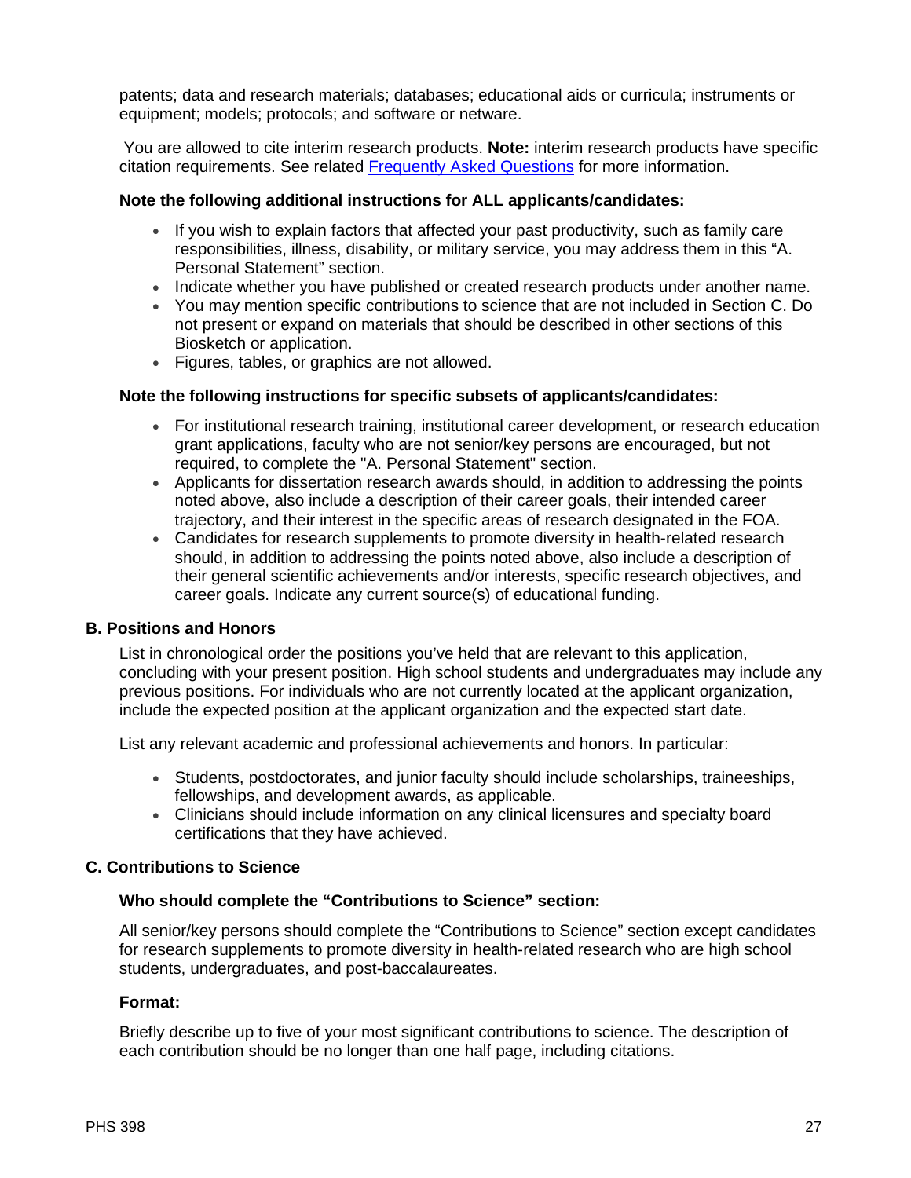patents; data and research materials; databases; educational aids or curricula; instruments or equipment; models; protocols; and software or netware.

You are allowed to cite interim research products. **Note:** interim research products have specific citation requirements. See related [Frequently Asked Questions](#) for more information.

**Note the following additional instructions for ALL applicants/candidates:**

- If you wish to explain factors that affected your past productivity, such as family care responsibilities, illness, disability, or military service, you may address them in this "A. Personal Statement" section.
- Indicate whether you have published or created research products under another name.
- You may mention specific contributions to science that are not included in Section C. Do not present or expand on materials that should be described in other sections of this Biosketch or application.
- Figures, tables, or graphics are not allowed.

**Note the following instructions for specific subsets of applicants/candidates:**

- For institutional research training, institutional career development, or research education grant applications, faculty who are not senior/key persons are encouraged, but not required, to complete the "A. Personal Statement" section.
- Applicants for dissertation research awards should, in addition to addressing the points noted above, also include a description of their career goals, their intended career trajectory, and their interest in the specific areas of research designated in the FOA.
- Candidates for research supplements to promote diversity in health-related research should, in addition to addressing the points noted above, also include a description of their general scientific achievements and/or interests, specific research objectives, and career goals. Indicate any current source(s) of educational funding.

### B. Positions and Honors

List in chronological order the positions you've held that are relevant to this application, concluding with your present position. High school students and undergraduates may include any previous positions. For individuals who are not currently located at the applicant organization, include the expected position at the applicant organization and the expected start date.

List any relevant academic and professional achievements and honors. In particular:

- Students, postdoctorates, and junior faculty should include scholarships, traineeships, fellowships, and development awards, as applicable.
- Clinicians should include information on any clinical licensures and specialty board certifications that they have achieved.

### C. Contributions to Science

**Who should complete the "Contributions to Science" section:**

All senior/key persons should complete the "Contributions to Science" section except candidates for research supplements to promote diversity in health-related research who are high school students, undergraduates, and post-baccalaureates.

**Format:**

Briefly describe up to five of your most significant contributions to science. The description of each contribution should be no longer than one half page, including citations.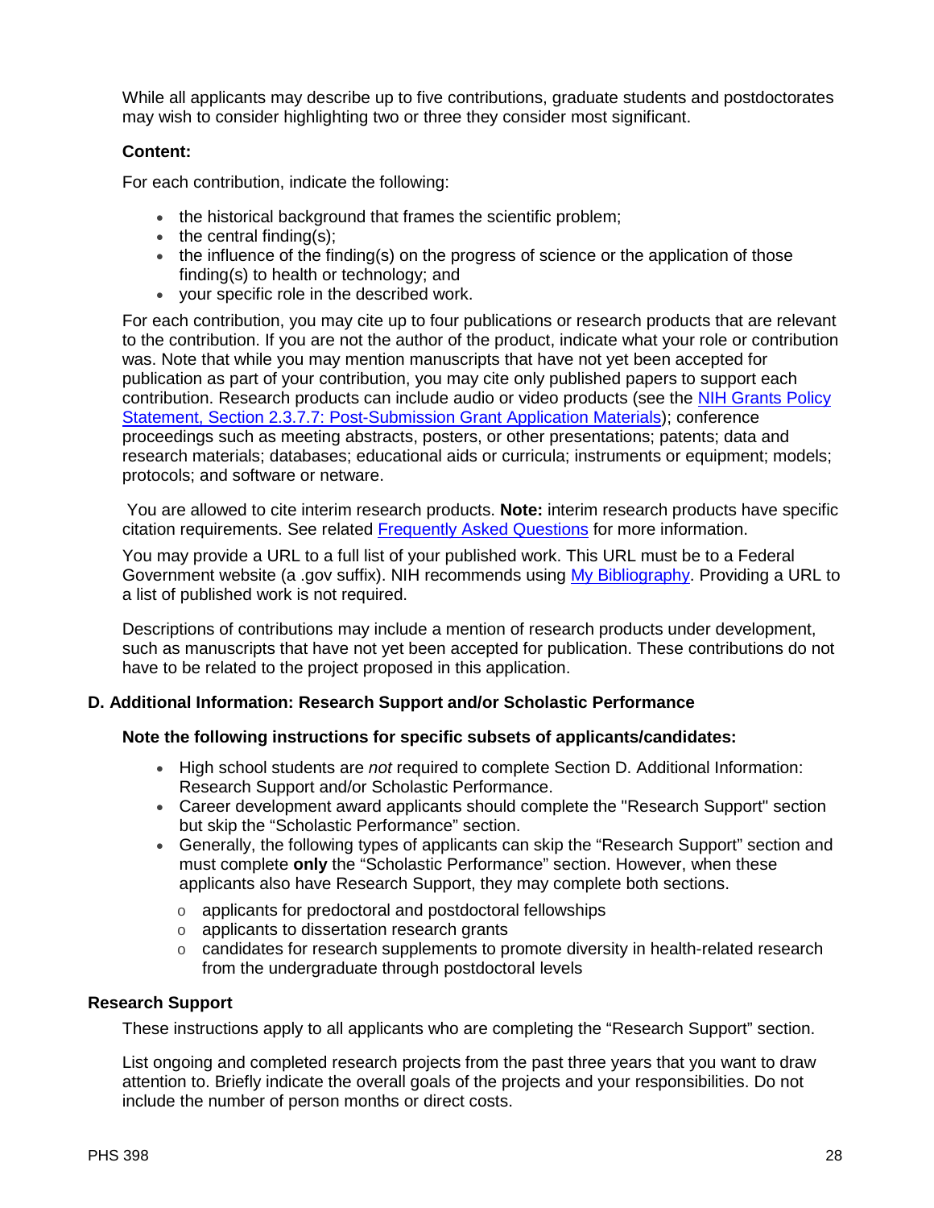While all applicants may describe up to five contributions, graduate students and postdoctorates may wish to consider highlighting two or three they consider most significant.

**Content:**

For each contribution, indicate the following:

- the historical background that frames the scientific problem;
- the central finding(s);
- the influence of the finding(s) on the progress of science or the application of those finding(s) to health or technology; and
- your specific role in the described work.

For each contribution, you may cite up to four publications or research products that are relevant to the contribution. If you are not the author of the product, indicate what your role or contribution was. Note that while you may mention manuscripts that have not yet been accepted for publication as part of your contribution, you may cite only published papers to support each contribution. Research products can include audio or video products (see the [NIH Grants Policy Statement, Section 2.3.7.7: Post-Submission Grant Application Materials]()); conference proceedings such as meeting abstracts, posters, or other presentations; patents; data and research materials; databases; educational aids or curricula; instruments or equipment; models; protocols; and software or netware.

You are allowed to cite interim research products. **Note:** interim research products have specific citation requirements. See related [Frequently Asked Questions]() for more information.

You may provide a URL to a full list of your published work. This URL must be to a Federal Government website (a .gov suffix). NIH recommends using [My Bibliography](). Providing a URL to a list of published work is not required.

Descriptions of contributions may include a mention of research products under development, such as manuscripts that have not yet been accepted for publication. These contributions do not have to be related to the project proposed in this application.

### D. Additional Information: Research Support and/or Scholastic Performance

**Note the following instructions for specific subsets of applicants/candidates:**

- High school students are *not* required to complete Section D. Additional Information: Research Support and/or Scholastic Performance.
- Career development award applicants should complete the "Research Support" section but skip the "Scholastic Performance" section.
- Generally, the following types of applicants can skip the "Research Support" section and must complete **only** the "Scholastic Performance" section. However, when these applicants also have Research Support, they may complete both sections.
  - applicants for predoctoral and postdoctoral fellowships
  - applicants to dissertation research grants
  - candidates for research supplements to promote diversity in health-related research from the undergraduate through postdoctoral levels

### Research Support

These instructions apply to all applicants who are completing the "Research Support" section.

List ongoing and completed research projects from the past three years that you want to draw attention to. Briefly indicate the overall goals of the projects and your responsibilities. Do not include the number of person months or direct costs.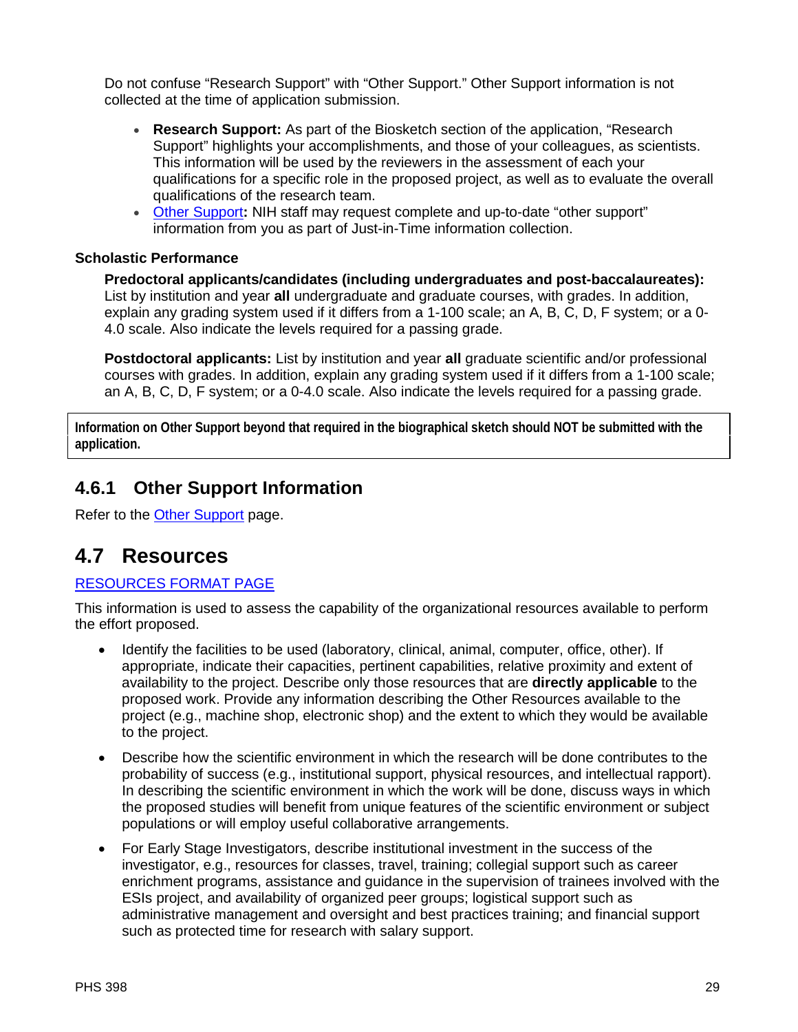Do not confuse "Research Support" with "Other Support." Other Support information is not collected at the time of application submission.

- **Research Support:** As part of the Biosketch section of the application, "Research Support" highlights your accomplishments, and those of your colleagues, as scientists. This information will be used by the reviewers in the assessment of each your qualifications for a specific role in the proposed project, as well as to evaluate the overall qualifications of the research team.
- Other Support**:** NIH staff may request complete and up-to-date "other support" information from you as part of Just-in-Time information collection.

**Scholastic Performance**

**Predoctoral applicants/candidates (including undergraduates and post-baccalaureates):** List by institution and year **all** undergraduate and graduate courses, with grades. In addition, explain any grading system used if it differs from a 1-100 scale; an A, B, C, D, F system; or a 0-4.0 scale. Also indicate the levels required for a passing grade.

**Postdoctoral applicants:** List by institution and year **all** graduate scientific and/or professional courses with grades. In addition, explain any grading system used if it differs from a 1-100 scale; an A, B, C, D, F system; or a 0-4.0 scale. Also indicate the levels required for a passing grade.

**Information on Other Support beyond that required in the biographical sketch should NOT be submitted with the application.**

### 4.6.1 Other Support Information

Refer to the Other Support page.

## 4.7 Resources

RESOURCES FORMAT PAGE

This information is used to assess the capability of the organizational resources available to perform the effort proposed.

- Identify the facilities to be used (laboratory, clinical, animal, computer, office, other). If appropriate, indicate their capacities, pertinent capabilities, relative proximity and extent of availability to the project. Describe only those resources that are **directly applicable** to the proposed work. Provide any information describing the Other Resources available to the project (e.g., machine shop, electronic shop) and the extent to which they would be available to the project.
- Describe how the scientific environment in which the research will be done contributes to the probability of success (e.g., institutional support, physical resources, and intellectual rapport). In describing the scientific environment in which the work will be done, discuss ways in which the proposed studies will benefit from unique features of the scientific environment or subject populations or will employ useful collaborative arrangements.
- For Early Stage Investigators, describe institutional investment in the success of the investigator, e.g., resources for classes, travel, training; collegial support such as career enrichment programs, assistance and guidance in the supervision of trainees involved with the ESIs project, and availability of organized peer groups; logistical support such as administrative management and oversight and best practices training; and financial support such as protected time for research with salary support.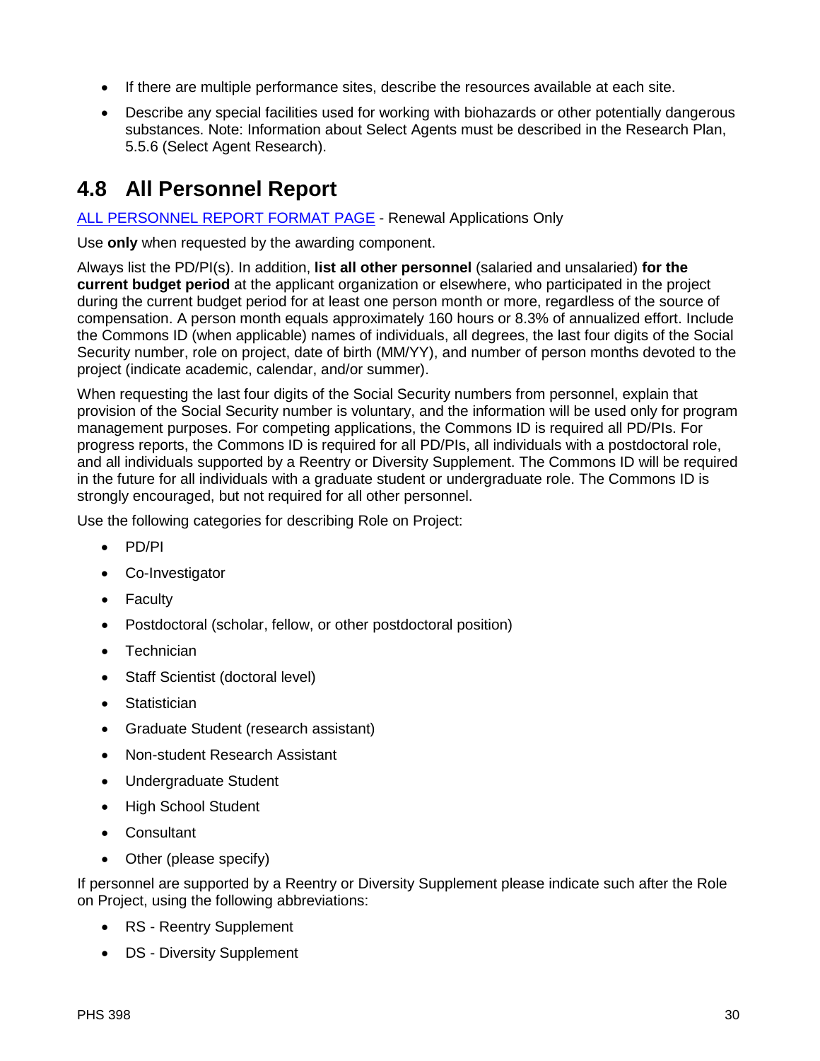- If there are multiple performance sites, describe the resources available at each site.
- Describe any special facilities used for working with biohazards or other potentially dangerous substances. Note: Information about Select Agents must be described in the Research Plan, 5.5.6 (Select Agent Research).

## 4.8 All Personnel Report

ALL PERSONNEL REPORT FORMAT PAGE - Renewal Applications Only

Use **only** when requested by the awarding component.

Always list the PD/PI(s). In addition, **list all other personnel** (salaried and unsalaried) **for the current budget period** at the applicant organization or elsewhere, who participated in the project during the current budget period for at least one person month or more, regardless of the source of compensation. A person month equals approximately 160 hours or 8.3% of annualized effort. Include the Commons ID (when applicable) names of individuals, all degrees, the last four digits of the Social Security number, role on project, date of birth (MM/YY), and number of person months devoted to the project (indicate academic, calendar, and/or summer).

When requesting the last four digits of the Social Security numbers from personnel, explain that provision of the Social Security number is voluntary, and the information will be used only for program management purposes. For competing applications, the Commons ID is required all PD/PIs. For progress reports, the Commons ID is required for all PD/PIs, all individuals with a postdoctoral role, and all individuals supported by a Reentry or Diversity Supplement. The Commons ID will be required in the future for all individuals with a graduate student or undergraduate role. The Commons ID is strongly encouraged, but not required for all other personnel.

Use the following categories for describing Role on Project:

- PD/PI
- Co-Investigator
- Faculty
- Postdoctoral (scholar, fellow, or other postdoctoral position)
- Technician
- Staff Scientist (doctoral level)
- Statistician
- Graduate Student (research assistant)
- Non-student Research Assistant
- Undergraduate Student
- High School Student
- Consultant
- Other (please specify)

If personnel are supported by a Reentry or Diversity Supplement please indicate such after the Role on Project, using the following abbreviations:

- RS - Reentry Supplement
- DS - Diversity Supplement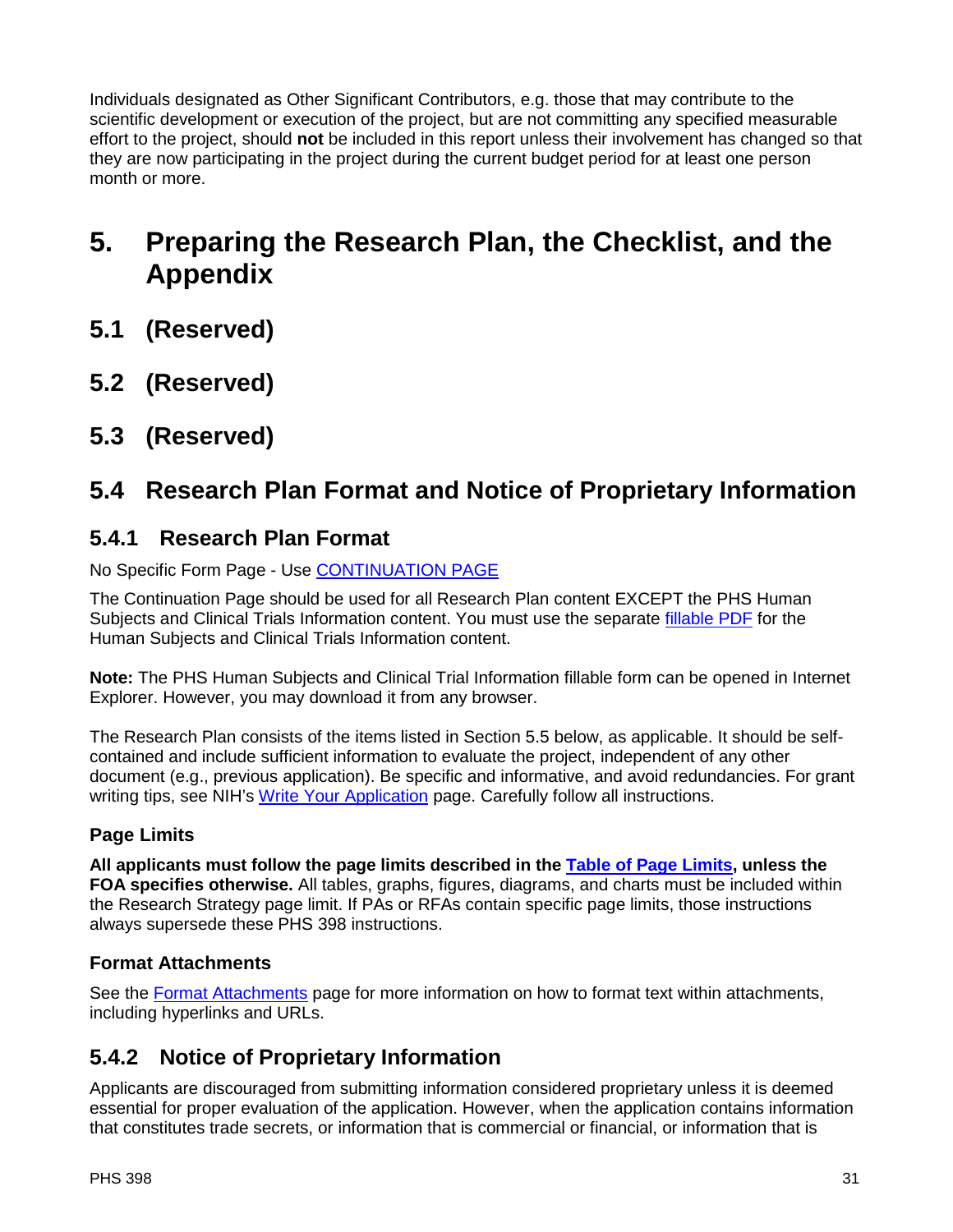Individuals designated as Other Significant Contributors, e.g. those that may contribute to the scientific development or execution of the project, but are not committing any specified measurable effort to the project, should **not** be included in this report unless their involvement has changed so that they are now participating in the project during the current budget period for at least one person month or more.

# 5. Preparing the Research Plan, the Checklist, and the Appendix

## 5.1 (Reserved)

## 5.2 (Reserved)

## 5.3 (Reserved)

## 5.4 Research Plan Format and Notice of Proprietary Information

### 5.4.1 Research Plan Format

No Specific Form Page - Use CONTINUATION PAGE

The Continuation Page should be used for all Research Plan content EXCEPT the PHS Human Subjects and Clinical Trials Information content. You must use the separate fillable PDF for the Human Subjects and Clinical Trials Information content.

**Note:** The PHS Human Subjects and Clinical Trial Information fillable form can be opened in Internet Explorer. However, you may download it from any browser.

The Research Plan consists of the items listed in Section 5.5 below, as applicable. It should be self-contained and include sufficient information to evaluate the project, independent of any other document (e.g., previous application). Be specific and informative, and avoid redundancies. For grant writing tips, see NIH's Write Your Application page. Carefully follow all instructions.

#### Page Limits

**All applicants must follow the page limits described in the Table of Page Limits, unless the FOA specifies otherwise.** All tables, graphs, figures, diagrams, and charts must be included within the Research Strategy page limit. If PAs or RFAs contain specific page limits, those instructions always supersede these PHS 398 instructions.

#### Format Attachments

See the Format Attachments page for more information on how to format text within attachments, including hyperlinks and URLs.

### 5.4.2 Notice of Proprietary Information

Applicants are discouraged from submitting information considered proprietary unless it is deemed essential for proper evaluation of the application. However, when the application contains information that constitutes trade secrets, or information that is commercial or financial, or information that is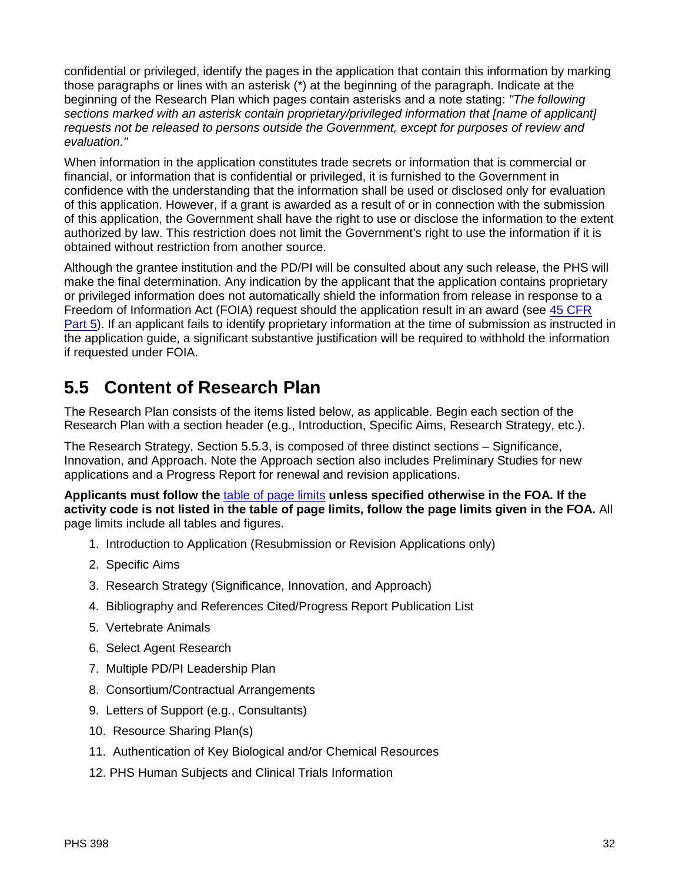confidential or privileged, identify the pages in the application that contain this information by marking those paragraphs or lines with an asterisk (*) at the beginning of the paragraph. Indicate at the beginning of the Research Plan which pages contain asterisks and a note stating: *"The following sections marked with an asterisk contain proprietary/privileged information that [name of applicant] requests not be released to persons outside the Government, except for purposes of review and evaluation."*

When information in the application constitutes trade secrets or information that is commercial or financial, or information that is confidential or privileged, it is furnished to the Government in confidence with the understanding that the information shall be used or disclosed only for evaluation of this application. However, if a grant is awarded as a result of or in connection with the submission of this application, the Government shall have the right to use or disclose the information to the extent authorized by law. This restriction does not limit the Government's right to use the information if it is obtained without restriction from another source.

Although the grantee institution and the PD/PI will be consulted about any such release, the PHS will make the final determination. Any indication by the applicant that the application contains proprietary or privileged information does not automatically shield the information from release in response to a Freedom of Information Act (FOIA) request should the application result in an award (see 45 CFR Part 5). If an applicant fails to identify proprietary information at the time of submission as instructed in the application guide, a significant substantive justification will be required to withhold the information if requested under FOIA.

## 5.5 Content of Research Plan

The Research Plan consists of the items listed below, as applicable. Begin each section of the Research Plan with a section header (e.g., Introduction, Specific Aims, Research Strategy, etc.).

The Research Strategy, Section 5.5.3, is composed of three distinct sections – Significance, Innovation, and Approach. Note the Approach section also includes Preliminary Studies for new applications and a Progress Report for renewal and revision applications.

**Applicants must follow the table of page limits unless specified otherwise in the FOA. If the activity code is not listed in the table of page limits, follow the page limits given in the FOA.** All page limits include all tables and figures.

1. Introduction to Application (Resubmission or Revision Applications only)
2. Specific Aims
3. Research Strategy (Significance, Innovation, and Approach)
4. Bibliography and References Cited/Progress Report Publication List
5. Vertebrate Animals
6. Select Agent Research
7. Multiple PD/PI Leadership Plan
8. Consortium/Contractual Arrangements
9. Letters of Support (e.g., Consultants)
10. Resource Sharing Plan(s)
11. Authentication of Key Biological and/or Chemical Resources
12. PHS Human Subjects and Clinical Trials Information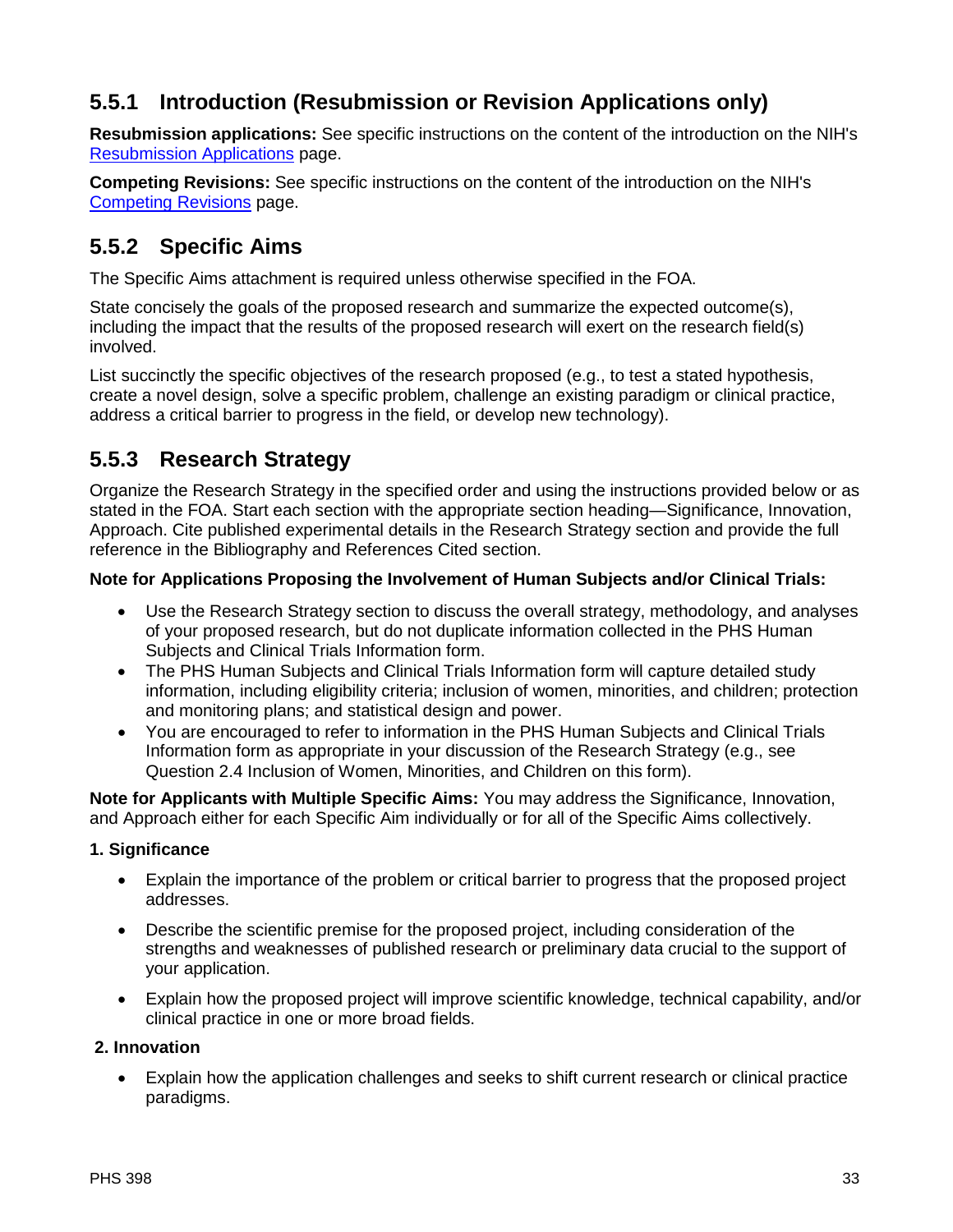### 5.5.1 Introduction (Resubmission or Revision Applications only)

**Resubmission applications:** See specific instructions on the content of the introduction on the NIH's Resubmission Applications page.

**Competing Revisions:** See specific instructions on the content of the introduction on the NIH's Competing Revisions page.

### 5.5.2 Specific Aims

The Specific Aims attachment is required unless otherwise specified in the FOA.

State concisely the goals of the proposed research and summarize the expected outcome(s), including the impact that the results of the proposed research will exert on the research field(s) involved.

List succinctly the specific objectives of the research proposed (e.g., to test a stated hypothesis, create a novel design, solve a specific problem, challenge an existing paradigm or clinical practice, address a critical barrier to progress in the field, or develop new technology).

### 5.5.3 Research Strategy

Organize the Research Strategy in the specified order and using the instructions provided below or as stated in the FOA. Start each section with the appropriate section heading—Significance, Innovation, Approach. Cite published experimental details in the Research Strategy section and provide the full reference in the Bibliography and References Cited section.

**Note for Applications Proposing the Involvement of Human Subjects and/or Clinical Trials:**

- Use the Research Strategy section to discuss the overall strategy, methodology, and analyses of your proposed research, but do not duplicate information collected in the PHS Human Subjects and Clinical Trials Information form.
- The PHS Human Subjects and Clinical Trials Information form will capture detailed study information, including eligibility criteria; inclusion of women, minorities, and children; protection and monitoring plans; and statistical design and power.
- You are encouraged to refer to information in the PHS Human Subjects and Clinical Trials Information form as appropriate in your discussion of the Research Strategy (e.g., see Question 2.4 Inclusion of Women, Minorities, and Children on this form).

**Note for Applicants with Multiple Specific Aims:** You may address the Significance, Innovation, and Approach either for each Specific Aim individually or for all of the Specific Aims collectively.

**1. Significance**

- Explain the importance of the problem or critical barrier to progress that the proposed project addresses.
- Describe the scientific premise for the proposed project, including consideration of the strengths and weaknesses of published research or preliminary data crucial to the support of your application.
- Explain how the proposed project will improve scientific knowledge, technical capability, and/or clinical practice in one or more broad fields.

**2. Innovation**

- Explain how the application challenges and seeks to shift current research or clinical practice paradigms.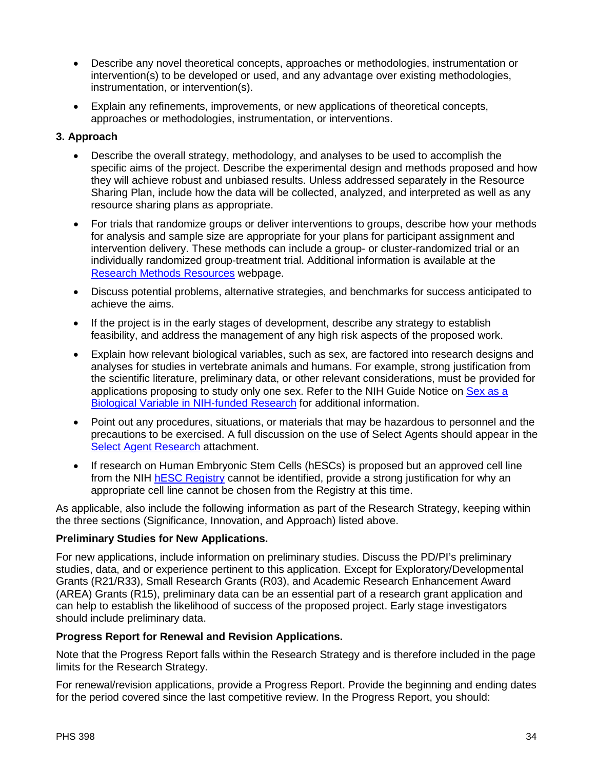- Describe any novel theoretical concepts, approaches or methodologies, instrumentation or intervention(s) to be developed or used, and any advantage over existing methodologies, instrumentation, or intervention(s).
- Explain any refinements, improvements, or new applications of theoretical concepts, approaches or methodologies, instrumentation, or interventions.

**3. Approach**

- Describe the overall strategy, methodology, and analyses to be used to accomplish the specific aims of the project. Describe the experimental design and methods proposed and how they will achieve robust and unbiased results. Unless addressed separately in the Resource Sharing Plan, include how the data will be collected, analyzed, and interpreted as well as any resource sharing plans as appropriate.
- For trials that randomize groups or deliver interventions to groups, describe how your methods for analysis and sample size are appropriate for your plans for participant assignment and intervention delivery. These methods can include a group- or cluster-randomized trial or an individually randomized group-treatment trial. Additional information is available at the Research Methods Resources webpage.
- Discuss potential problems, alternative strategies, and benchmarks for success anticipated to achieve the aims.
- If the project is in the early stages of development, describe any strategy to establish feasibility, and address the management of any high risk aspects of the proposed work.
- Explain how relevant biological variables, such as sex, are factored into research designs and analyses for studies in vertebrate animals and humans. For example, strong justification from the scientific literature, preliminary data, or other relevant considerations, must be provided for applications proposing to study only one sex. Refer to the NIH Guide Notice on Sex as a Biological Variable in NIH-funded Research for additional information.
- Point out any procedures, situations, or materials that may be hazardous to personnel and the precautions to be exercised. A full discussion on the use of Select Agents should appear in the Select Agent Research attachment.
- If research on Human Embryonic Stem Cells (hESCs) is proposed but an approved cell line from the NIH hESC Registry cannot be identified, provide a strong justification for why an appropriate cell line cannot be chosen from the Registry at this time.

As applicable, also include the following information as part of the Research Strategy, keeping within the three sections (Significance, Innovation, and Approach) listed above.

**Preliminary Studies for New Applications.**

For new applications, include information on preliminary studies. Discuss the PD/PI's preliminary studies, data, and or experience pertinent to this application. Except for Exploratory/Developmental Grants (R21/R33), Small Research Grants (R03), and Academic Research Enhancement Award (AREA) Grants (R15), preliminary data can be an essential part of a research grant application and can help to establish the likelihood of success of the proposed project. Early stage investigators should include preliminary data.

**Progress Report for Renewal and Revision Applications.**

Note that the Progress Report falls within the Research Strategy and is therefore included in the page limits for the Research Strategy.

For renewal/revision applications, provide a Progress Report. Provide the beginning and ending dates for the period covered since the last competitive review. In the Progress Report, you should: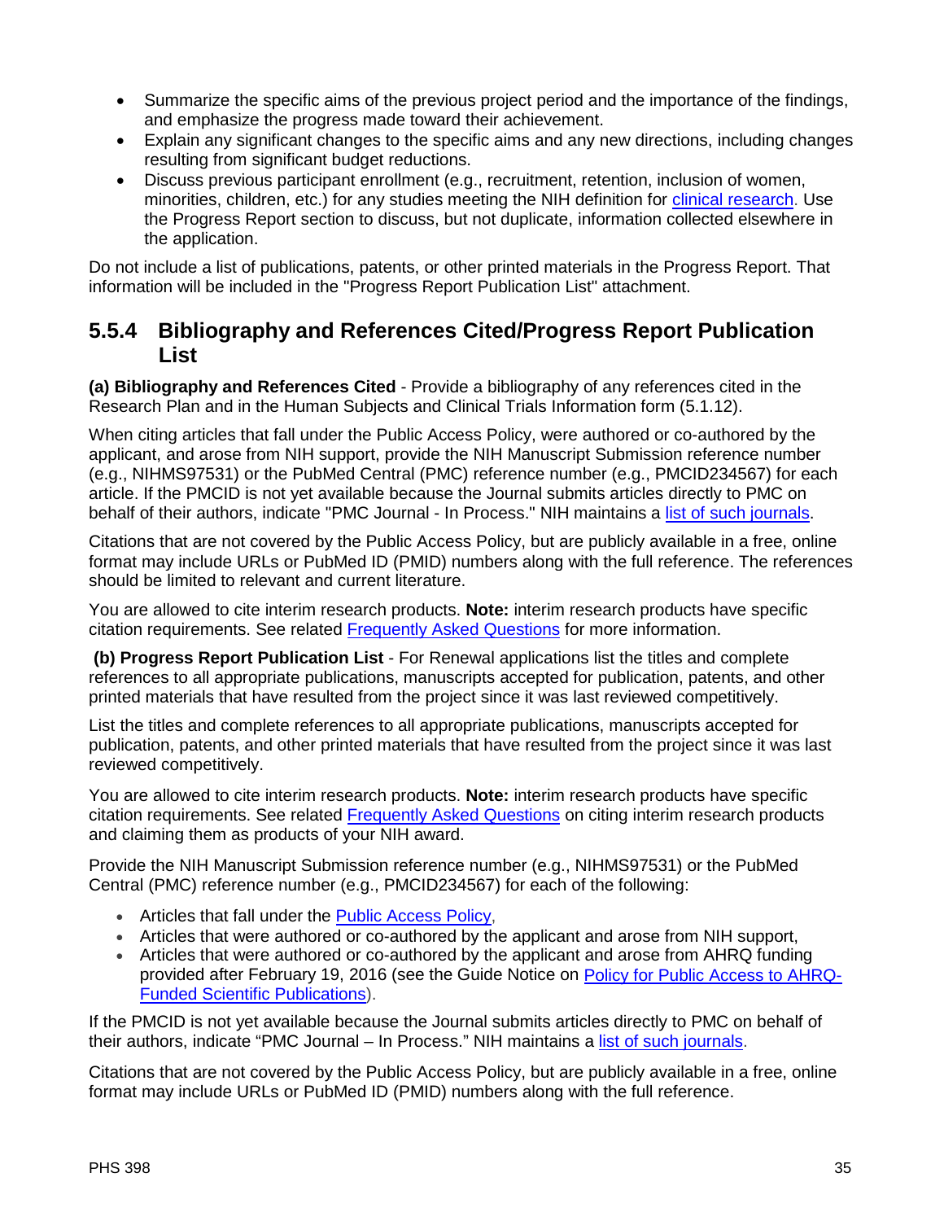- Summarize the specific aims of the previous project period and the importance of the findings, and emphasize the progress made toward their achievement.
- Explain any significant changes to the specific aims and any new directions, including changes resulting from significant budget reductions.
- Discuss previous participant enrollment (e.g., recruitment, retention, inclusion of women, minorities, children, etc.) for any studies meeting the NIH definition for clinical research. Use the Progress Report section to discuss, but not duplicate, information collected elsewhere in the application.

Do not include a list of publications, patents, or other printed materials in the Progress Report. That information will be included in the "Progress Report Publication List" attachment.

## 5.5.4 Bibliography and References Cited/Progress Report Publication List

**(a) Bibliography and References Cited** - Provide a bibliography of any references cited in the Research Plan and in the Human Subjects and Clinical Trials Information form (5.1.12).

When citing articles that fall under the Public Access Policy, were authored or co-authored by the applicant, and arose from NIH support, provide the NIH Manuscript Submission reference number (e.g., NIHMS97531) or the PubMed Central (PMC) reference number (e.g., PMCID234567) for each article. If the PMCID is not yet available because the Journal submits articles directly to PMC on behalf of their authors, indicate "PMC Journal - In Process." NIH maintains a list of such journals.

Citations that are not covered by the Public Access Policy, but are publicly available in a free, online format may include URLs or PubMed ID (PMID) numbers along with the full reference. The references should be limited to relevant and current literature.

You are allowed to cite interim research products. **Note:** interim research products have specific citation requirements. See related Frequently Asked Questions for more information.

**(b) Progress Report Publication List** - For Renewal applications list the titles and complete references to all appropriate publications, manuscripts accepted for publication, patents, and other printed materials that have resulted from the project since it was last reviewed competitively.

List the titles and complete references to all appropriate publications, manuscripts accepted for publication, patents, and other printed materials that have resulted from the project since it was last reviewed competitively.

You are allowed to cite interim research products. **Note:** interim research products have specific citation requirements. See related Frequently Asked Questions on citing interim research products and claiming them as products of your NIH award.

Provide the NIH Manuscript Submission reference number (e.g., NIHMS97531) or the PubMed Central (PMC) reference number (e.g., PMCID234567) for each of the following:

- Articles that fall under the Public Access Policy,
- Articles that were authored or co-authored by the applicant and arose from NIH support,
- Articles that were authored or co-authored by the applicant and arose from AHRQ funding provided after February 19, 2016 (see the Guide Notice on Policy for Public Access to AHRQ-Funded Scientific Publications).

If the PMCID is not yet available because the Journal submits articles directly to PMC on behalf of their authors, indicate "PMC Journal – In Process." NIH maintains a list of such journals.

Citations that are not covered by the Public Access Policy, but are publicly available in a free, online format may include URLs or PubMed ID (PMID) numbers along with the full reference.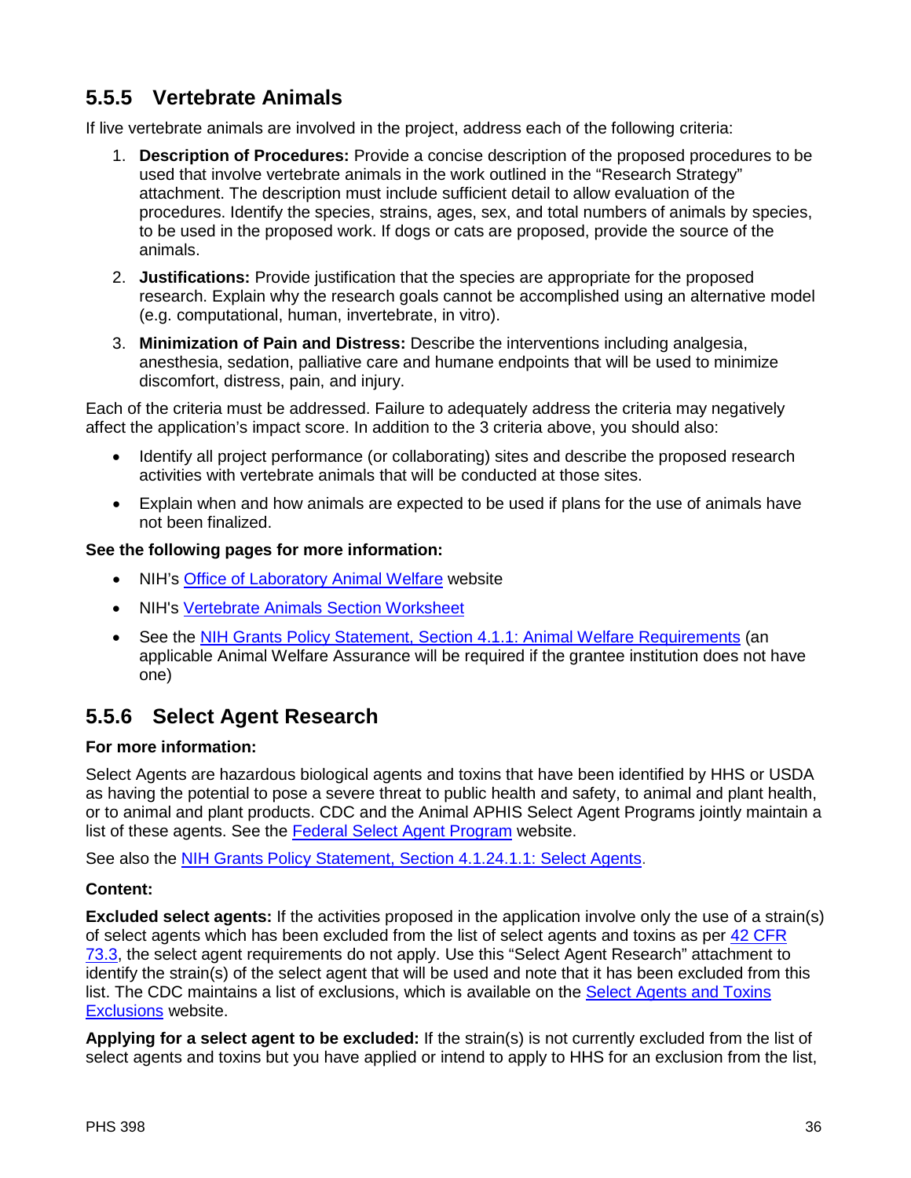### 5.5.5 Vertebrate Animals

If live vertebrate animals are involved in the project, address each of the following criteria:

1. **Description of Procedures:** Provide a concise description of the proposed procedures to be used that involve vertebrate animals in the work outlined in the “Research Strategy” attachment. The description must include sufficient detail to allow evaluation of the procedures. Identify the species, strains, ages, sex, and total numbers of animals by species, to be used in the proposed work. If dogs or cats are proposed, provide the source of the animals.
2. **Justifications:** Provide justification that the species are appropriate for the proposed research. Explain why the research goals cannot be accomplished using an alternative model (e.g. computational, human, invertebrate, in vitro).
3. **Minimization of Pain and Distress:** Describe the interventions including analgesia, anesthesia, sedation, palliative care and humane endpoints that will be used to minimize discomfort, distress, pain, and injury.

Each of the criteria must be addressed. Failure to adequately address the criteria may negatively affect the application’s impact score. In addition to the 3 criteria above, you should also:

- Identify all project performance (or collaborating) sites and describe the proposed research activities with vertebrate animals that will be conducted at those sites.
- Explain when and how animals are expected to be used if plans for the use of animals have not been finalized.

**See the following pages for more information:**

- NIH’s Office of Laboratory Animal Welfare website
- NIH's Vertebrate Animals Section Worksheet
- See the NIH Grants Policy Statement, Section 4.1.1: Animal Welfare Requirements (an applicable Animal Welfare Assurance will be required if the grantee institution does not have one)

### 5.5.6 Select Agent Research

**For more information:**

Select Agents are hazardous biological agents and toxins that have been identified by HHS or USDA as having the potential to pose a severe threat to public health and safety, to animal and plant health, or to animal and plant products. CDC and the Animal APHIS Select Agent Programs jointly maintain a list of these agents. See the Federal Select Agent Program website.

See also the NIH Grants Policy Statement, Section 4.1.24.1.1: Select Agents.

**Content:**

**Excluded select agents:** If the activities proposed in the application involve only the use of a strain(s) of select agents which has been excluded from the list of select agents and toxins as per 42 CFR 73.3, the select agent requirements do not apply. Use this “Select Agent Research” attachment to identify the strain(s) of the select agent that will be used and note that it has been excluded from this list. The CDC maintains a list of exclusions, which is available on the Select Agents and Toxins Exclusions website.

**Applying for a select agent to be excluded:** If the strain(s) is not currently excluded from the list of select agents and toxins but you have applied or intend to apply to HHS for an exclusion from the list,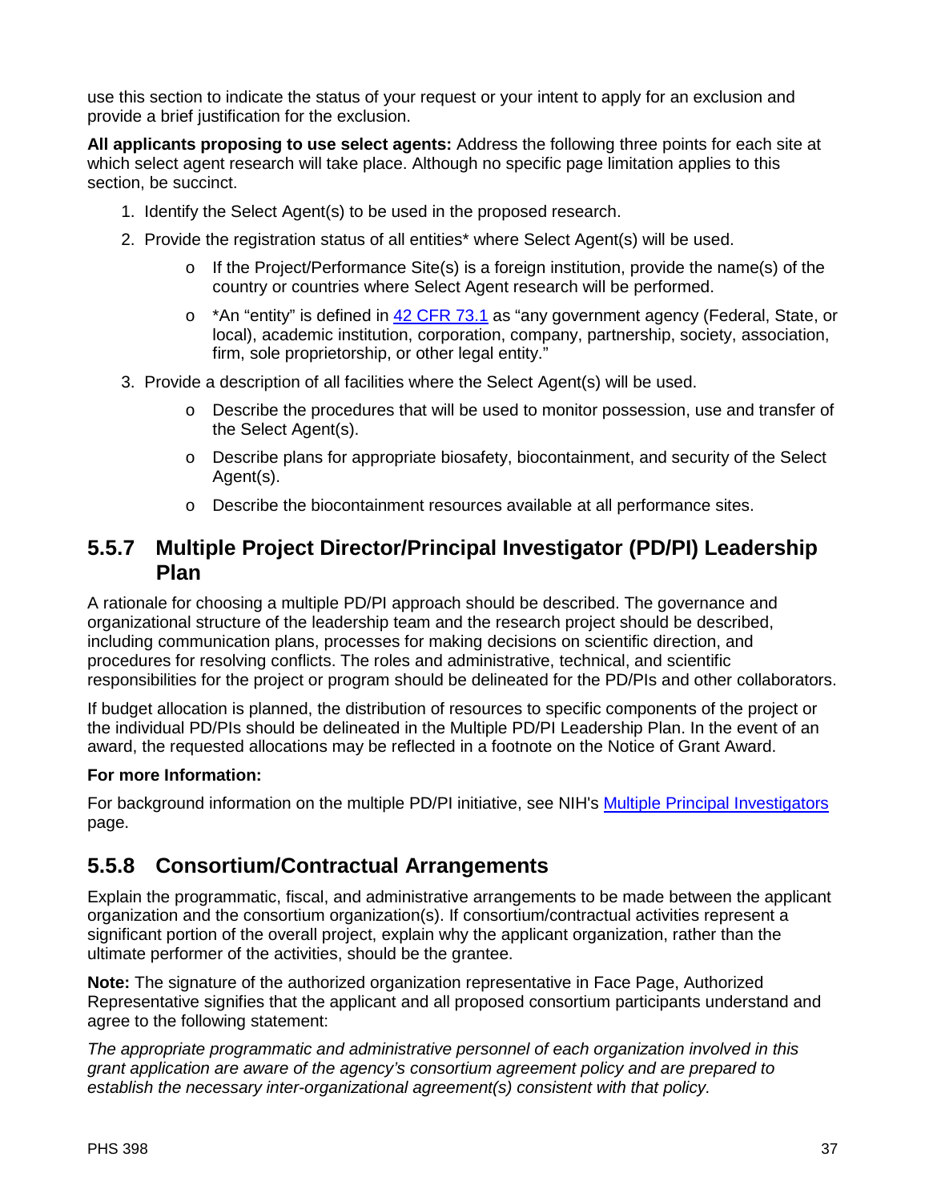use this section to indicate the status of your request or your intent to apply for an exclusion and provide a brief justification for the exclusion.

**All applicants proposing to use select agents:** Address the following three points for each site at which select agent research will take place. Although no specific page limitation applies to this section, be succinct.

1. Identify the Select Agent(s) to be used in the proposed research.
2. Provide the registration status of all entities* where Select Agent(s) will be used.
   - If the Project/Performance Site(s) is a foreign institution, provide the name(s) of the country or countries where Select Agent research will be performed.
   - *An "entity" is defined in [42 CFR 73.1](http://www.ecfr.gov) as "any government agency (Federal, State, or local), academic institution, corporation, company, partnership, society, association, firm, sole proprietorship, or other legal entity."
3. Provide a description of all facilities where the Select Agent(s) will be used.
   - Describe the procedures that will be used to monitor possession, use and transfer of the Select Agent(s).
   - Describe plans for appropriate biosafety, biocontainment, and security of the Select Agent(s).
   - Describe the biocontainment resources available at all performance sites.

### 5.5.7 Multiple Project Director/Principal Investigator (PD/PI) Leadership Plan

A rationale for choosing a multiple PD/PI approach should be described. The governance and organizational structure of the leadership team and the research project should be described, including communication plans, processes for making decisions on scientific direction, and procedures for resolving conflicts. The roles and administrative, technical, and scientific responsibilities for the project or program should be delineated for the PD/PIs and other collaborators.

If budget allocation is planned, the distribution of resources to specific components of the project or the individual PD/PIs should be delineated in the Multiple PD/PI Leadership Plan. In the event of an award, the requested allocations may be reflected in a footnote on the Notice of Grant Award.

**For more Information:**

For background information on the multiple PD/PI initiative, see NIH's [Multiple Principal Investigators](http://grants.nih.gov/grants/multi_pi/) page.

### 5.5.8 Consortium/Contractual Arrangements

Explain the programmatic, fiscal, and administrative arrangements to be made between the applicant organization and the consortium organization(s). If consortium/contractual activities represent a significant portion of the overall project, explain why the applicant organization, rather than the ultimate performer of the activities, should be the grantee.

**Note:** The signature of the authorized organization representative in Face Page, Authorized Representative signifies that the applicant and all proposed consortium participants understand and agree to the following statement:

*The appropriate programmatic and administrative personnel of each organization involved in this grant application are aware of the agency's consortium agreement policy and are prepared to establish the necessary inter-organizational agreement(s) consistent with that policy.*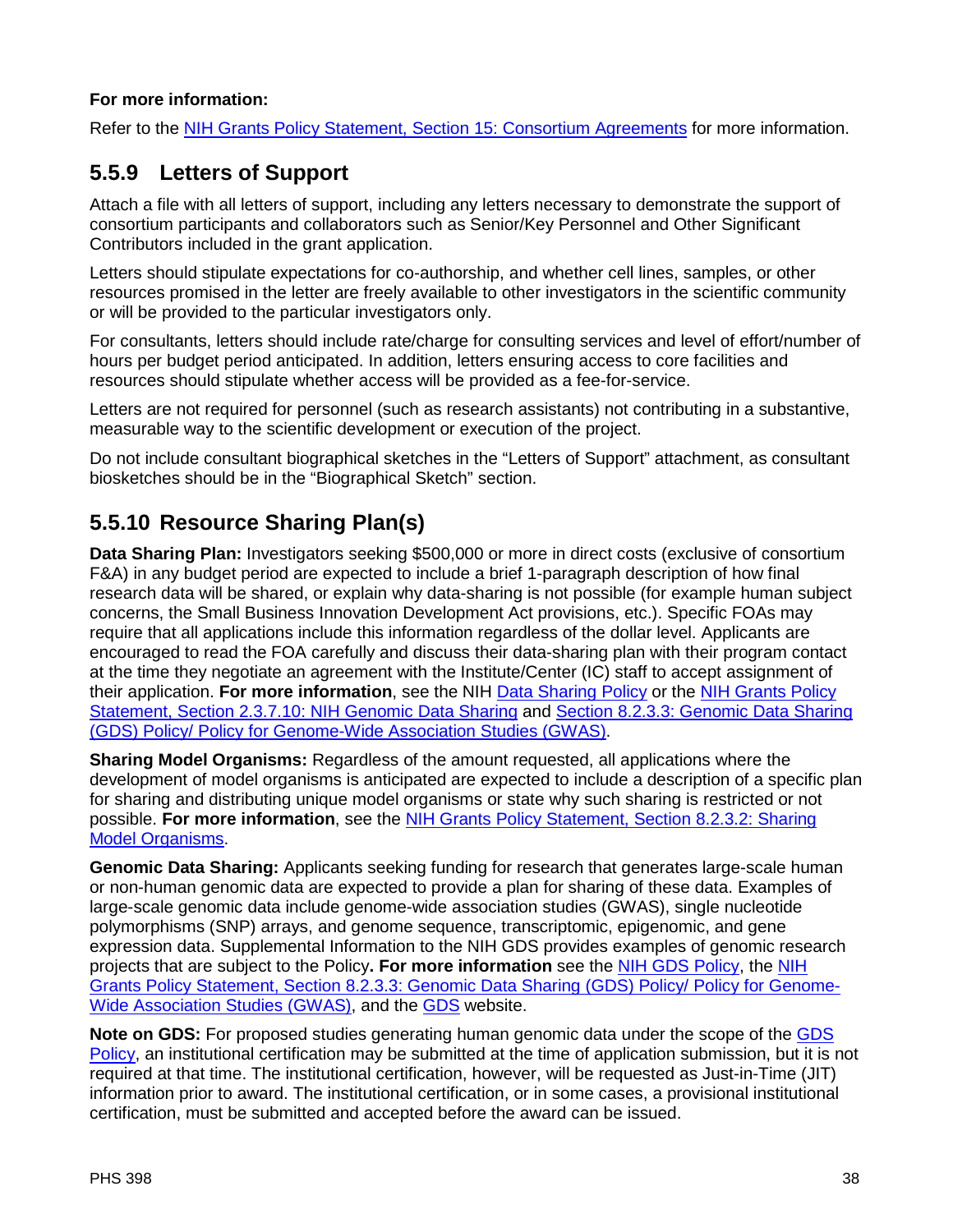**For more information:**

Refer to the NIH Grants Policy Statement, Section 15: Consortium Agreements for more information.

## 5.5.9 Letters of Support

Attach a file with all letters of support, including any letters necessary to demonstrate the support of consortium participants and collaborators such as Senior/Key Personnel and Other Significant Contributors included in the grant application.

Letters should stipulate expectations for co-authorship, and whether cell lines, samples, or other resources promised in the letter are freely available to other investigators in the scientific community or will be provided to the particular investigators only.

For consultants, letters should include rate/charge for consulting services and level of effort/number of hours per budget period anticipated. In addition, letters ensuring access to core facilities and resources should stipulate whether access will be provided as a fee-for-service.

Letters are not required for personnel (such as research assistants) not contributing in a substantive, measurable way to the scientific development or execution of the project.

Do not include consultant biographical sketches in the "Letters of Support" attachment, as consultant biosketches should be in the "Biographical Sketch" section.

## 5.5.10 Resource Sharing Plan(s)

**Data Sharing Plan:** Investigators seeking $500,000 or more in direct costs (exclusive of consortium F&A) in any budget period are expected to include a brief 1-paragraph description of how final research data will be shared, or explain why data-sharing is not possible (for example human subject concerns, the Small Business Innovation Development Act provisions, etc.). Specific FOAs may require that all applications include this information regardless of the dollar level. Applicants are encouraged to read the FOA carefully and discuss their data-sharing plan with their program contact at the time they negotiate an agreement with the Institute/Center (IC) staff to accept assignment of their application. **For more information**, see the NIH Data Sharing Policy or the NIH Grants Policy Statement, Section 2.3.7.10: NIH Genomic Data Sharing and Section 8.2.3.3: Genomic Data Sharing (GDS) Policy/ Policy for Genome-Wide Association Studies (GWAS).

**Sharing Model Organisms:** Regardless of the amount requested, all applications where the development of model organisms is anticipated are expected to include a description of a specific plan for sharing and distributing unique model organisms or state why such sharing is restricted or not possible. **For more information**, see the NIH Grants Policy Statement, Section 8.2.3.2: Sharing Model Organisms.

**Genomic Data Sharing:** Applicants seeking funding for research that generates large-scale human or non-human genomic data are expected to provide a plan for sharing of these data. Examples of large-scale genomic data include genome-wide association studies (GWAS), single nucleotide polymorphisms (SNP) arrays, and genome sequence, transcriptomic, epigenomic, and gene expression data. Supplemental Information to the NIH GDS provides examples of genomic research projects that are subject to the Policy**. For more information** see the NIH GDS Policy, the NIH Grants Policy Statement, Section 8.2.3.3: Genomic Data Sharing (GDS) Policy/ Policy for Genome-Wide Association Studies (GWAS), and the GDS website.

**Note on GDS:** For proposed studies generating human genomic data under the scope of the GDS Policy, an institutional certification may be submitted at the time of application submission, but it is not required at that time. The institutional certification, however, will be requested as Just-in-Time (JIT) information prior to award. The institutional certification, or in some cases, a provisional institutional certification, must be submitted and accepted before the award can be issued.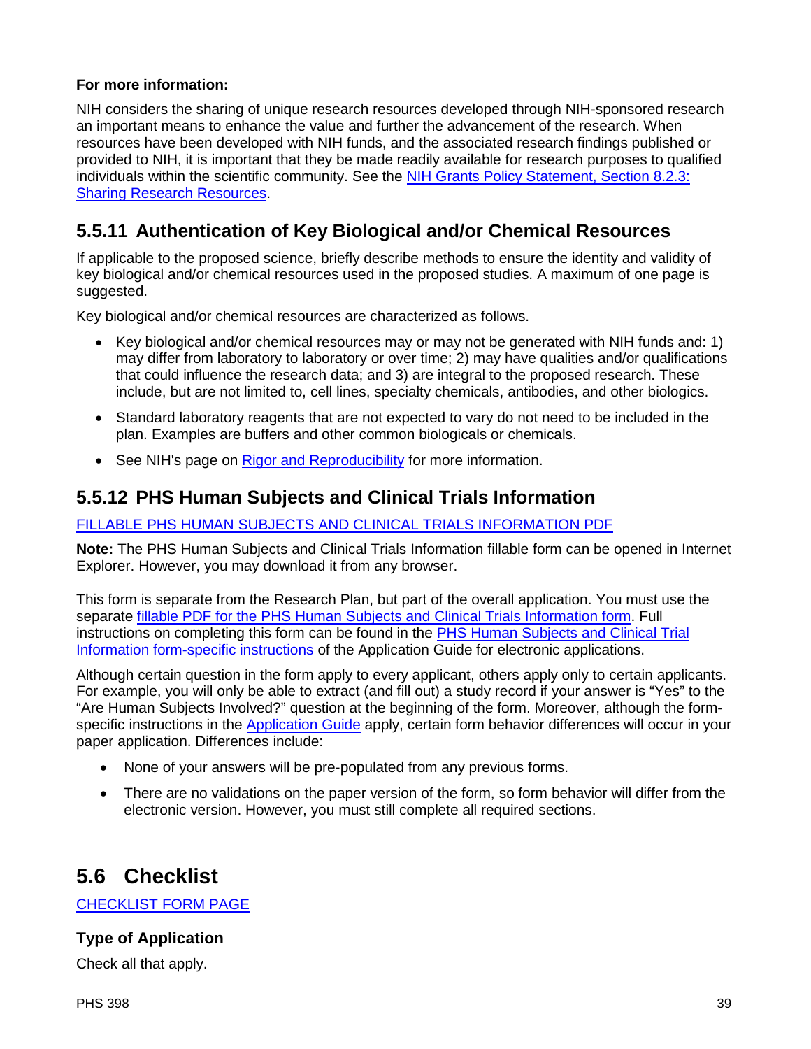**For more information:**

NIH considers the sharing of unique research resources developed through NIH-sponsored research an important means to enhance the value and further the advancement of the research. When resources have been developed with NIH funds, and the associated research findings published or provided to NIH, it is important that they be made readily available for research purposes to qualified individuals within the scientific community. See the [NIH Grants Policy Statement, Section 8.2.3: Sharing Research Resources]().

## 5.5.11 Authentication of Key Biological and/or Chemical Resources

If applicable to the proposed science, briefly describe methods to ensure the identity and validity of key biological and/or chemical resources used in the proposed studies. A maximum of one page is suggested.

Key biological and/or chemical resources are characterized as follows.

- Key biological and/or chemical resources may or may not be generated with NIH funds and: 1) may differ from laboratory to laboratory or over time; 2) may have qualities and/or qualifications that could influence the research data; and 3) are integral to the proposed research. These include, but are not limited to, cell lines, specialty chemicals, antibodies, and other biologics.
- Standard laboratory reagents that are not expected to vary do not need to be included in the plan. Examples are buffers and other common biologicals or chemicals.
- See NIH's page on [Rigor and Reproducibility]() for more information.

## 5.5.12 PHS Human Subjects and Clinical Trials Information

[FILLABLE PHS HUMAN SUBJECTS AND CLINICAL TRIALS INFORMATION PDF]()

**Note:** The PHS Human Subjects and Clinical Trials Information fillable form can be opened in Internet Explorer. However, you may download it from any browser.

This form is separate from the Research Plan, but part of the overall application. You must use the separate [fillable PDF for the PHS Human Subjects and Clinical Trials Information form](). Full instructions on completing this form can be found in the [PHS Human Subjects and Clinical Trial Information form-specific instructions]() of the Application Guide for electronic applications.

Although certain question in the form apply to every applicant, others apply only to certain applicants. For example, you will only be able to extract (and fill out) a study record if your answer is “Yes” to the “Are Human Subjects Involved?” question at the beginning of the form. Moreover, although the form-specific instructions in the [Application Guide]() apply, certain form behavior differences will occur in your paper application. Differences include:

- None of your answers will be pre-populated from any previous forms.
- There are no validations on the paper version of the form, so form behavior will differ from the electronic version. However, you must still complete all required sections.

# 5.6 Checklist

[CHECKLIST FORM PAGE]()

### Type of Application

Check all that apply.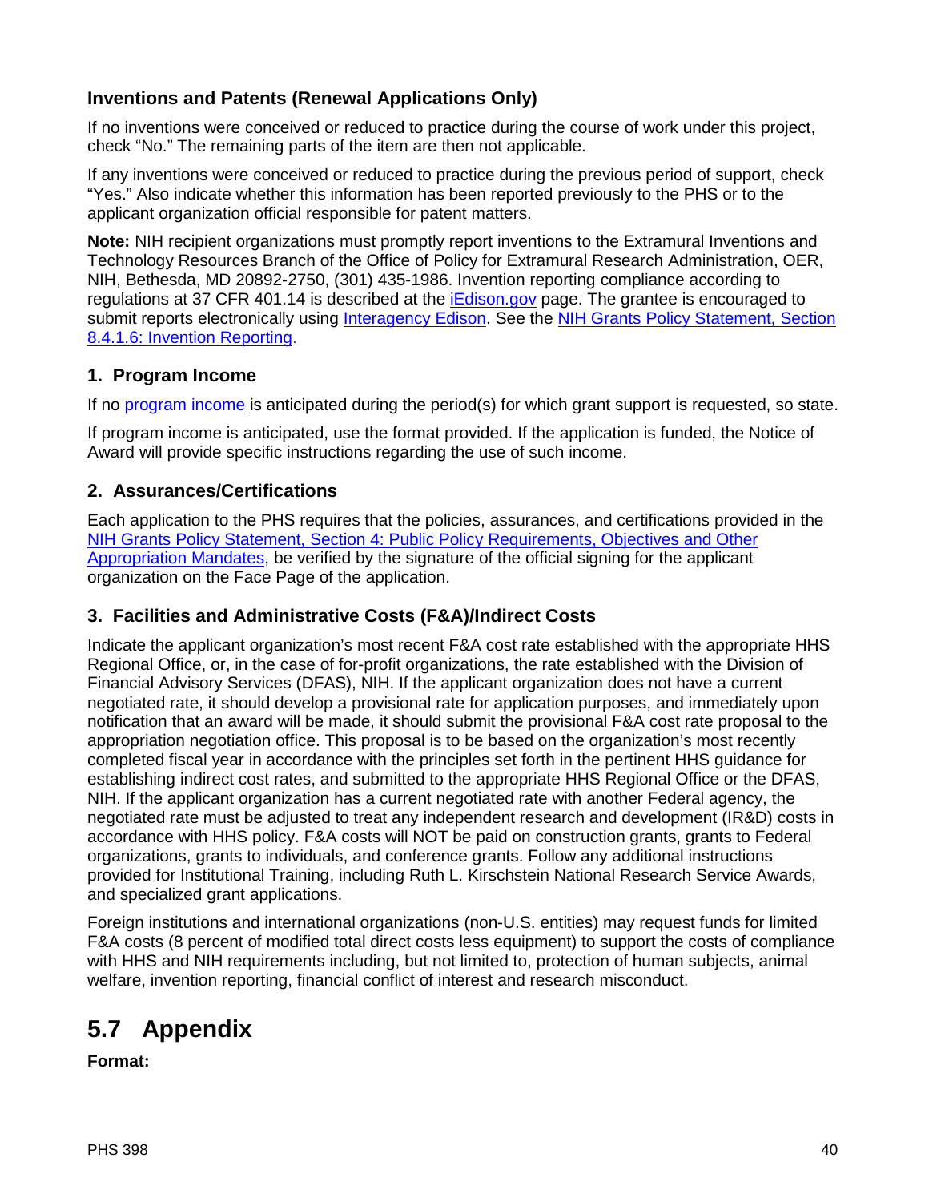### Inventions and Patents (Renewal Applications Only)

If no inventions were conceived or reduced to practice during the course of work under this project, check “No.” The remaining parts of the item are then not applicable.

If any inventions were conceived or reduced to practice during the previous period of support, check “Yes.” Also indicate whether this information has been reported previously to the PHS or to the applicant organization official responsible for patent matters.

**Note:** NIH recipient organizations must promptly report inventions to the Extramural Inventions and Technology Resources Branch of the Office of Policy for Extramural Research Administration, OER, NIH, Bethesda, MD 20892-2750, (301) 435-1986. Invention reporting compliance according to regulations at 37 CFR 401.14 is described at the iEdison.gov page. The grantee is encouraged to submit reports electronically using Interagency Edison. See the NIH Grants Policy Statement, Section 8.4.1.6: Invention Reporting.

### 1. Program Income

If no program income is anticipated during the period(s) for which grant support is requested, so state.

If program income is anticipated, use the format provided. If the application is funded, the Notice of Award will provide specific instructions regarding the use of such income.

### 2. Assurances/Certifications

Each application to the PHS requires that the policies, assurances, and certifications provided in the NIH Grants Policy Statement, Section 4: Public Policy Requirements, Objectives and Other Appropriation Mandates, be verified by the signature of the official signing for the applicant organization on the Face Page of the application.

### 3. Facilities and Administrative Costs (F&A)/Indirect Costs

Indicate the applicant organization’s most recent F&A cost rate established with the appropriate HHS Regional Office, or, in the case of for-profit organizations, the rate established with the Division of Financial Advisory Services (DFAS), NIH. If the applicant organization does not have a current negotiated rate, it should develop a provisional rate for application purposes, and immediately upon notification that an award will be made, it should submit the provisional F&A cost rate proposal to the appropriation negotiation office. This proposal is to be based on the organization’s most recently completed fiscal year in accordance with the principles set forth in the pertinent HHS guidance for establishing indirect cost rates, and submitted to the appropriate HHS Regional Office or the DFAS, NIH. If the applicant organization has a current negotiated rate with another Federal agency, the negotiated rate must be adjusted to treat any independent research and development (IR&D) costs in accordance with HHS policy. F&A costs will NOT be paid on construction grants, grants to Federal organizations, grants to individuals, and conference grants. Follow any additional instructions provided for Institutional Training, including Ruth L. Kirschstein National Research Service Awards, and specialized grant applications.

Foreign institutions and international organizations (non-U.S. entities) may request funds for limited F&A costs (8 percent of modified total direct costs less equipment) to support the costs of compliance with HHS and NIH requirements including, but not limited to, protection of human subjects, animal welfare, invention reporting, financial conflict of interest and research misconduct.

## 5.7 Appendix

**Format:**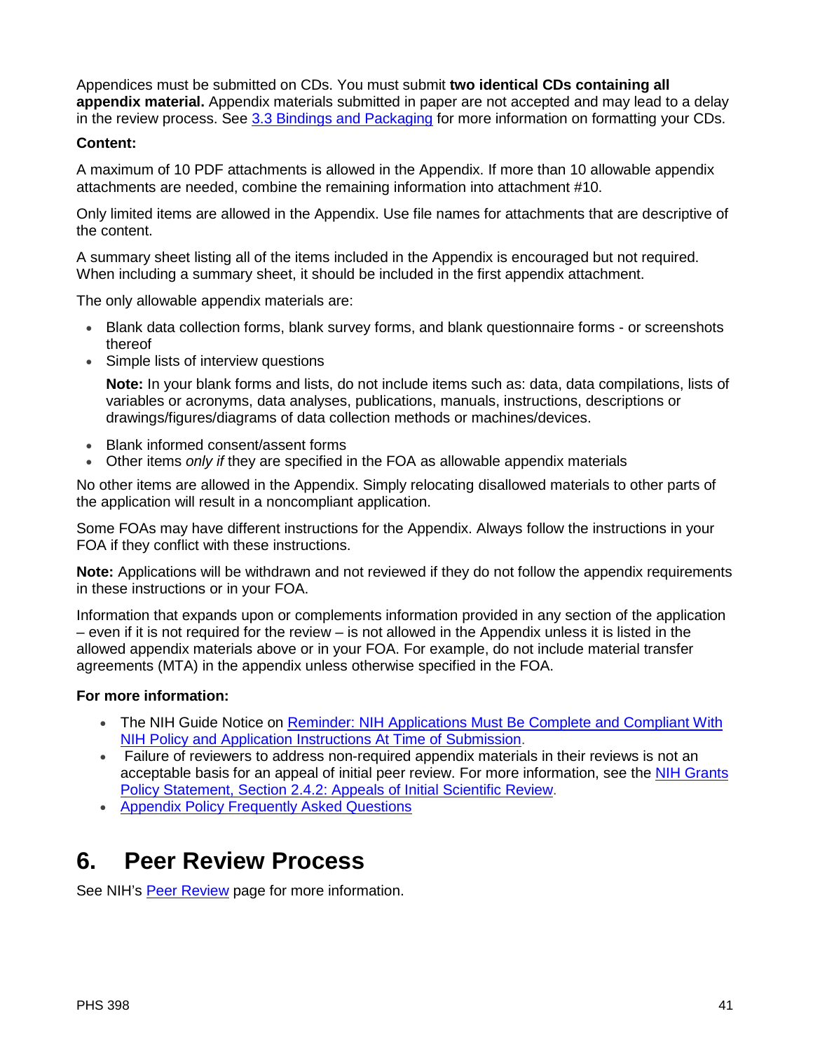Appendices must be submitted on CDs. You must submit **two identical CDs containing all appendix material.** Appendix materials submitted in paper are not accepted and may lead to a delay in the review process. See [3.3 Bindings and Packaging](#) for more information on formatting your CDs.

**Content:**

A maximum of 10 PDF attachments is allowed in the Appendix. If more than 10 allowable appendix attachments are needed, combine the remaining information into attachment #10.

Only limited items are allowed in the Appendix. Use file names for attachments that are descriptive of the content.

A summary sheet listing all of the items included in the Appendix is encouraged but not required. When including a summary sheet, it should be included in the first appendix attachment.

The only allowable appendix materials are:

- Blank data collection forms, blank survey forms, and blank questionnaire forms - or screenshots thereof
- Simple lists of interview questions

  **Note:** In your blank forms and lists, do not include items such as: data, data compilations, lists of variables or acronyms, data analyses, publications, manuals, instructions, descriptions or drawings/figures/diagrams of data collection methods or machines/devices.

- Blank informed consent/assent forms
- Other items *only if* they are specified in the FOA as allowable appendix materials

No other items are allowed in the Appendix. Simply relocating disallowed materials to other parts of the application will result in a noncompliant application.

Some FOAs may have different instructions for the Appendix. Always follow the instructions in your FOA if they conflict with these instructions.

**Note:** Applications will be withdrawn and not reviewed if they do not follow the appendix requirements in these instructions or in your FOA.

Information that expands upon or complements information provided in any section of the application – even if it is not required for the review – is not allowed in the Appendix unless it is listed in the allowed appendix materials above or in your FOA. For example, do not include material transfer agreements (MTA) in the appendix unless otherwise specified in the FOA.

**For more information:**

- The NIH Guide Notice on [Reminder: NIH Applications Must Be Complete and Compliant With NIH Policy and Application Instructions At Time of Submission](#).
- Failure of reviewers to address non-required appendix materials in their reviews is not an acceptable basis for an appeal of initial peer review. For more information, see the [NIH Grants Policy Statement, Section 2.4.2: Appeals of Initial Scientific Review](#).
- [Appendix Policy Frequently Asked Questions](#)

# 6. Peer Review Process

See NIH's [Peer Review](#) page for more information.